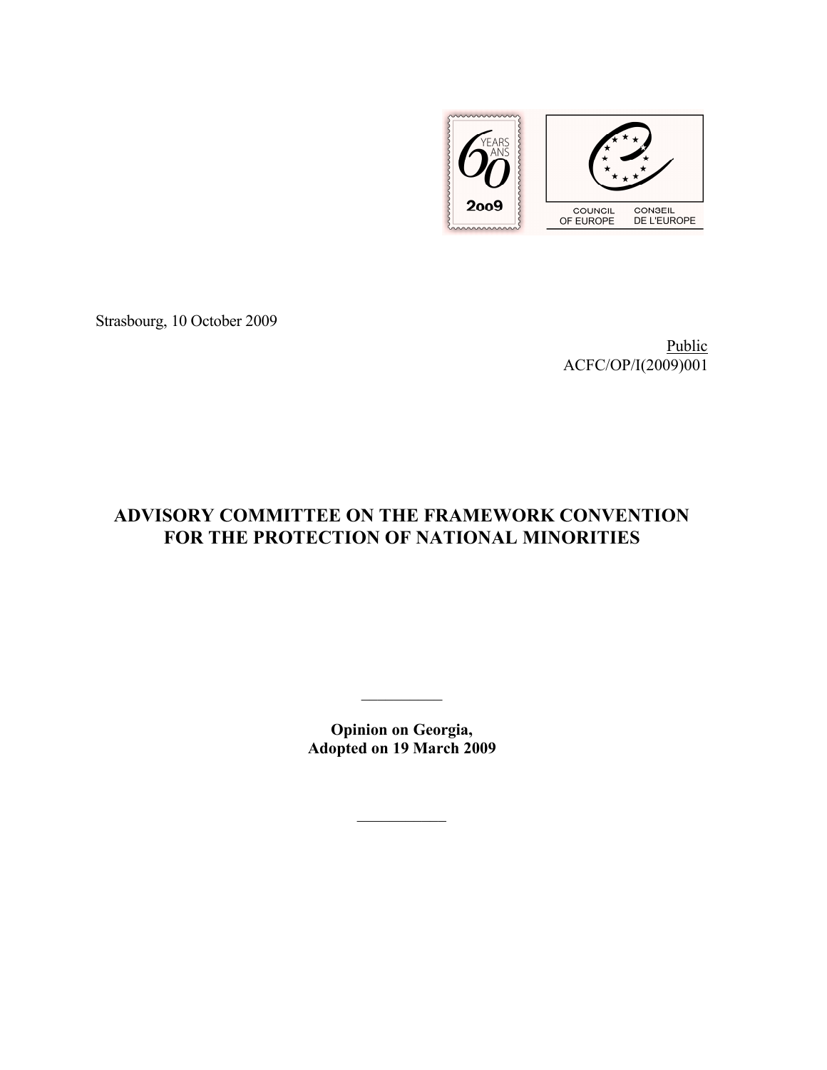Strasbourg, 10 October 2009

Public
ACFC/OP/I(2009)001

# ADVISORY COMMITTEE ON THE FRAMEWORK CONVENTION FOR THE PROTECTION OF NATIONAL MINORITIES

---

**Opinion on Georgia,**
**Adopted on 19 March 2009**

---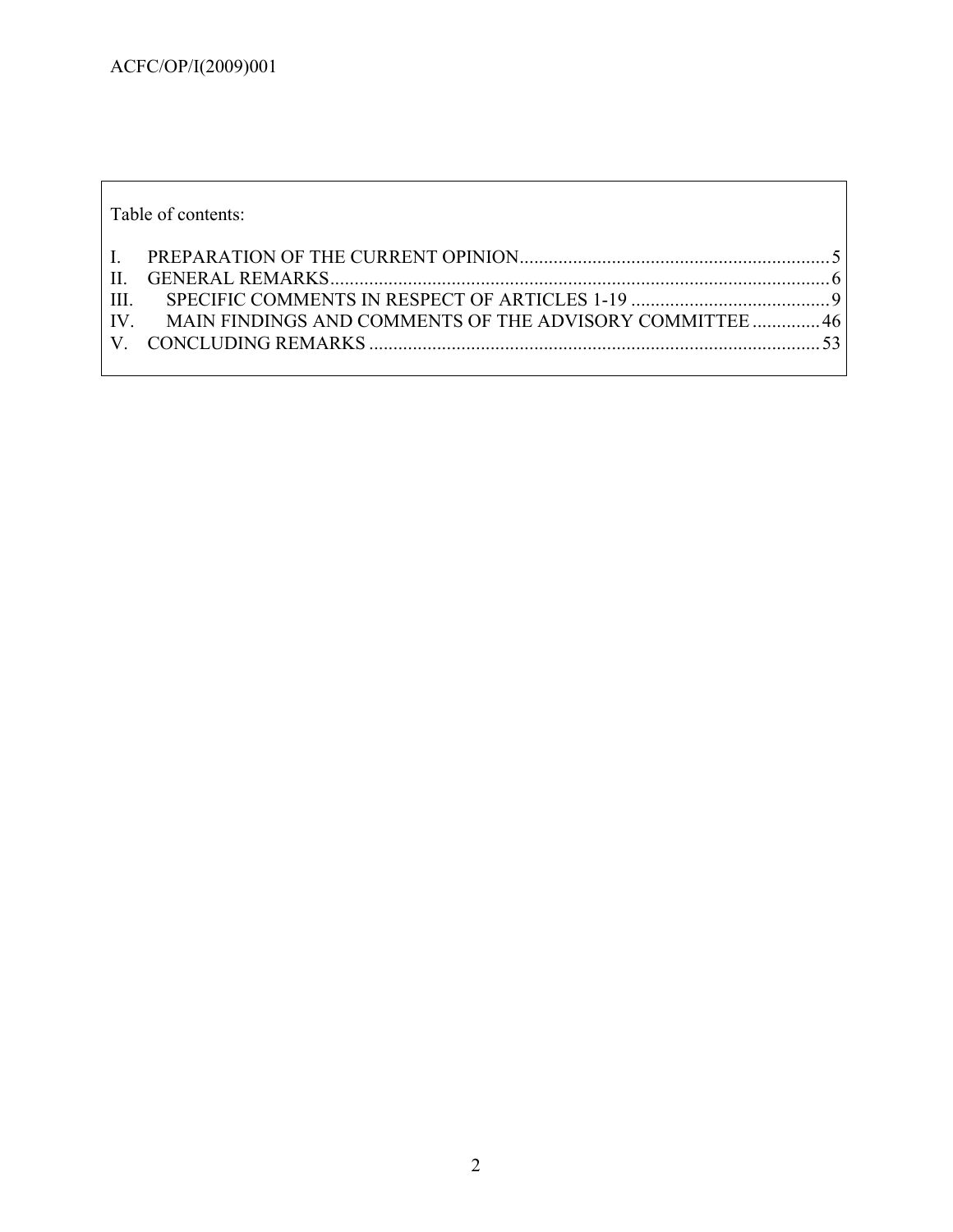Table of contents:

I. PREPARATION OF THE CURRENT OPINION ........................................................................ 5
II. GENERAL REMARKS ........................................................................................................ 6
III. SPECIFIC COMMENTS IN RESPECT OF ARTICLES 1-19 ............................................. 9
IV. MAIN FINDINGS AND COMMENTS OF THE ADVISORY COMMITTEE .............. 46
V. CONCLUDING REMARKS ............................................................................................ 53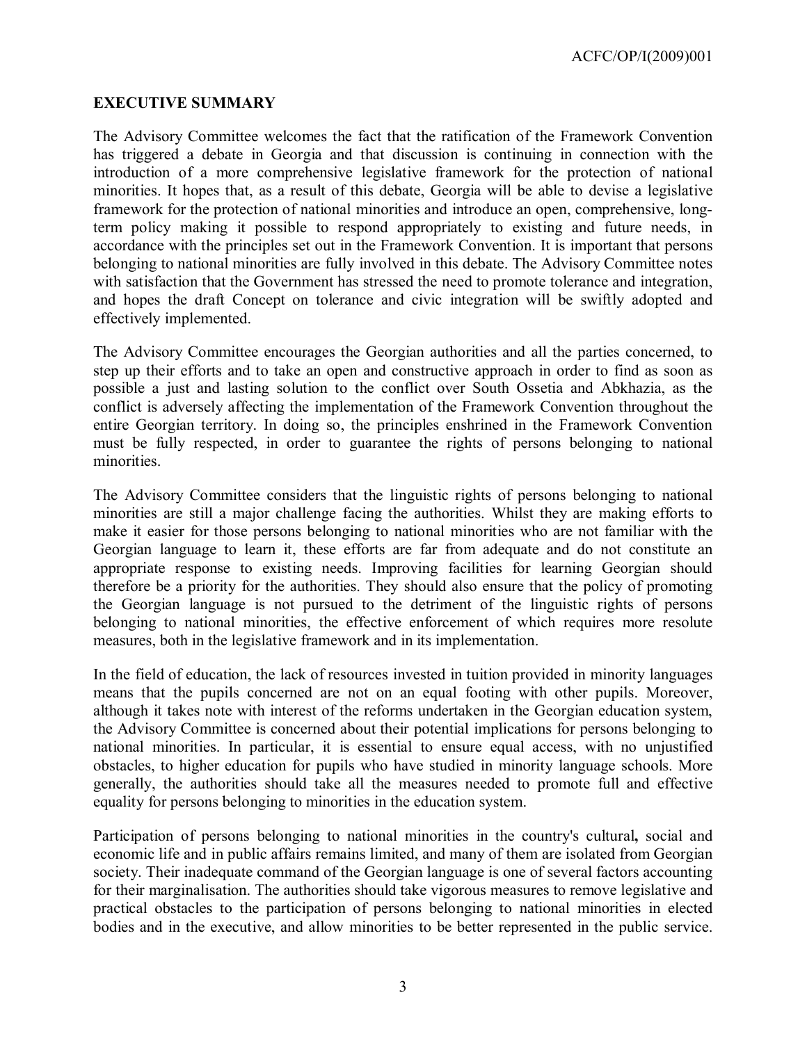## EXECUTIVE SUMMARY

The Advisory Committee welcomes the fact that the ratification of the Framework Convention has triggered a debate in Georgia and that discussion is continuing in connection with the introduction of a more comprehensive legislative framework for the protection of national minorities. It hopes that, as a result of this debate, Georgia will be able to devise a legislative framework for the protection of national minorities and introduce an open, comprehensive, long-term policy making it possible to respond appropriately to existing and future needs, in accordance with the principles set out in the Framework Convention. It is important that persons belonging to national minorities are fully involved in this debate. The Advisory Committee notes with satisfaction that the Government has stressed the need to promote tolerance and integration, and hopes the draft Concept on tolerance and civic integration will be swiftly adopted and effectively implemented.

The Advisory Committee encourages the Georgian authorities and all the parties concerned, to step up their efforts and to take an open and constructive approach in order to find as soon as possible a just and lasting solution to the conflict over South Ossetia and Abkhazia, as the conflict is adversely affecting the implementation of the Framework Convention throughout the entire Georgian territory. In doing so, the principles enshrined in the Framework Convention must be fully respected, in order to guarantee the rights of persons belonging to national minorities.

The Advisory Committee considers that the linguistic rights of persons belonging to national minorities are still a major challenge facing the authorities. Whilst they are making efforts to make it easier for those persons belonging to national minorities who are not familiar with the Georgian language to learn it, these efforts are far from adequate and do not constitute an appropriate response to existing needs. Improving facilities for learning Georgian should therefore be a priority for the authorities. They should also ensure that the policy of promoting the Georgian language is not pursued to the detriment of the linguistic rights of persons belonging to national minorities, the effective enforcement of which requires more resolute measures, both in the legislative framework and in its implementation.

In the field of education, the lack of resources invested in tuition provided in minority languages means that the pupils concerned are not on an equal footing with other pupils. Moreover, although it takes note with interest of the reforms undertaken in the Georgian education system, the Advisory Committee is concerned about their potential implications for persons belonging to national minorities. In particular, it is essential to ensure equal access, with no unjustified obstacles, to higher education for pupils who have studied in minority language schools. More generally, the authorities should take all the measures needed to promote full and effective equality for persons belonging to minorities in the education system.

Participation of persons belonging to national minorities in the country's cultural**,** social and economic life and in public affairs remains limited, and many of them are isolated from Georgian society. Their inadequate command of the Georgian language is one of several factors accounting for their marginalisation. The authorities should take vigorous measures to remove legislative and practical obstacles to the participation of persons belonging to national minorities in elected bodies and in the executive, and allow minorities to be better represented in the public service.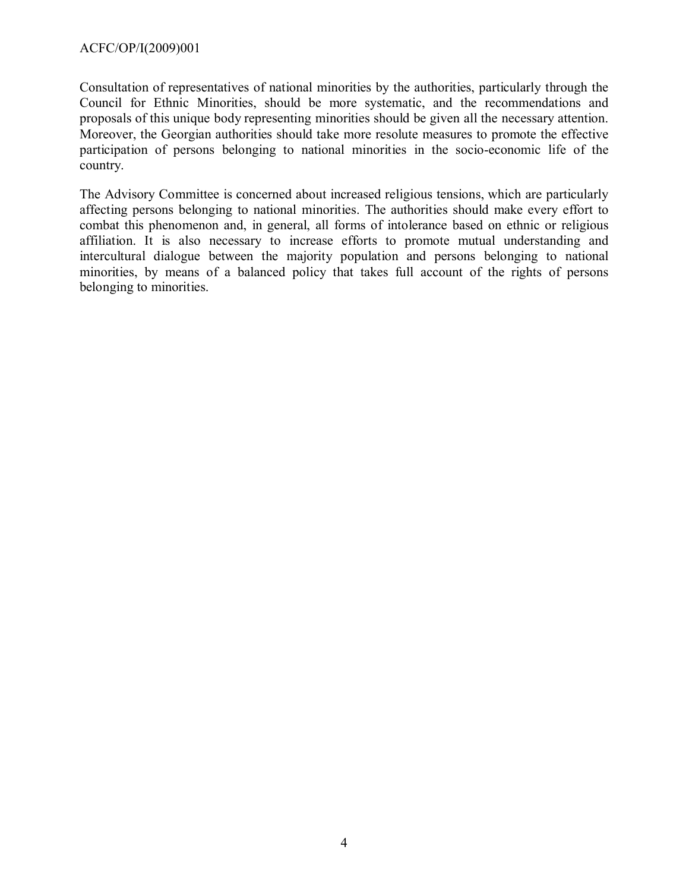Consultation of representatives of national minorities by the authorities, particularly through the Council for Ethnic Minorities, should be more systematic, and the recommendations and proposals of this unique body representing minorities should be given all the necessary attention. Moreover, the Georgian authorities should take more resolute measures to promote the effective participation of persons belonging to national minorities in the socio-economic life of the country.

The Advisory Committee is concerned about increased religious tensions, which are particularly affecting persons belonging to national minorities. The authorities should make every effort to combat this phenomenon and, in general, all forms of intolerance based on ethnic or religious affiliation. It is also necessary to increase efforts to promote mutual understanding and intercultural dialogue between the majority population and persons belonging to national minorities, by means of a balanced policy that takes full account of the rights of persons belonging to minorities.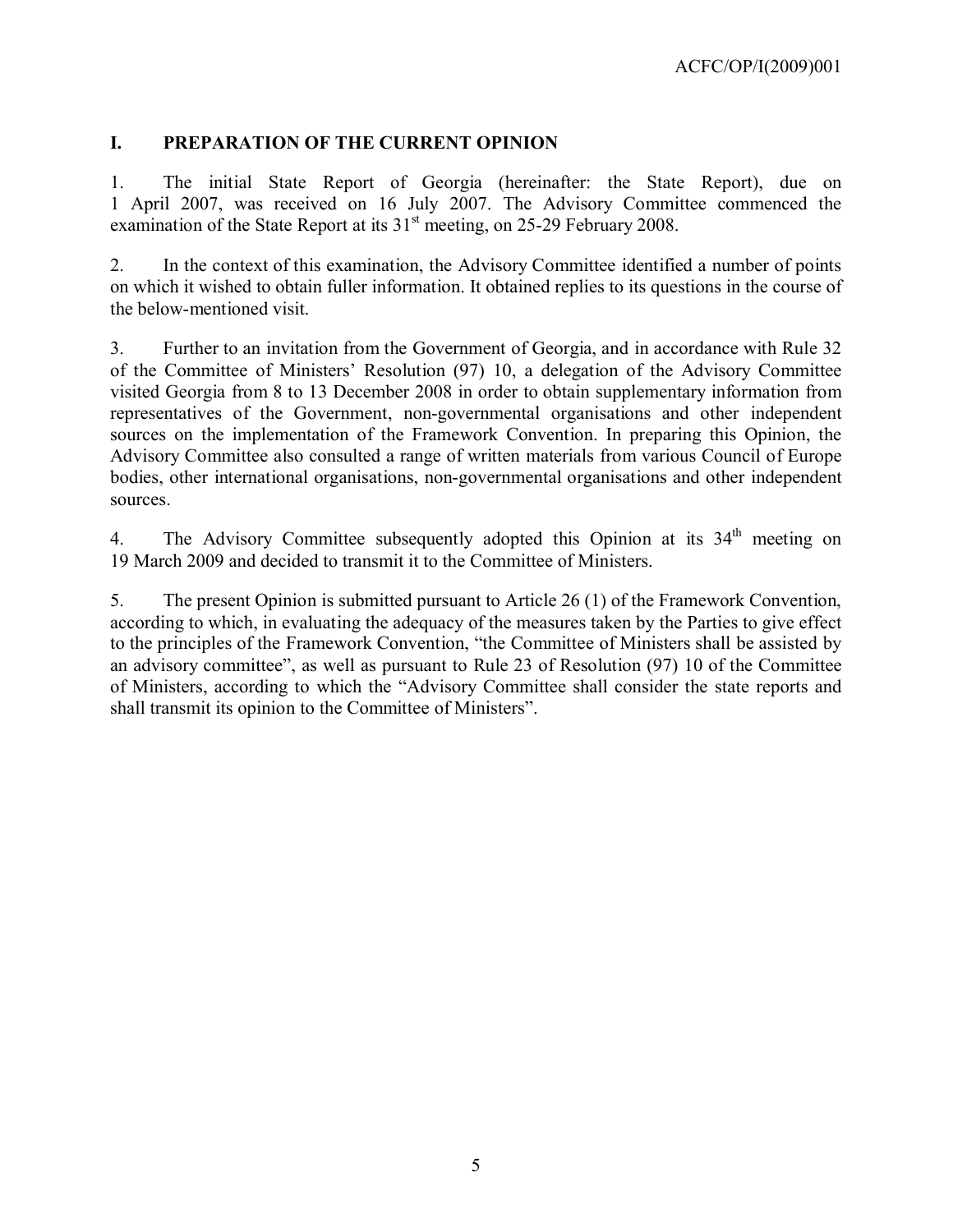## I. PREPARATION OF THE CURRENT OPINION

1. The initial State Report of Georgia (hereinafter: the State Report), due on 1 April 2007, was received on 16 July 2007. The Advisory Committee commenced the examination of the State Report at its 31st meeting, on 25-29 February 2008.

2. In the context of this examination, the Advisory Committee identified a number of points on which it wished to obtain fuller information. It obtained replies to its questions in the course of the below-mentioned visit.

3. Further to an invitation from the Government of Georgia, and in accordance with Rule 32 of the Committee of Ministers' Resolution (97) 10, a delegation of the Advisory Committee visited Georgia from 8 to 13 December 2008 in order to obtain supplementary information from representatives of the Government, non-governmental organisations and other independent sources on the implementation of the Framework Convention. In preparing this Opinion, the Advisory Committee also consulted a range of written materials from various Council of Europe bodies, other international organisations, non-governmental organisations and other independent sources.

4. The Advisory Committee subsequently adopted this Opinion at its 34th meeting on 19 March 2009 and decided to transmit it to the Committee of Ministers.

5. The present Opinion is submitted pursuant to Article 26 (1) of the Framework Convention, according to which, in evaluating the adequacy of the measures taken by the Parties to give effect to the principles of the Framework Convention, "the Committee of Ministers shall be assisted by an advisory committee", as well as pursuant to Rule 23 of Resolution (97) 10 of the Committee of Ministers, according to which the "Advisory Committee shall consider the state reports and shall transmit its opinion to the Committee of Ministers".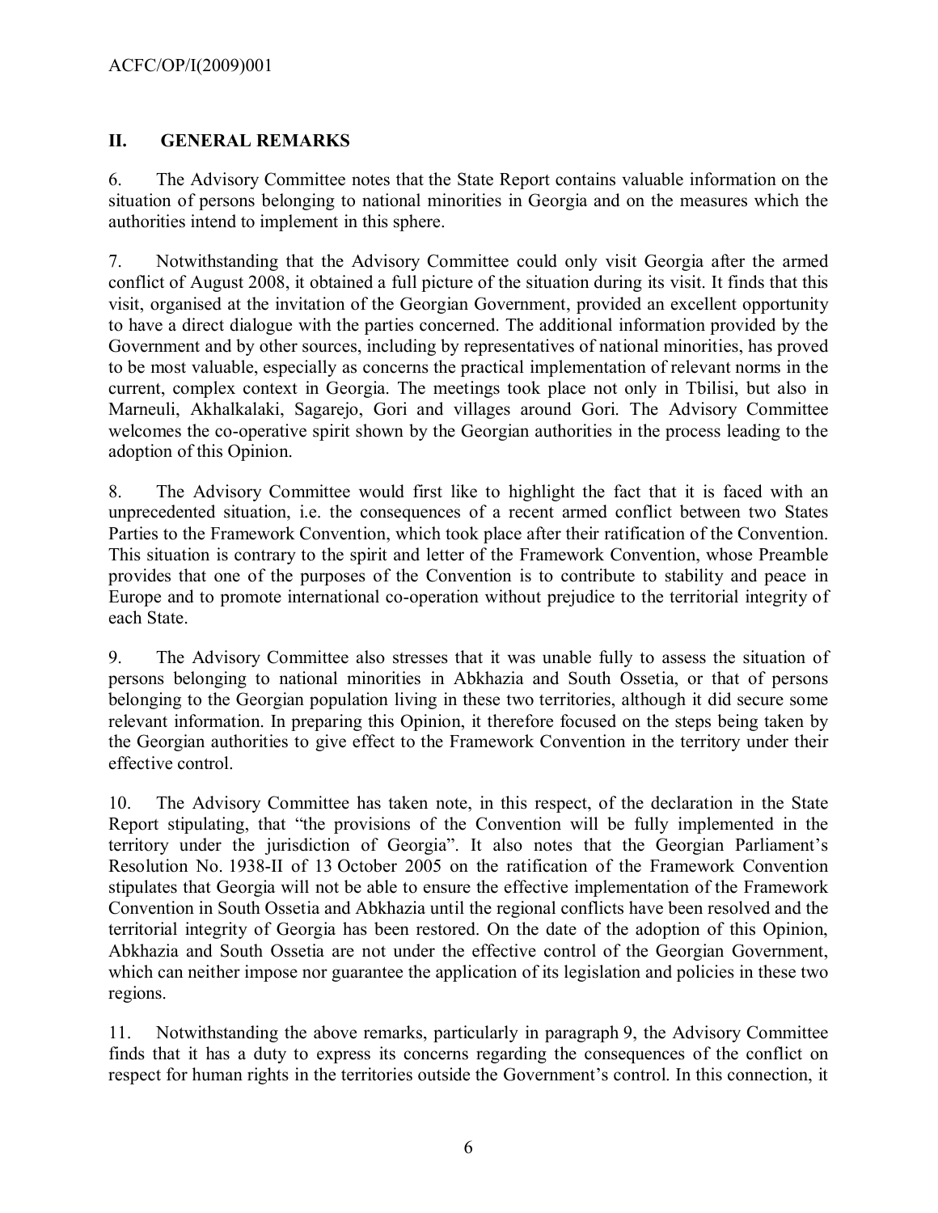## II. GENERAL REMARKS

6. The Advisory Committee notes that the State Report contains valuable information on the situation of persons belonging to national minorities in Georgia and on the measures which the authorities intend to implement in this sphere.

7. Notwithstanding that the Advisory Committee could only visit Georgia after the armed conflict of August 2008, it obtained a full picture of the situation during its visit. It finds that this visit, organised at the invitation of the Georgian Government, provided an excellent opportunity to have a direct dialogue with the parties concerned. The additional information provided by the Government and by other sources, including by representatives of national minorities, has proved to be most valuable, especially as concerns the practical implementation of relevant norms in the current, complex context in Georgia. The meetings took place not only in Tbilisi, but also in Marneuli, Akhalkalaki, Sagarejo, Gori and villages around Gori. The Advisory Committee welcomes the co-operative spirit shown by the Georgian authorities in the process leading to the adoption of this Opinion.

8. The Advisory Committee would first like to highlight the fact that it is faced with an unprecedented situation, i.e. the consequences of a recent armed conflict between two States Parties to the Framework Convention, which took place after their ratification of the Convention. This situation is contrary to the spirit and letter of the Framework Convention, whose Preamble provides that one of the purposes of the Convention is to contribute to stability and peace in Europe and to promote international co-operation without prejudice to the territorial integrity of each State.

9. The Advisory Committee also stresses that it was unable fully to assess the situation of persons belonging to national minorities in Abkhazia and South Ossetia, or that of persons belonging to the Georgian population living in these two territories, although it did secure some relevant information. In preparing this Opinion, it therefore focused on the steps being taken by the Georgian authorities to give effect to the Framework Convention in the territory under their effective control.

10. The Advisory Committee has taken note, in this respect, of the declaration in the State Report stipulating, that "the provisions of the Convention will be fully implemented in the territory under the jurisdiction of Georgia". It also notes that the Georgian Parliament's Resolution No. 1938-II of 13 October 2005 on the ratification of the Framework Convention stipulates that Georgia will not be able to ensure the effective implementation of the Framework Convention in South Ossetia and Abkhazia until the regional conflicts have been resolved and the territorial integrity of Georgia has been restored. On the date of the adoption of this Opinion, Abkhazia and South Ossetia are not under the effective control of the Georgian Government, which can neither impose nor guarantee the application of its legislation and policies in these two regions.

11. Notwithstanding the above remarks, particularly in paragraph 9, the Advisory Committee finds that it has a duty to express its concerns regarding the consequences of the conflict on respect for human rights in the territories outside the Government's control. In this connection, it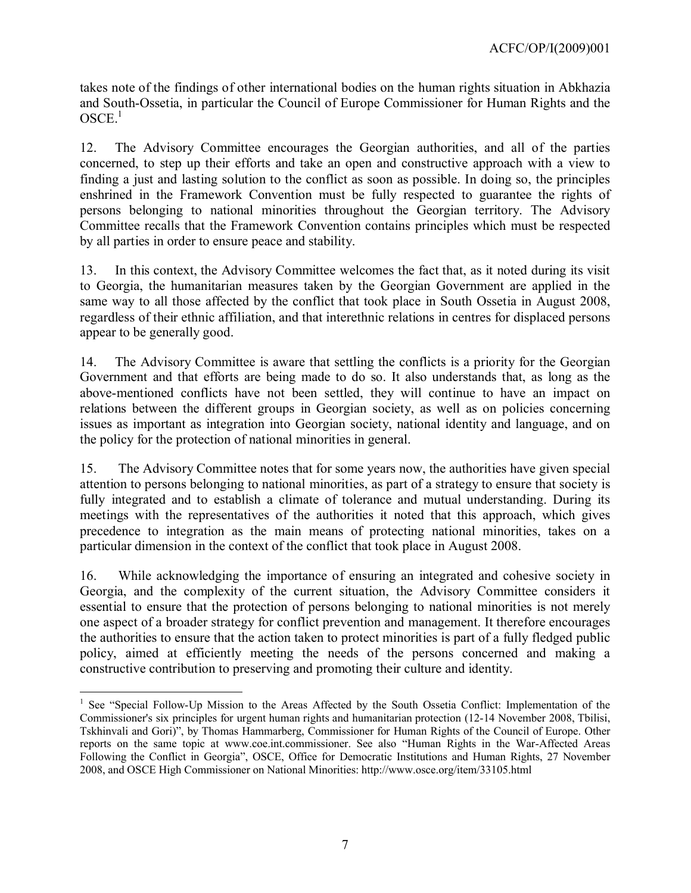takes note of the findings of other international bodies on the human rights situation in Abkhazia and South-Ossetia, in particular the Council of Europe Commissioner for Human Rights and the OSCE.[1]

12. The Advisory Committee encourages the Georgian authorities, and all of the parties concerned, to step up their efforts and take an open and constructive approach with a view to finding a just and lasting solution to the conflict as soon as possible. In doing so, the principles enshrined in the Framework Convention must be fully respected to guarantee the rights of persons belonging to national minorities throughout the Georgian territory. The Advisory Committee recalls that the Framework Convention contains principles which must be respected by all parties in order to ensure peace and stability.

13. In this context, the Advisory Committee welcomes the fact that, as it noted during its visit to Georgia, the humanitarian measures taken by the Georgian Government are applied in the same way to all those affected by the conflict that took place in South Ossetia in August 2008, regardless of their ethnic affiliation, and that interethnic relations in centres for displaced persons appear to be generally good.

14. The Advisory Committee is aware that settling the conflicts is a priority for the Georgian Government and that efforts are being made to do so. It also understands that, as long as the above-mentioned conflicts have not been settled, they will continue to have an impact on relations between the different groups in Georgian society, as well as on policies concerning issues as important as integration into Georgian society, national identity and language, and on the policy for the protection of national minorities in general.

15. The Advisory Committee notes that for some years now, the authorities have given special attention to persons belonging to national minorities, as part of a strategy to ensure that society is fully integrated and to establish a climate of tolerance and mutual understanding. During its meetings with the representatives of the authorities it noted that this approach, which gives precedence to integration as the main means of protecting national minorities, takes on a particular dimension in the context of the conflict that took place in August 2008.

16. While acknowledging the importance of ensuring an integrated and cohesive society in Georgia, and the complexity of the current situation, the Advisory Committee considers it essential to ensure that the protection of persons belonging to national minorities is not merely one aspect of a broader strategy for conflict prevention and management. It therefore encourages the authorities to ensure that the action taken to protect minorities is part of a fully fledged public policy, aimed at efficiently meeting the needs of the persons concerned and making a constructive contribution to preserving and promoting their culture and identity.

---

[1] See "Special Follow-Up Mission to the Areas Affected by the South Ossetia Conflict: Implementation of the Commissioner's six principles for urgent human rights and humanitarian protection (12-14 November 2008, Tbilisi, Tskhinvali and Gori)", by Thomas Hammarberg, Commissioner for Human Rights of the Council of Europe. Other reports on the same topic at www.coe.int.commissioner. See also "Human Rights in the War-Affected Areas Following the Conflict in Georgia", OSCE, Office for Democratic Institutions and Human Rights, 27 November 2008, and OSCE High Commissioner on National Minorities: http://www.osce.org/item/33105.html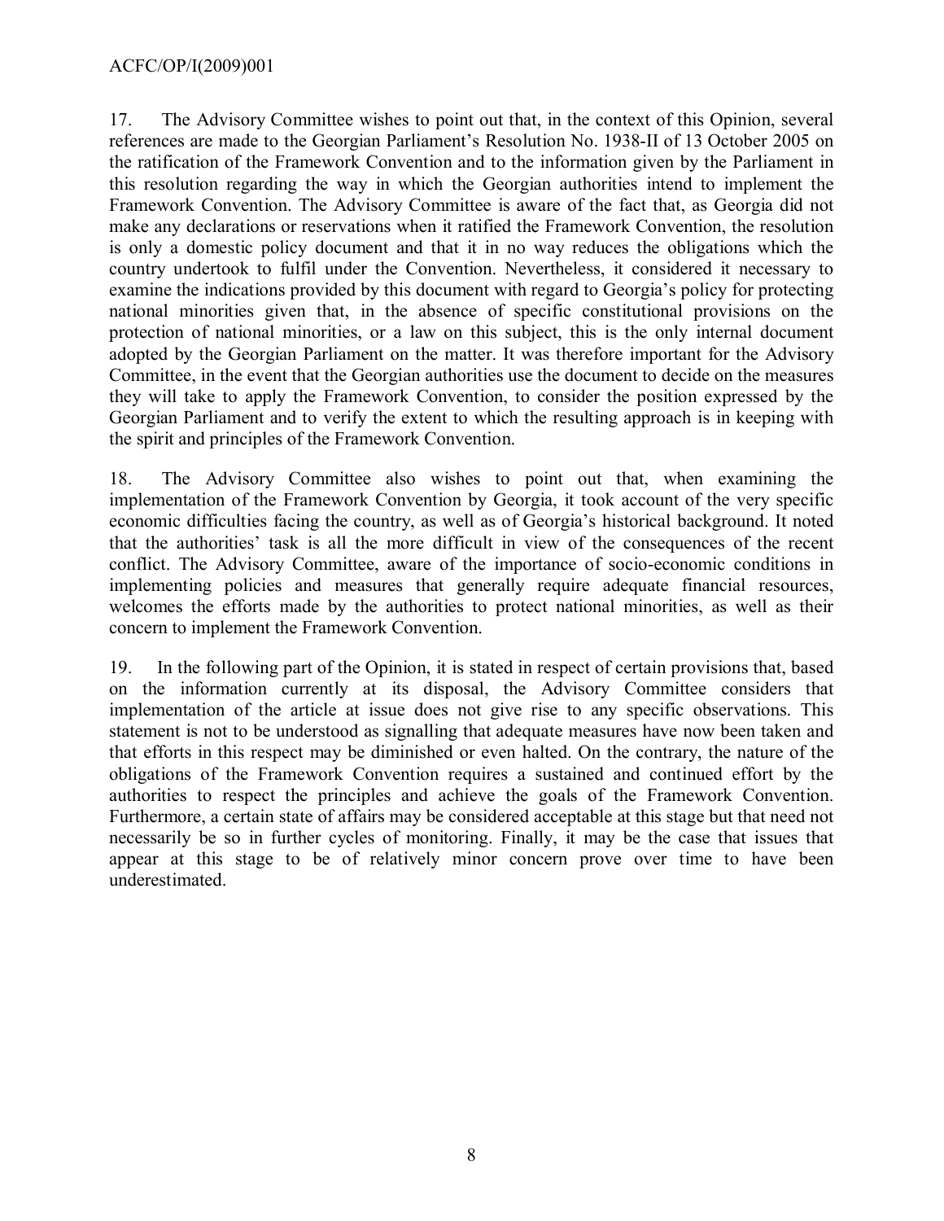17. The Advisory Committee wishes to point out that, in the context of this Opinion, several references are made to the Georgian Parliament's Resolution No. 1938-II of 13 October 2005 on the ratification of the Framework Convention and to the information given by the Parliament in this resolution regarding the way in which the Georgian authorities intend to implement the Framework Convention. The Advisory Committee is aware of the fact that, as Georgia did not make any declarations or reservations when it ratified the Framework Convention, the resolution is only a domestic policy document and that it in no way reduces the obligations which the country undertook to fulfil under the Convention. Nevertheless, it considered it necessary to examine the indications provided by this document with regard to Georgia's policy for protecting national minorities given that, in the absence of specific constitutional provisions on the protection of national minorities, or a law on this subject, this is the only internal document adopted by the Georgian Parliament on the matter. It was therefore important for the Advisory Committee, in the event that the Georgian authorities use the document to decide on the measures they will take to apply the Framework Convention, to consider the position expressed by the Georgian Parliament and to verify the extent to which the resulting approach is in keeping with the spirit and principles of the Framework Convention.

18. The Advisory Committee also wishes to point out that, when examining the implementation of the Framework Convention by Georgia, it took account of the very specific economic difficulties facing the country, as well as of Georgia's historical background. It noted that the authorities' task is all the more difficult in view of the consequences of the recent conflict. The Advisory Committee, aware of the importance of socio-economic conditions in implementing policies and measures that generally require adequate financial resources, welcomes the efforts made by the authorities to protect national minorities, as well as their concern to implement the Framework Convention.

19. In the following part of the Opinion, it is stated in respect of certain provisions that, based on the information currently at its disposal, the Advisory Committee considers that implementation of the article at issue does not give rise to any specific observations. This statement is not to be understood as signalling that adequate measures have now been taken and that efforts in this respect may be diminished or even halted. On the contrary, the nature of the obligations of the Framework Convention requires a sustained and continued effort by the authorities to respect the principles and achieve the goals of the Framework Convention. Furthermore, a certain state of affairs may be considered acceptable at this stage but that need not necessarily be so in further cycles of monitoring. Finally, it may be the case that issues that appear at this stage to be of relatively minor concern prove over time to have been underestimated.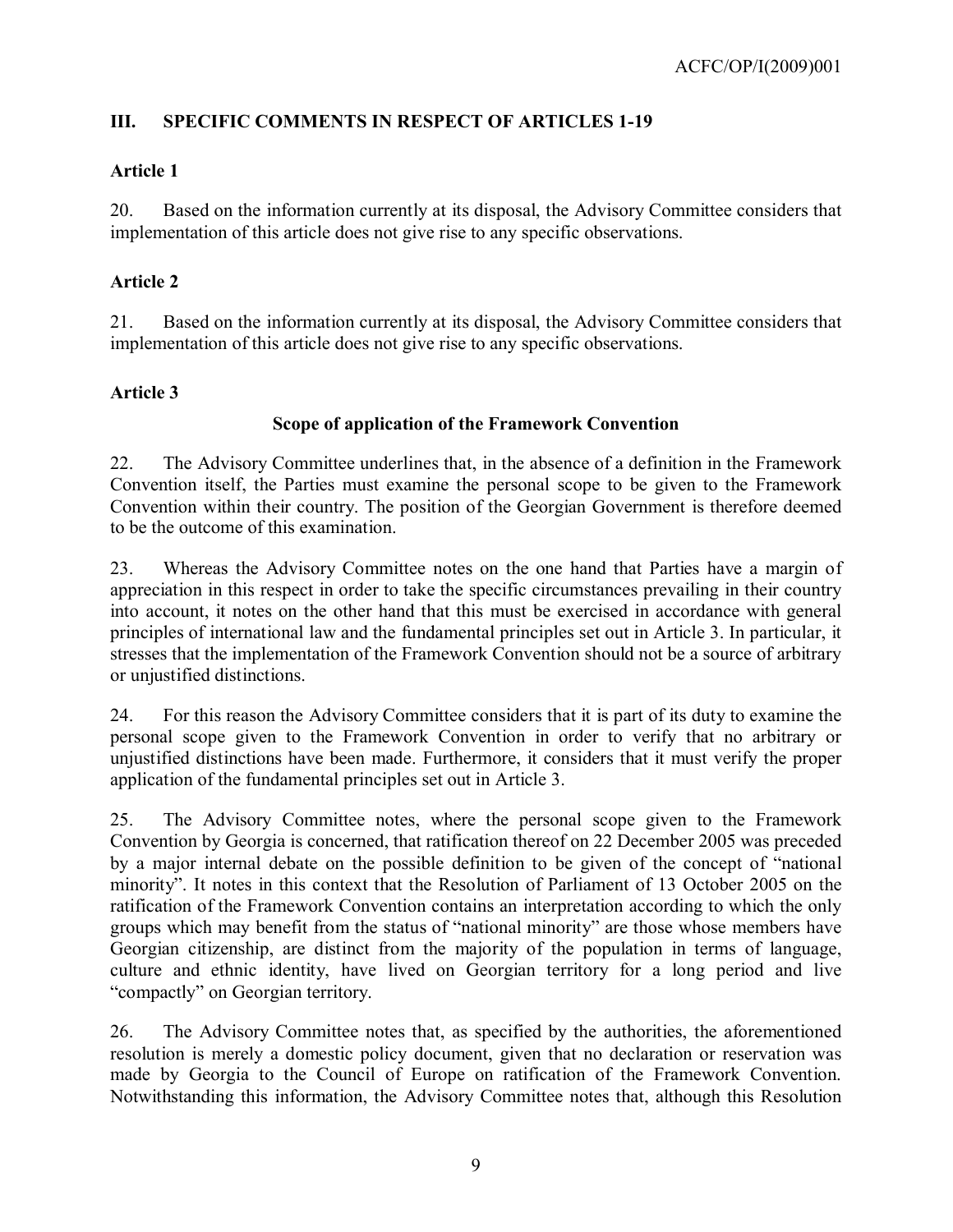## III. SPECIFIC COMMENTS IN RESPECT OF ARTICLES 1-19

### Article 1

20. Based on the information currently at its disposal, the Advisory Committee considers that implementation of this article does not give rise to any specific observations.

### Article 2

21. Based on the information currently at its disposal, the Advisory Committee considers that implementation of this article does not give rise to any specific observations.

### Article 3

#### Scope of application of the Framework Convention

22. The Advisory Committee underlines that, in the absence of a definition in the Framework Convention itself, the Parties must examine the personal scope to be given to the Framework Convention within their country. The position of the Georgian Government is therefore deemed to be the outcome of this examination.

23. Whereas the Advisory Committee notes on the one hand that Parties have a margin of appreciation in this respect in order to take the specific circumstances prevailing in their country into account, it notes on the other hand that this must be exercised in accordance with general principles of international law and the fundamental principles set out in Article 3. In particular, it stresses that the implementation of the Framework Convention should not be a source of arbitrary or unjustified distinctions.

24. For this reason the Advisory Committee considers that it is part of its duty to examine the personal scope given to the Framework Convention in order to verify that no arbitrary or unjustified distinctions have been made. Furthermore, it considers that it must verify the proper application of the fundamental principles set out in Article 3.

25. The Advisory Committee notes, where the personal scope given to the Framework Convention by Georgia is concerned, that ratification thereof on 22 December 2005 was preceded by a major internal debate on the possible definition to be given of the concept of "national minority". It notes in this context that the Resolution of Parliament of 13 October 2005 on the ratification of the Framework Convention contains an interpretation according to which the only groups which may benefit from the status of "national minority" are those whose members have Georgian citizenship, are distinct from the majority of the population in terms of language, culture and ethnic identity, have lived on Georgian territory for a long period and live "compactly" on Georgian territory.

26. The Advisory Committee notes that, as specified by the authorities, the aforementioned resolution is merely a domestic policy document, given that no declaration or reservation was made by Georgia to the Council of Europe on ratification of the Framework Convention. Notwithstanding this information, the Advisory Committee notes that, although this Resolution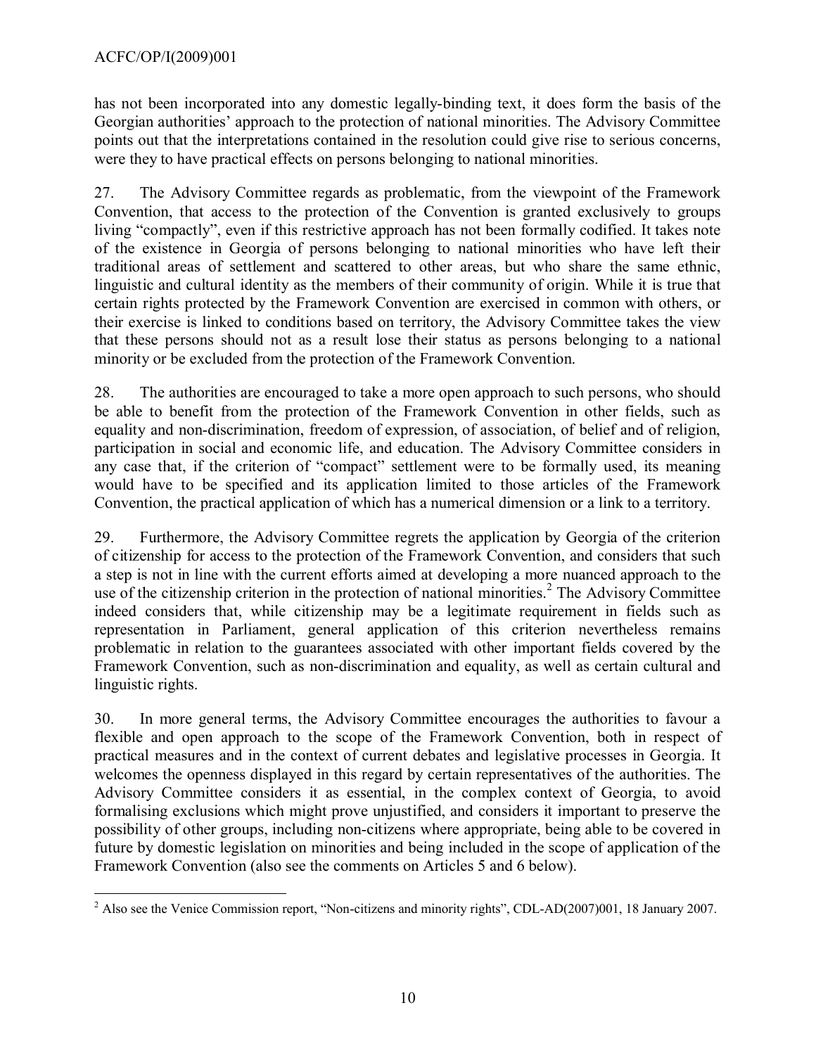has not been incorporated into any domestic legally-binding text, it does form the basis of the Georgian authorities' approach to the protection of national minorities. The Advisory Committee points out that the interpretations contained in the resolution could give rise to serious concerns, were they to have practical effects on persons belonging to national minorities.

27. The Advisory Committee regards as problematic, from the viewpoint of the Framework Convention, that access to the protection of the Convention is granted exclusively to groups living "compactly", even if this restrictive approach has not been formally codified. It takes note of the existence in Georgia of persons belonging to national minorities who have left their traditional areas of settlement and scattered to other areas, but who share the same ethnic, linguistic and cultural identity as the members of their community of origin. While it is true that certain rights protected by the Framework Convention are exercised in common with others, or their exercise is linked to conditions based on territory, the Advisory Committee takes the view that these persons should not as a result lose their status as persons belonging to a national minority or be excluded from the protection of the Framework Convention.

28. The authorities are encouraged to take a more open approach to such persons, who should be able to benefit from the protection of the Framework Convention in other fields, such as equality and non-discrimination, freedom of expression, of association, of belief and of religion, participation in social and economic life, and education. The Advisory Committee considers in any case that, if the criterion of "compact" settlement were to be formally used, its meaning would have to be specified and its application limited to those articles of the Framework Convention, the practical application of which has a numerical dimension or a link to a territory.

29. Furthermore, the Advisory Committee regrets the application by Georgia of the criterion of citizenship for access to the protection of the Framework Convention, and considers that such a step is not in line with the current efforts aimed at developing a more nuanced approach to the use of the citizenship criterion in the protection of national minorities.[2] The Advisory Committee indeed considers that, while citizenship may be a legitimate requirement in fields such as representation in Parliament, general application of this criterion nevertheless remains problematic in relation to the guarantees associated with other important fields covered by the Framework Convention, such as non-discrimination and equality, as well as certain cultural and linguistic rights.

30. In more general terms, the Advisory Committee encourages the authorities to favour a flexible and open approach to the scope of the Framework Convention, both in respect of practical measures and in the context of current debates and legislative processes in Georgia. It welcomes the openness displayed in this regard by certain representatives of the authorities. The Advisory Committee considers it as essential, in the complex context of Georgia, to avoid formalising exclusions which might prove unjustified, and considers it important to preserve the possibility of other groups, including non-citizens where appropriate, being able to be covered in future by domestic legislation on minorities and being included in the scope of application of the Framework Convention (also see the comments on Articles 5 and 6 below).

---

[2] Also see the Venice Commission report, "Non-citizens and minority rights", CDL-AD(2007)001, 18 January 2007.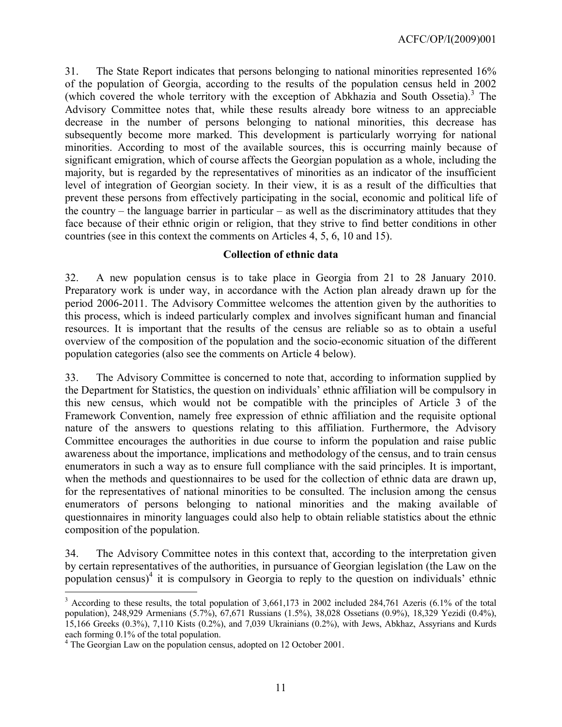31. The State Report indicates that persons belonging to national minorities represented 16% of the population of Georgia, according to the results of the population census held in 2002 (which covered the whole territory with the exception of Abkhazia and South Ossetia).[3] The Advisory Committee notes that, while these results already bore witness to an appreciable decrease in the number of persons belonging to national minorities, this decrease has subsequently become more marked. This development is particularly worrying for national minorities. According to most of the available sources, this is occurring mainly because of significant emigration, which of course affects the Georgian population as a whole, including the majority, but is regarded by the representatives of minorities as an indicator of the insufficient level of integration of Georgian society. In their view, it is as a result of the difficulties that prevent these persons from effectively participating in the social, economic and political life of the country – the language barrier in particular – as well as the discriminatory attitudes that they face because of their ethnic origin or religion, that they strive to find better conditions in other countries (see in this context the comments on Articles 4, 5, 6, 10 and 15).

**Collection of ethnic data**

32. A new population census is to take place in Georgia from 21 to 28 January 2010. Preparatory work is under way, in accordance with the Action plan already drawn up for the period 2006-2011. The Advisory Committee welcomes the attention given by the authorities to this process, which is indeed particularly complex and involves significant human and financial resources. It is important that the results of the census are reliable so as to obtain a useful overview of the composition of the population and the socio-economic situation of the different population categories (also see the comments on Article 4 below).

33. The Advisory Committee is concerned to note that, according to information supplied by the Department for Statistics, the question on individuals' ethnic affiliation will be compulsory in this new census, which would not be compatible with the principles of Article 3 of the Framework Convention, namely free expression of ethnic affiliation and the requisite optional nature of the answers to questions relating to this affiliation. Furthermore, the Advisory Committee encourages the authorities in due course to inform the population and raise public awareness about the importance, implications and methodology of the census, and to train census enumerators in such a way as to ensure full compliance with the said principles. It is important, when the methods and questionnaires to be used for the collection of ethnic data are drawn up, for the representatives of national minorities to be consulted. The inclusion among the census enumerators of persons belonging to national minorities and the making available of questionnaires in minority languages could also help to obtain reliable statistics about the ethnic composition of the population.

34. The Advisory Committee notes in this context that, according to the interpretation given by certain representatives of the authorities, in pursuance of Georgian legislation (the Law on the population census)[4] it is compulsory in Georgia to reply to the question on individuals' ethnic

---

[3] According to these results, the total population of 3,661,173 in 2002 included 284,761 Azeris (6.1% of the total population), 248,929 Armenians (5.7%), 67,671 Russians (1.5%), 38,028 Ossetians (0.9%), 18,329 Yezidi (0.4%), 15,166 Greeks (0.3%), 7,110 Kists (0.2%), and 7,039 Ukrainians (0.2%), with Jews, Abkhaz, Assyrians and Kurds each forming 0.1% of the total population.

[4] The Georgian Law on the population census, adopted on 12 October 2001.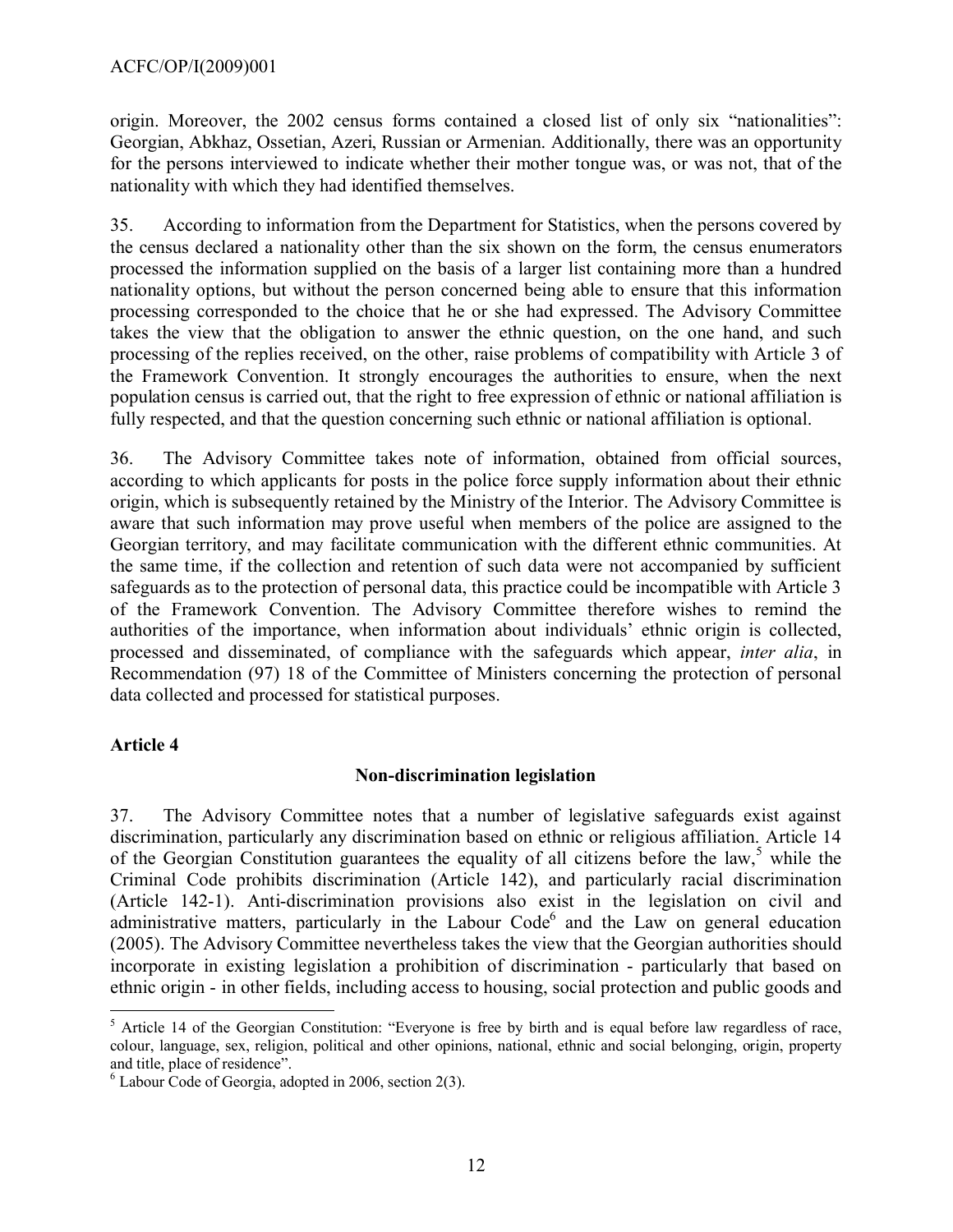origin. Moreover, the 2002 census forms contained a closed list of only six "nationalities": Georgian, Abkhaz, Ossetian, Azeri, Russian or Armenian. Additionally, there was an opportunity for the persons interviewed to indicate whether their mother tongue was, or was not, that of the nationality with which they had identified themselves.

35. According to information from the Department for Statistics, when the persons covered by the census declared a nationality other than the six shown on the form, the census enumerators processed the information supplied on the basis of a larger list containing more than a hundred nationality options, but without the person concerned being able to ensure that this information processing corresponded to the choice that he or she had expressed. The Advisory Committee takes the view that the obligation to answer the ethnic question, on the one hand, and such processing of the replies received, on the other, raise problems of compatibility with Article 3 of the Framework Convention. It strongly encourages the authorities to ensure, when the next population census is carried out, that the right to free expression of ethnic or national affiliation is fully respected, and that the question concerning such ethnic or national affiliation is optional.

36. The Advisory Committee takes note of information, obtained from official sources, according to which applicants for posts in the police force supply information about their ethnic origin, which is subsequently retained by the Ministry of the Interior. The Advisory Committee is aware that such information may prove useful when members of the police are assigned to the Georgian territory, and may facilitate communication with the different ethnic communities. At the same time, if the collection and retention of such data were not accompanied by sufficient safeguards as to the protection of personal data, this practice could be incompatible with Article 3 of the Framework Convention. The Advisory Committee therefore wishes to remind the authorities of the importance, when information about individuals' ethnic origin is collected, processed and disseminated, of compliance with the safeguards which appear, *inter alia*, in Recommendation (97) 18 of the Committee of Ministers concerning the protection of personal data collected and processed for statistical purposes.

## Article 4

### Non-discrimination legislation

37. The Advisory Committee notes that a number of legislative safeguards exist against discrimination, particularly any discrimination based on ethnic or religious affiliation. Article 14 of the Georgian Constitution guarantees the equality of all citizens before the law,[5] while the Criminal Code prohibits discrimination (Article 142), and particularly racial discrimination (Article 142-1). Anti-discrimination provisions also exist in the legislation on civil and administrative matters, particularly in the Labour Code[6] and the Law on general education (2005). The Advisory Committee nevertheless takes the view that the Georgian authorities should incorporate in existing legislation a prohibition of discrimination - particularly that based on ethnic origin - in other fields, including access to housing, social protection and public goods and

---

[5] Article 14 of the Georgian Constitution: "Everyone is free by birth and is equal before law regardless of race, colour, language, sex, religion, political and other opinions, national, ethnic and social belonging, origin, property and title, place of residence".

[6] Labour Code of Georgia, adopted in 2006, section 2(3).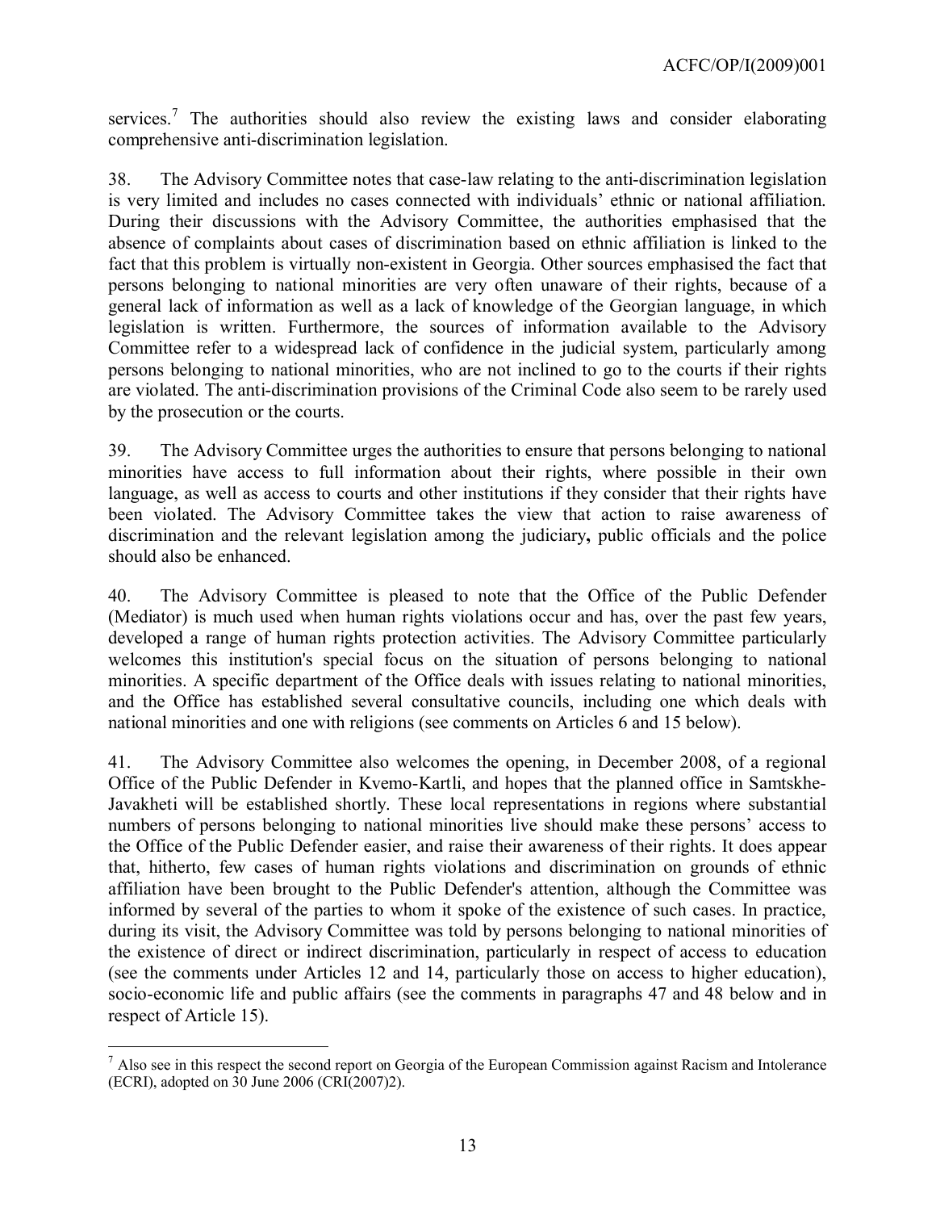services.[7] The authorities should also review the existing laws and consider elaborating comprehensive anti-discrimination legislation.

38. The Advisory Committee notes that case-law relating to the anti-discrimination legislation is very limited and includes no cases connected with individuals' ethnic or national affiliation. During their discussions with the Advisory Committee, the authorities emphasised that the absence of complaints about cases of discrimination based on ethnic affiliation is linked to the fact that this problem is virtually non-existent in Georgia. Other sources emphasised the fact that persons belonging to national minorities are very often unaware of their rights, because of a general lack of information as well as a lack of knowledge of the Georgian language, in which legislation is written. Furthermore, the sources of information available to the Advisory Committee refer to a widespread lack of confidence in the judicial system, particularly among persons belonging to national minorities, who are not inclined to go to the courts if their rights are violated. The anti-discrimination provisions of the Criminal Code also seem to be rarely used by the prosecution or the courts.

39. The Advisory Committee urges the authorities to ensure that persons belonging to national minorities have access to full information about their rights, where possible in their own language, as well as access to courts and other institutions if they consider that their rights have been violated. The Advisory Committee takes the view that action to raise awareness of discrimination and the relevant legislation among the judiciary**,** public officials and the police should also be enhanced.

40. The Advisory Committee is pleased to note that the Office of the Public Defender (Mediator) is much used when human rights violations occur and has, over the past few years, developed a range of human rights protection activities. The Advisory Committee particularly welcomes this institution's special focus on the situation of persons belonging to national minorities. A specific department of the Office deals with issues relating to national minorities, and the Office has established several consultative councils, including one which deals with national minorities and one with religions (see comments on Articles 6 and 15 below).

41. The Advisory Committee also welcomes the opening, in December 2008, of a regional Office of the Public Defender in Kvemo-Kartli, and hopes that the planned office in Samtskhe-Javakheti will be established shortly. These local representations in regions where substantial numbers of persons belonging to national minorities live should make these persons' access to the Office of the Public Defender easier, and raise their awareness of their rights. It does appear that, hitherto, few cases of human rights violations and discrimination on grounds of ethnic affiliation have been brought to the Public Defender's attention, although the Committee was informed by several of the parties to whom it spoke of the existence of such cases. In practice, during its visit, the Advisory Committee was told by persons belonging to national minorities of the existence of direct or indirect discrimination, particularly in respect of access to education (see the comments under Articles 12 and 14, particularly those on access to higher education), socio-economic life and public affairs (see the comments in paragraphs 47 and 48 below and in respect of Article 15).

---

[7] Also see in this respect the second report on Georgia of the European Commission against Racism and Intolerance (ECRI), adopted on 30 June 2006 (CRI(2007)2).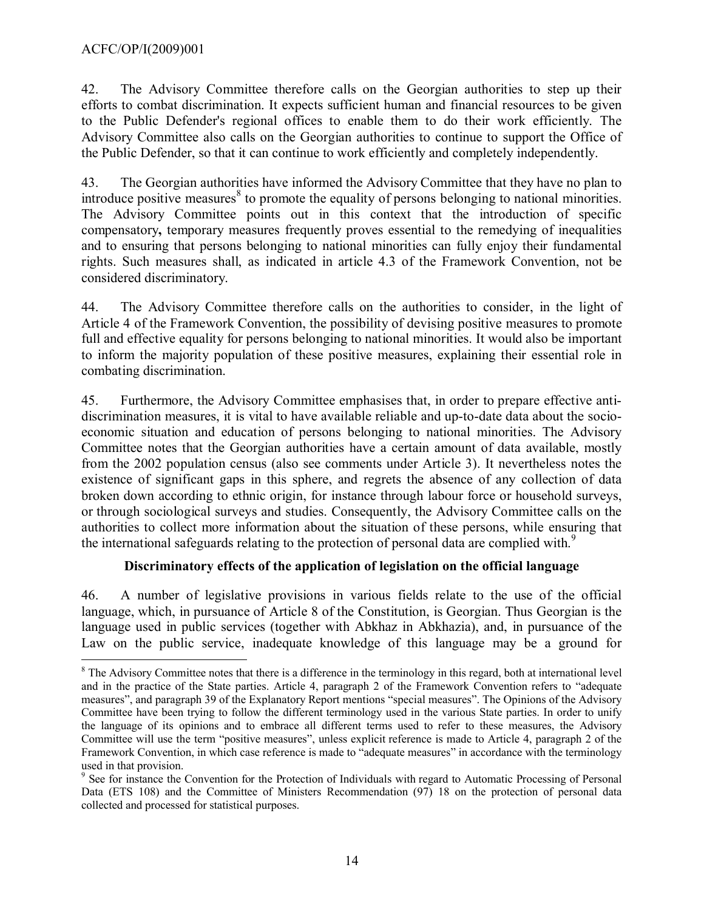42. The Advisory Committee therefore calls on the Georgian authorities to step up their efforts to combat discrimination. It expects sufficient human and financial resources to be given to the Public Defender's regional offices to enable them to do their work efficiently. The Advisory Committee also calls on the Georgian authorities to continue to support the Office of the Public Defender, so that it can continue to work efficiently and completely independently.

43. The Georgian authorities have informed the Advisory Committee that they have no plan to introduce positive measures[8] to promote the equality of persons belonging to national minorities. The Advisory Committee points out in this context that the introduction of specific compensatory**,** temporary measures frequently proves essential to the remedying of inequalities and to ensuring that persons belonging to national minorities can fully enjoy their fundamental rights. Such measures shall, as indicated in article 4.3 of the Framework Convention, not be considered discriminatory.

44. The Advisory Committee therefore calls on the authorities to consider, in the light of Article 4 of the Framework Convention, the possibility of devising positive measures to promote full and effective equality for persons belonging to national minorities. It would also be important to inform the majority population of these positive measures, explaining their essential role in combating discrimination.

45. Furthermore, the Advisory Committee emphasises that, in order to prepare effective anti-discrimination measures, it is vital to have available reliable and up-to-date data about the socio-economic situation and education of persons belonging to national minorities. The Advisory Committee notes that the Georgian authorities have a certain amount of data available, mostly from the 2002 population census (also see comments under Article 3). It nevertheless notes the existence of significant gaps in this sphere, and regrets the absence of any collection of data broken down according to ethnic origin, for instance through labour force or household surveys, or through sociological surveys and studies. Consequently, the Advisory Committee calls on the authorities to collect more information about the situation of these persons, while ensuring that the international safeguards relating to the protection of personal data are complied with.[9]

**Discriminatory effects of the application of legislation on the official language**

46. A number of legislative provisions in various fields relate to the use of the official language, which, in pursuance of Article 8 of the Constitution, is Georgian. Thus Georgian is the language used in public services (together with Abkhaz in Abkhazia), and, in pursuance of the Law on the public service, inadequate knowledge of this language may be a ground for

---

[8] The Advisory Committee notes that there is a difference in the terminology in this regard, both at international level and in the practice of the State parties. Article 4, paragraph 2 of the Framework Convention refers to "adequate measures", and paragraph 39 of the Explanatory Report mentions "special measures". The Opinions of the Advisory Committee have been trying to follow the different terminology used in the various State parties. In order to unify the language of its opinions and to embrace all different terms used to refer to these measures, the Advisory Committee will use the term "positive measures", unless explicit reference is made to Article 4, paragraph 2 of the Framework Convention, in which case reference is made to "adequate measures" in accordance with the terminology used in that provision.

[9] See for instance the Convention for the Protection of Individuals with regard to Automatic Processing of Personal Data (ETS 108) and the Committee of Ministers Recommendation (97) 18 on the protection of personal data collected and processed for statistical purposes.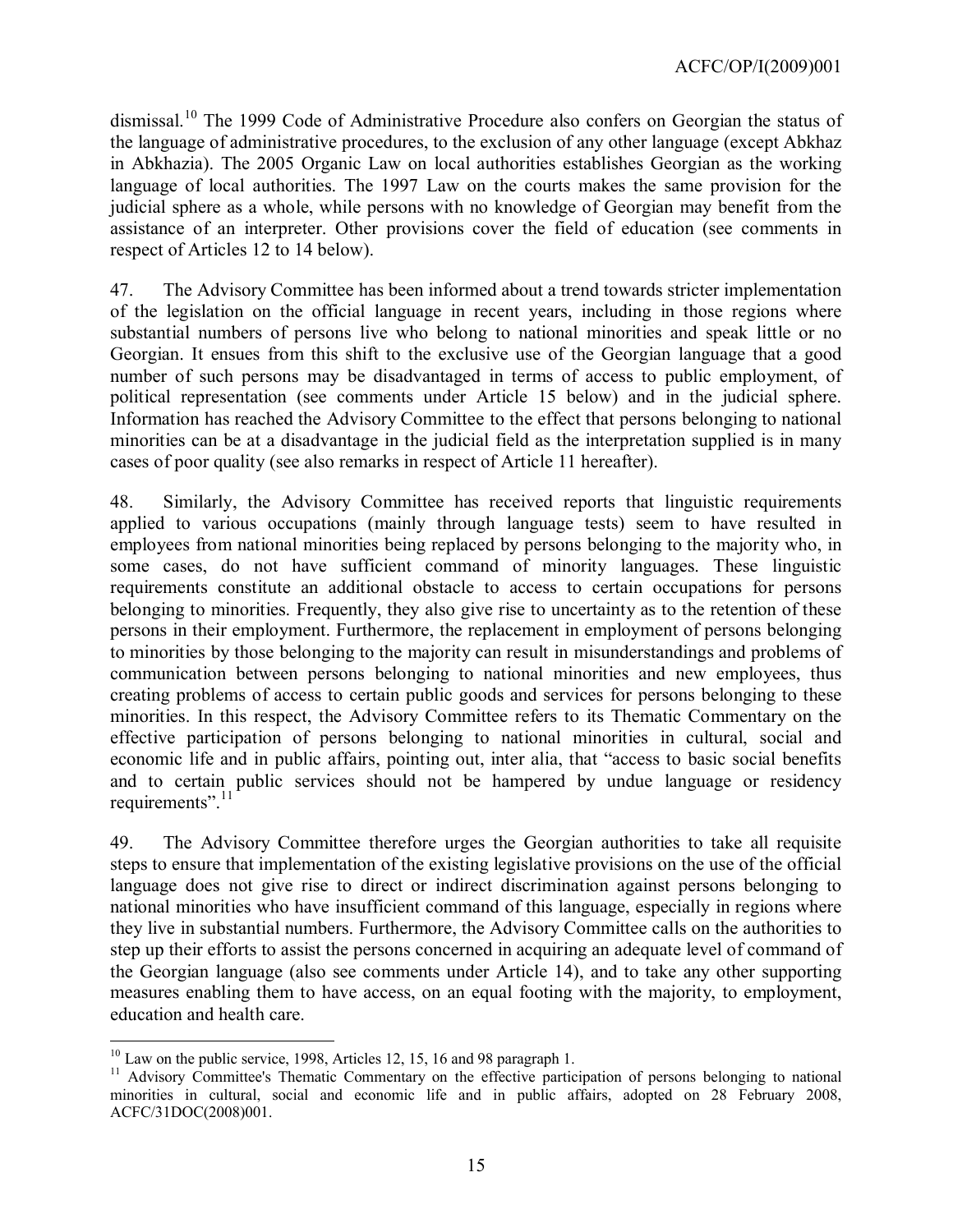dismissal.[10] The 1999 Code of Administrative Procedure also confers on Georgian the status of the language of administrative procedures, to the exclusion of any other language (except Abkhaz in Abkhazia). The 2005 Organic Law on local authorities establishes Georgian as the working language of local authorities. The 1997 Law on the courts makes the same provision for the judicial sphere as a whole, while persons with no knowledge of Georgian may benefit from the assistance of an interpreter. Other provisions cover the field of education (see comments in respect of Articles 12 to 14 below).

47. The Advisory Committee has been informed about a trend towards stricter implementation of the legislation on the official language in recent years, including in those regions where substantial numbers of persons live who belong to national minorities and speak little or no Georgian. It ensues from this shift to the exclusive use of the Georgian language that a good number of such persons may be disadvantaged in terms of access to public employment, of political representation (see comments under Article 15 below) and in the judicial sphere. Information has reached the Advisory Committee to the effect that persons belonging to national minorities can be at a disadvantage in the judicial field as the interpretation supplied is in many cases of poor quality (see also remarks in respect of Article 11 hereafter).

48. Similarly, the Advisory Committee has received reports that linguistic requirements applied to various occupations (mainly through language tests) seem to have resulted in employees from national minorities being replaced by persons belonging to the majority who, in some cases, do not have sufficient command of minority languages. These linguistic requirements constitute an additional obstacle to access to certain occupations for persons belonging to minorities. Frequently, they also give rise to uncertainty as to the retention of these persons in their employment. Furthermore, the replacement in employment of persons belonging to minorities by those belonging to the majority can result in misunderstandings and problems of communication between persons belonging to national minorities and new employees, thus creating problems of access to certain public goods and services for persons belonging to these minorities. In this respect, the Advisory Committee refers to its Thematic Commentary on the effective participation of persons belonging to national minorities in cultural, social and economic life and in public affairs, pointing out, inter alia, that "access to basic social benefits and to certain public services should not be hampered by undue language or residency requirements".[11]

49. The Advisory Committee therefore urges the Georgian authorities to take all requisite steps to ensure that implementation of the existing legislative provisions on the use of the official language does not give rise to direct or indirect discrimination against persons belonging to national minorities who have insufficient command of this language, especially in regions where they live in substantial numbers. Furthermore, the Advisory Committee calls on the authorities to step up their efforts to assist the persons concerned in acquiring an adequate level of command of the Georgian language (also see comments under Article 14), and to take any other supporting measures enabling them to have access, on an equal footing with the majority, to employment, education and health care.

---

[10] Law on the public service, 1998, Articles 12, 15, 16 and 98 paragraph 1.

[11] Advisory Committee's Thematic Commentary on the effective participation of persons belonging to national minorities in cultural, social and economic life and in public affairs, adopted on 28 February 2008, ACFC/31DOC(2008)001.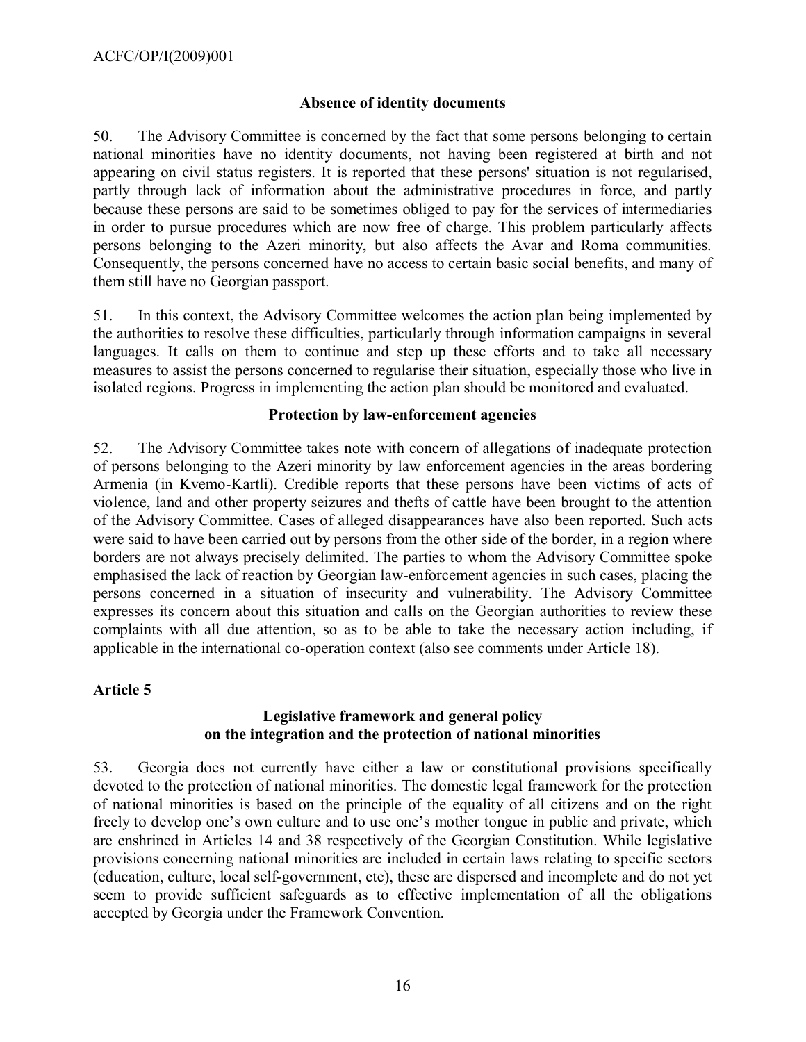### Absence of identity documents

50. The Advisory Committee is concerned by the fact that some persons belonging to certain national minorities have no identity documents, not having been registered at birth and not appearing on civil status registers. It is reported that these persons' situation is not regularised, partly through lack of information about the administrative procedures in force, and partly because these persons are said to be sometimes obliged to pay for the services of intermediaries in order to pursue procedures which are now free of charge. This problem particularly affects persons belonging to the Azeri minority, but also affects the Avar and Roma communities. Consequently, the persons concerned have no access to certain basic social benefits, and many of them still have no Georgian passport.

51. In this context, the Advisory Committee welcomes the action plan being implemented by the authorities to resolve these difficulties, particularly through information campaigns in several languages. It calls on them to continue and step up these efforts and to take all necessary measures to assist the persons concerned to regularise their situation, especially those who live in isolated regions. Progress in implementing the action plan should be monitored and evaluated.

### Protection by law-enforcement agencies

52. The Advisory Committee takes note with concern of allegations of inadequate protection of persons belonging to the Azeri minority by law enforcement agencies in the areas bordering Armenia (in Kvemo-Kartli). Credible reports that these persons have been victims of acts of violence, land and other property seizures and thefts of cattle have been brought to the attention of the Advisory Committee. Cases of alleged disappearances have also been reported. Such acts were said to have been carried out by persons from the other side of the border, in a region where borders are not always precisely delimited. The parties to whom the Advisory Committee spoke emphasised the lack of reaction by Georgian law-enforcement agencies in such cases, placing the persons concerned in a situation of insecurity and vulnerability. The Advisory Committee expresses its concern about this situation and calls on the Georgian authorities to review these complaints with all due attention, so as to be able to take the necessary action including, if applicable in the international co-operation context (also see comments under Article 18).

## Article 5

### Legislative framework and general policy on the integration and the protection of national minorities

53. Georgia does not currently have either a law or constitutional provisions specifically devoted to the protection of national minorities. The domestic legal framework for the protection of national minorities is based on the principle of the equality of all citizens and on the right freely to develop one's own culture and to use one's mother tongue in public and private, which are enshrined in Articles 14 and 38 respectively of the Georgian Constitution. While legislative provisions concerning national minorities are included in certain laws relating to specific sectors (education, culture, local self-government, etc), these are dispersed and incomplete and do not yet seem to provide sufficient safeguards as to effective implementation of all the obligations accepted by Georgia under the Framework Convention.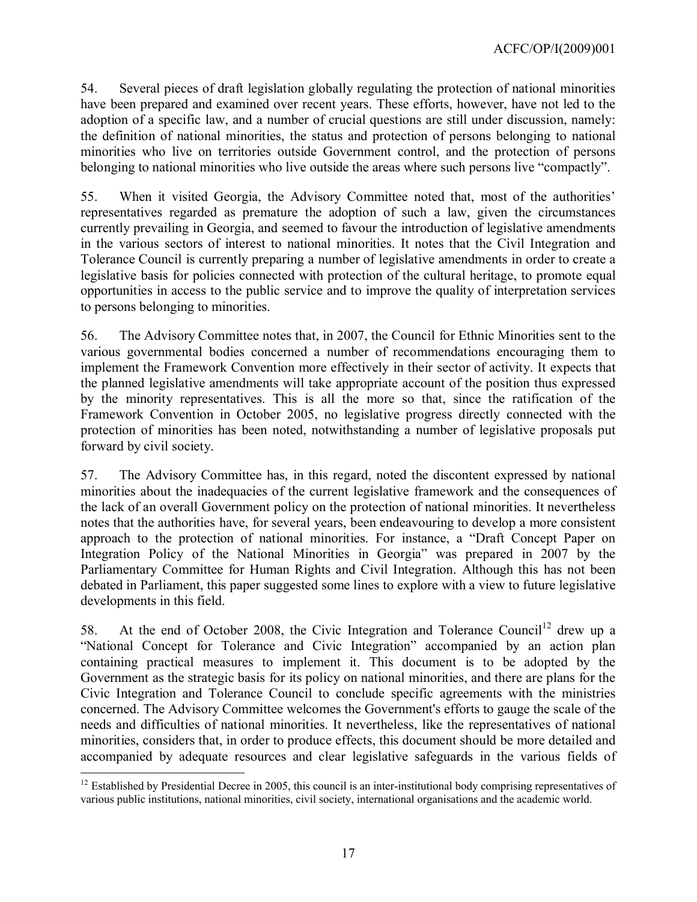54. Several pieces of draft legislation globally regulating the protection of national minorities have been prepared and examined over recent years. These efforts, however, have not led to the adoption of a specific law, and a number of crucial questions are still under discussion, namely: the definition of national minorities, the status and protection of persons belonging to national minorities who live on territories outside Government control, and the protection of persons belonging to national minorities who live outside the areas where such persons live "compactly".

55. When it visited Georgia, the Advisory Committee noted that, most of the authorities' representatives regarded as premature the adoption of such a law, given the circumstances currently prevailing in Georgia, and seemed to favour the introduction of legislative amendments in the various sectors of interest to national minorities. It notes that the Civil Integration and Tolerance Council is currently preparing a number of legislative amendments in order to create a legislative basis for policies connected with protection of the cultural heritage, to promote equal opportunities in access to the public service and to improve the quality of interpretation services to persons belonging to minorities.

56. The Advisory Committee notes that, in 2007, the Council for Ethnic Minorities sent to the various governmental bodies concerned a number of recommendations encouraging them to implement the Framework Convention more effectively in their sector of activity. It expects that the planned legislative amendments will take appropriate account of the position thus expressed by the minority representatives. This is all the more so that, since the ratification of the Framework Convention in October 2005, no legislative progress directly connected with the protection of minorities has been noted, notwithstanding a number of legislative proposals put forward by civil society.

57. The Advisory Committee has, in this regard, noted the discontent expressed by national minorities about the inadequacies of the current legislative framework and the consequences of the lack of an overall Government policy on the protection of national minorities. It nevertheless notes that the authorities have, for several years, been endeavouring to develop a more consistent approach to the protection of national minorities. For instance, a "Draft Concept Paper on Integration Policy of the National Minorities in Georgia" was prepared in 2007 by the Parliamentary Committee for Human Rights and Civil Integration. Although this has not been debated in Parliament, this paper suggested some lines to explore with a view to future legislative developments in this field.

58. At the end of October 2008, the Civic Integration and Tolerance Council[12] drew up a "National Concept for Tolerance and Civic Integration" accompanied by an action plan containing practical measures to implement it. This document is to be adopted by the Government as the strategic basis for its policy on national minorities, and there are plans for the Civic Integration and Tolerance Council to conclude specific agreements with the ministries concerned. The Advisory Committee welcomes the Government's efforts to gauge the scale of the needs and difficulties of national minorities. It nevertheless, like the representatives of national minorities, considers that, in order to produce effects, this document should be more detailed and accompanied by adequate resources and clear legislative safeguards in the various fields of

[12] Established by Presidential Decree in 2005, this council is an inter-institutional body comprising representatives of various public institutions, national minorities, civil society, international organisations and the academic world.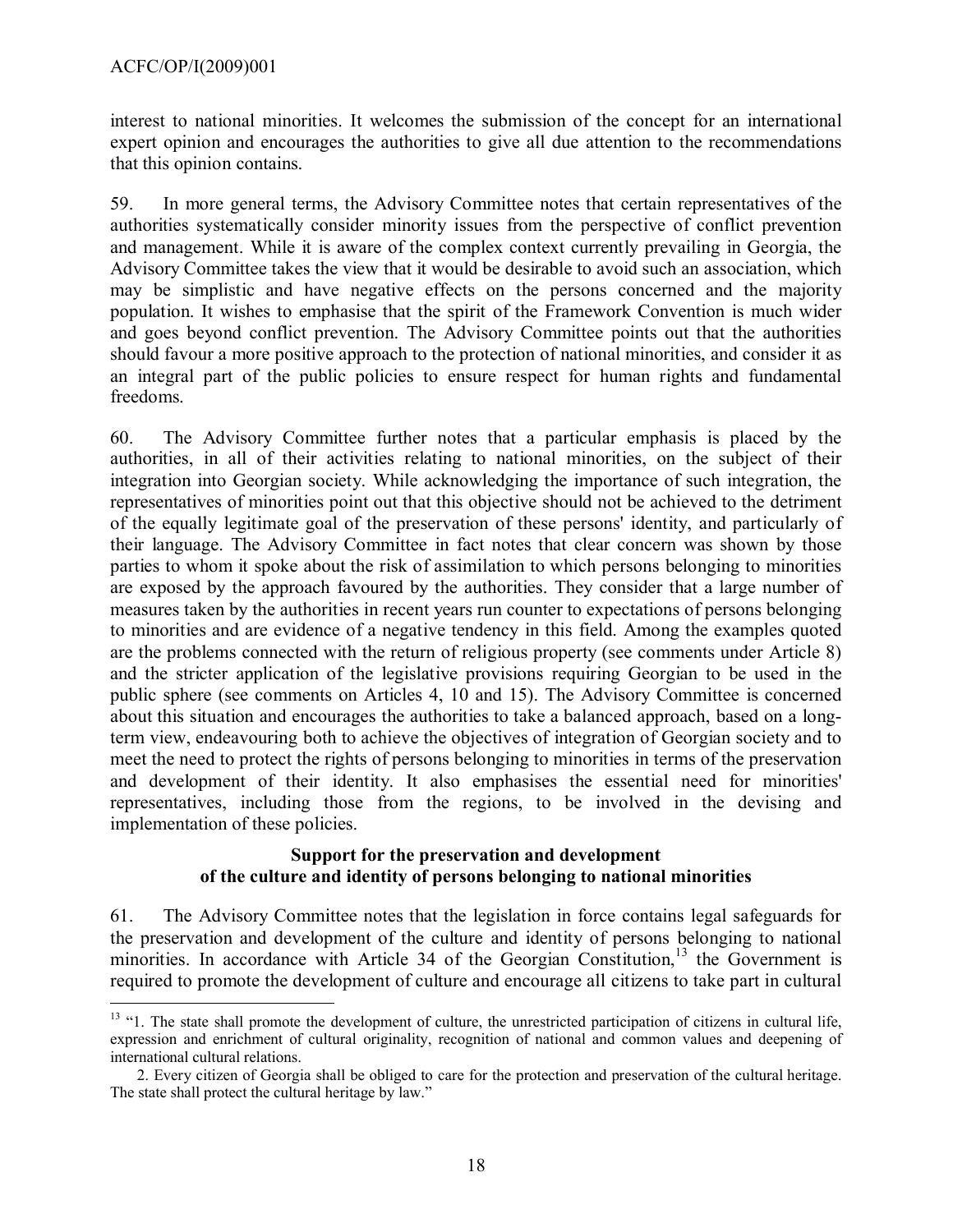interest to national minorities. It welcomes the submission of the concept for an international expert opinion and encourages the authorities to give all due attention to the recommendations that this opinion contains.

59. In more general terms, the Advisory Committee notes that certain representatives of the authorities systematically consider minority issues from the perspective of conflict prevention and management. While it is aware of the complex context currently prevailing in Georgia, the Advisory Committee takes the view that it would be desirable to avoid such an association, which may be simplistic and have negative effects on the persons concerned and the majority population. It wishes to emphasise that the spirit of the Framework Convention is much wider and goes beyond conflict prevention. The Advisory Committee points out that the authorities should favour a more positive approach to the protection of national minorities, and consider it as an integral part of the public policies to ensure respect for human rights and fundamental freedoms.

60. The Advisory Committee further notes that a particular emphasis is placed by the authorities, in all of their activities relating to national minorities, on the subject of their integration into Georgian society. While acknowledging the importance of such integration, the representatives of minorities point out that this objective should not be achieved to the detriment of the equally legitimate goal of the preservation of these persons' identity, and particularly of their language. The Advisory Committee in fact notes that clear concern was shown by those parties to whom it spoke about the risk of assimilation to which persons belonging to minorities are exposed by the approach favoured by the authorities. They consider that a large number of measures taken by the authorities in recent years run counter to expectations of persons belonging to minorities and are evidence of a negative tendency in this field. Among the examples quoted are the problems connected with the return of religious property (see comments under Article 8) and the stricter application of the legislative provisions requiring Georgian to be used in the public sphere (see comments on Articles 4, 10 and 15). The Advisory Committee is concerned about this situation and encourages the authorities to take a balanced approach, based on a long-term view, endeavouring both to achieve the objectives of integration of Georgian society and to meet the need to protect the rights of persons belonging to minorities in terms of the preservation and development of their identity. It also emphasises the essential need for minorities' representatives, including those from the regions, to be involved in the devising and implementation of these policies.

**Support for the preservation and development of the culture and identity of persons belonging to national minorities**

61. The Advisory Committee notes that the legislation in force contains legal safeguards for the preservation and development of the culture and identity of persons belonging to national minorities. In accordance with Article 34 of the Georgian Constitution,[13] the Government is required to promote the development of culture and encourage all citizens to take part in cultural

---

[13] "1. The state shall promote the development of culture, the unrestricted participation of citizens in cultural life, expression and enrichment of cultural originality, recognition of national and common values and deepening of international cultural relations.

2. Every citizen of Georgia shall be obliged to care for the protection and preservation of the cultural heritage. The state shall protect the cultural heritage by law."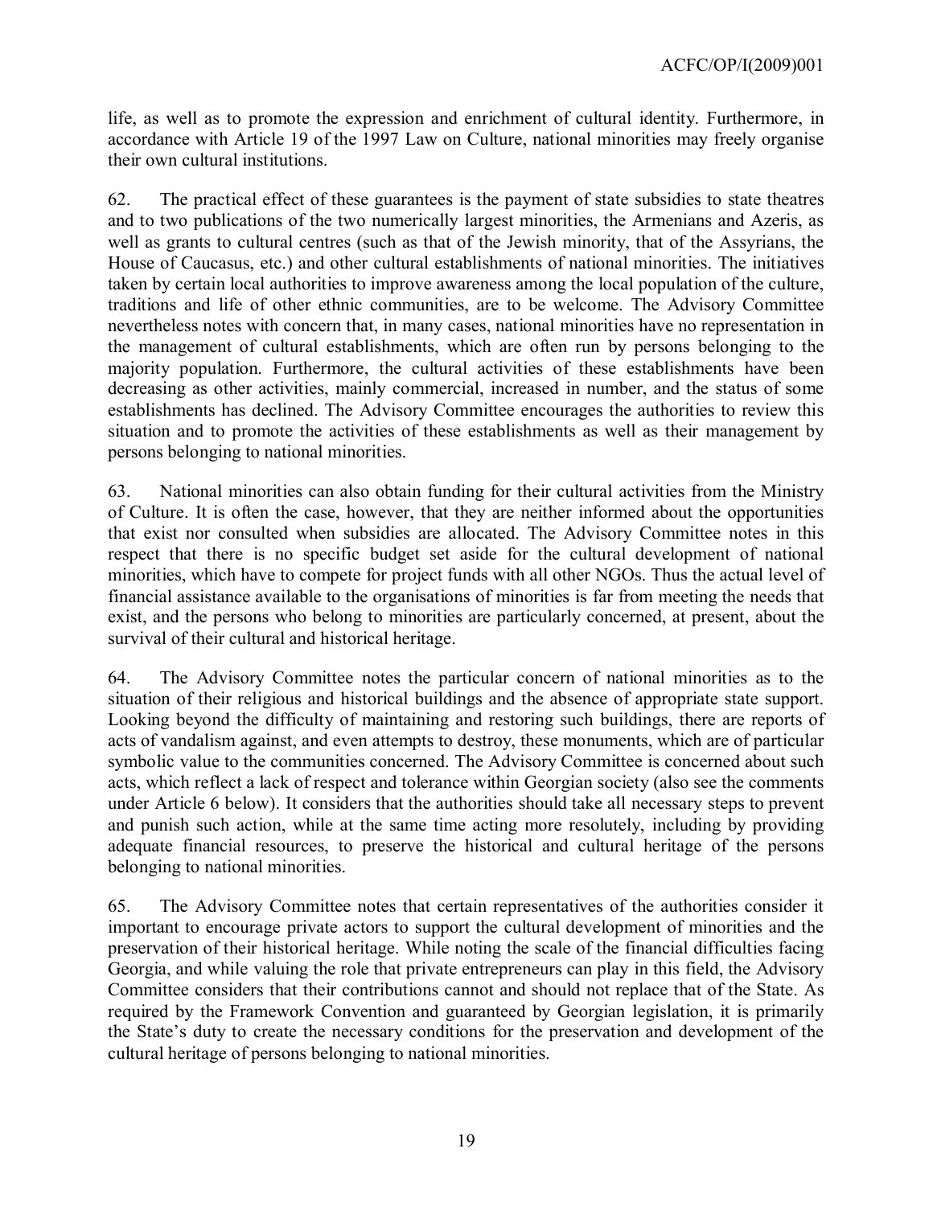life, as well as to promote the expression and enrichment of cultural identity. Furthermore, in accordance with Article 19 of the 1997 Law on Culture, national minorities may freely organise their own cultural institutions.

62. The practical effect of these guarantees is the payment of state subsidies to state theatres and to two publications of the two numerically largest minorities, the Armenians and Azeris, as well as grants to cultural centres (such as that of the Jewish minority, that of the Assyrians, the House of Caucasus, etc.) and other cultural establishments of national minorities. The initiatives taken by certain local authorities to improve awareness among the local population of the culture, traditions and life of other ethnic communities, are to be welcome. The Advisory Committee nevertheless notes with concern that, in many cases, national minorities have no representation in the management of cultural establishments, which are often run by persons belonging to the majority population. Furthermore, the cultural activities of these establishments have been decreasing as other activities, mainly commercial, increased in number, and the status of some establishments has declined. The Advisory Committee encourages the authorities to review this situation and to promote the activities of these establishments as well as their management by persons belonging to national minorities.

63. National minorities can also obtain funding for their cultural activities from the Ministry of Culture. It is often the case, however, that they are neither informed about the opportunities that exist nor consulted when subsidies are allocated. The Advisory Committee notes in this respect that there is no specific budget set aside for the cultural development of national minorities, which have to compete for project funds with all other NGOs. Thus the actual level of financial assistance available to the organisations of minorities is far from meeting the needs that exist, and the persons who belong to minorities are particularly concerned, at present, about the survival of their cultural and historical heritage.

64. The Advisory Committee notes the particular concern of national minorities as to the situation of their religious and historical buildings and the absence of appropriate state support. Looking beyond the difficulty of maintaining and restoring such buildings, there are reports of acts of vandalism against, and even attempts to destroy, these monuments, which are of particular symbolic value to the communities concerned. The Advisory Committee is concerned about such acts, which reflect a lack of respect and tolerance within Georgian society (also see the comments under Article 6 below). It considers that the authorities should take all necessary steps to prevent and punish such action, while at the same time acting more resolutely, including by providing adequate financial resources, to preserve the historical and cultural heritage of the persons belonging to national minorities.

65. The Advisory Committee notes that certain representatives of the authorities consider it important to encourage private actors to support the cultural development of minorities and the preservation of their historical heritage. While noting the scale of the financial difficulties facing Georgia, and while valuing the role that private entrepreneurs can play in this field, the Advisory Committee considers that their contributions cannot and should not replace that of the State. As required by the Framework Convention and guaranteed by Georgian legislation, it is primarily the State's duty to create the necessary conditions for the preservation and development of the cultural heritage of persons belonging to national minorities.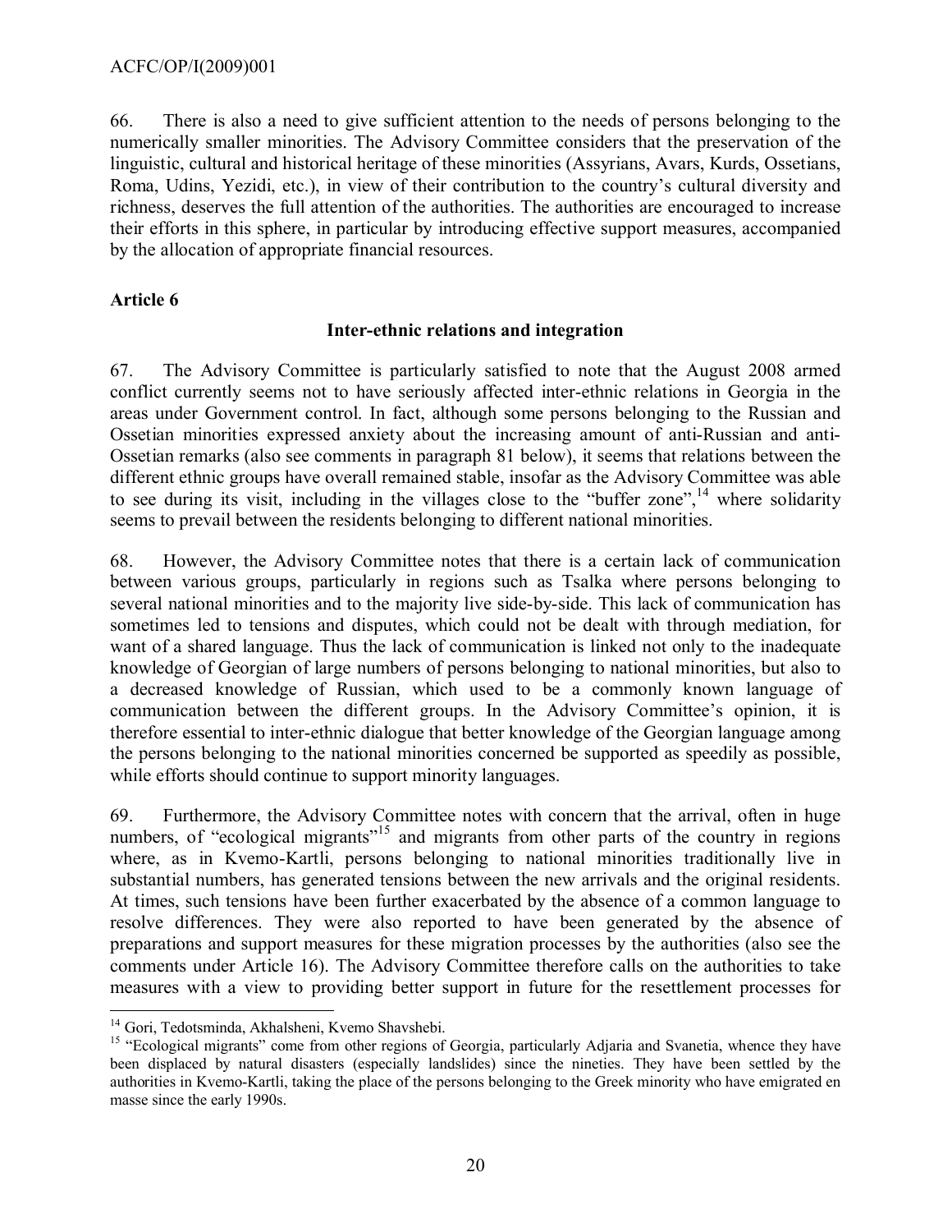66. There is also a need to give sufficient attention to the needs of persons belonging to the numerically smaller minorities. The Advisory Committee considers that the preservation of the linguistic, cultural and historical heritage of these minorities (Assyrians, Avars, Kurds, Ossetians, Roma, Udins, Yezidi, etc.), in view of their contribution to the country's cultural diversity and richness, deserves the full attention of the authorities. The authorities are encouraged to increase their efforts in this sphere, in particular by introducing effective support measures, accompanied by the allocation of appropriate financial resources.

## Article 6

### Inter-ethnic relations and integration

67. The Advisory Committee is particularly satisfied to note that the August 2008 armed conflict currently seems not to have seriously affected inter-ethnic relations in Georgia in the areas under Government control. In fact, although some persons belonging to the Russian and Ossetian minorities expressed anxiety about the increasing amount of anti-Russian and anti-Ossetian remarks (also see comments in paragraph 81 below), it seems that relations between the different ethnic groups have overall remained stable, insofar as the Advisory Committee was able to see during its visit, including in the villages close to the "buffer zone",[14] where solidarity seems to prevail between the residents belonging to different national minorities.

68. However, the Advisory Committee notes that there is a certain lack of communication between various groups, particularly in regions such as Tsalka where persons belonging to several national minorities and to the majority live side-by-side. This lack of communication has sometimes led to tensions and disputes, which could not be dealt with through mediation, for want of a shared language. Thus the lack of communication is linked not only to the inadequate knowledge of Georgian of large numbers of persons belonging to national minorities, but also to a decreased knowledge of Russian, which used to be a commonly known language of communication between the different groups. In the Advisory Committee's opinion, it is therefore essential to inter-ethnic dialogue that better knowledge of the Georgian language among the persons belonging to the national minorities concerned be supported as speedily as possible, while efforts should continue to support minority languages.

69. Furthermore, the Advisory Committee notes with concern that the arrival, often in huge numbers, of "ecological migrants"[15] and migrants from other parts of the country in regions where, as in Kvemo-Kartli, persons belonging to national minorities traditionally live in substantial numbers, has generated tensions between the new arrivals and the original residents. At times, such tensions have been further exacerbated by the absence of a common language to resolve differences. They were also reported to have been generated by the absence of preparations and support measures for these migration processes by the authorities (also see the comments under Article 16). The Advisory Committee therefore calls on the authorities to take measures with a view to providing better support in future for the resettlement processes for

---

[14] Gori, Tedotsminda, Akhalsheni, Kvemo Shavshebi.

[15] "Ecological migrants" come from other regions of Georgia, particularly Adjaria and Svanetia, whence they have been displaced by natural disasters (especially landslides) since the nineties. They have been settled by the authorities in Kvemo-Kartli, taking the place of the persons belonging to the Greek minority who have emigrated en masse since the early 1990s.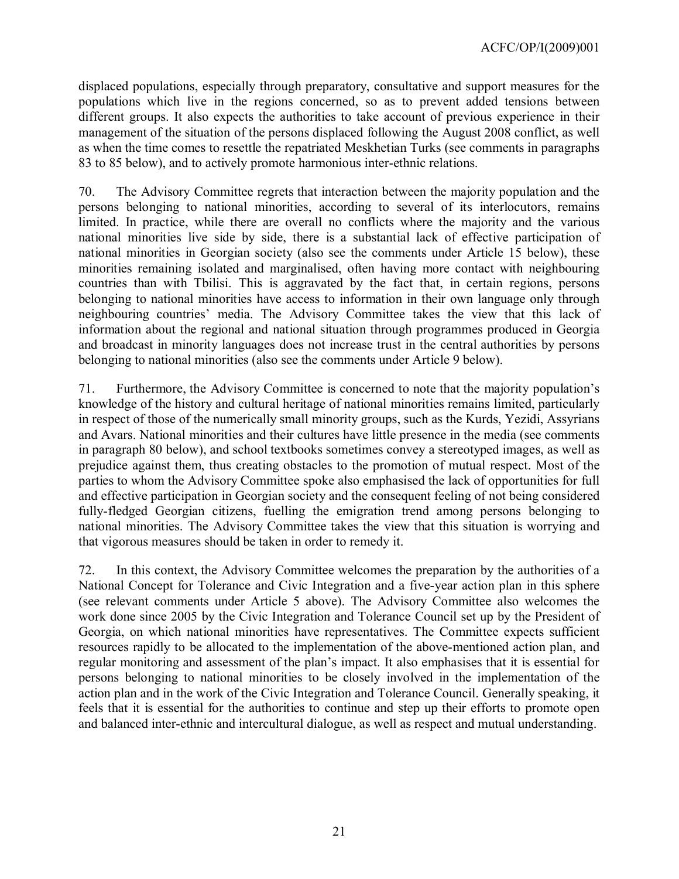displaced populations, especially through preparatory, consultative and support measures for the populations which live in the regions concerned, so as to prevent added tensions between different groups. It also expects the authorities to take account of previous experience in their management of the situation of the persons displaced following the August 2008 conflict, as well as when the time comes to resettle the repatriated Meskhetian Turks (see comments in paragraphs 83 to 85 below), and to actively promote harmonious inter-ethnic relations.

70. The Advisory Committee regrets that interaction between the majority population and the persons belonging to national minorities, according to several of its interlocutors, remains limited. In practice, while there are overall no conflicts where the majority and the various national minorities live side by side, there is a substantial lack of effective participation of national minorities in Georgian society (also see the comments under Article 15 below), these minorities remaining isolated and marginalised, often having more contact with neighbouring countries than with Tbilisi. This is aggravated by the fact that, in certain regions, persons belonging to national minorities have access to information in their own language only through neighbouring countries' media. The Advisory Committee takes the view that this lack of information about the regional and national situation through programmes produced in Georgia and broadcast in minority languages does not increase trust in the central authorities by persons belonging to national minorities (also see the comments under Article 9 below).

71. Furthermore, the Advisory Committee is concerned to note that the majority population's knowledge of the history and cultural heritage of national minorities remains limited, particularly in respect of those of the numerically small minority groups, such as the Kurds, Yezidi, Assyrians and Avars. National minorities and their cultures have little presence in the media (see comments in paragraph 80 below), and school textbooks sometimes convey a stereotyped images, as well as prejudice against them, thus creating obstacles to the promotion of mutual respect. Most of the parties to whom the Advisory Committee spoke also emphasised the lack of opportunities for full and effective participation in Georgian society and the consequent feeling of not being considered fully-fledged Georgian citizens, fuelling the emigration trend among persons belonging to national minorities. The Advisory Committee takes the view that this situation is worrying and that vigorous measures should be taken in order to remedy it.

72. In this context, the Advisory Committee welcomes the preparation by the authorities of a National Concept for Tolerance and Civic Integration and a five-year action plan in this sphere (see relevant comments under Article 5 above). The Advisory Committee also welcomes the work done since 2005 by the Civic Integration and Tolerance Council set up by the President of Georgia, on which national minorities have representatives. The Committee expects sufficient resources rapidly to be allocated to the implementation of the above-mentioned action plan, and regular monitoring and assessment of the plan's impact. It also emphasises that it is essential for persons belonging to national minorities to be closely involved in the implementation of the action plan and in the work of the Civic Integration and Tolerance Council. Generally speaking, it feels that it is essential for the authorities to continue and step up their efforts to promote open and balanced inter-ethnic and intercultural dialogue, as well as respect and mutual understanding.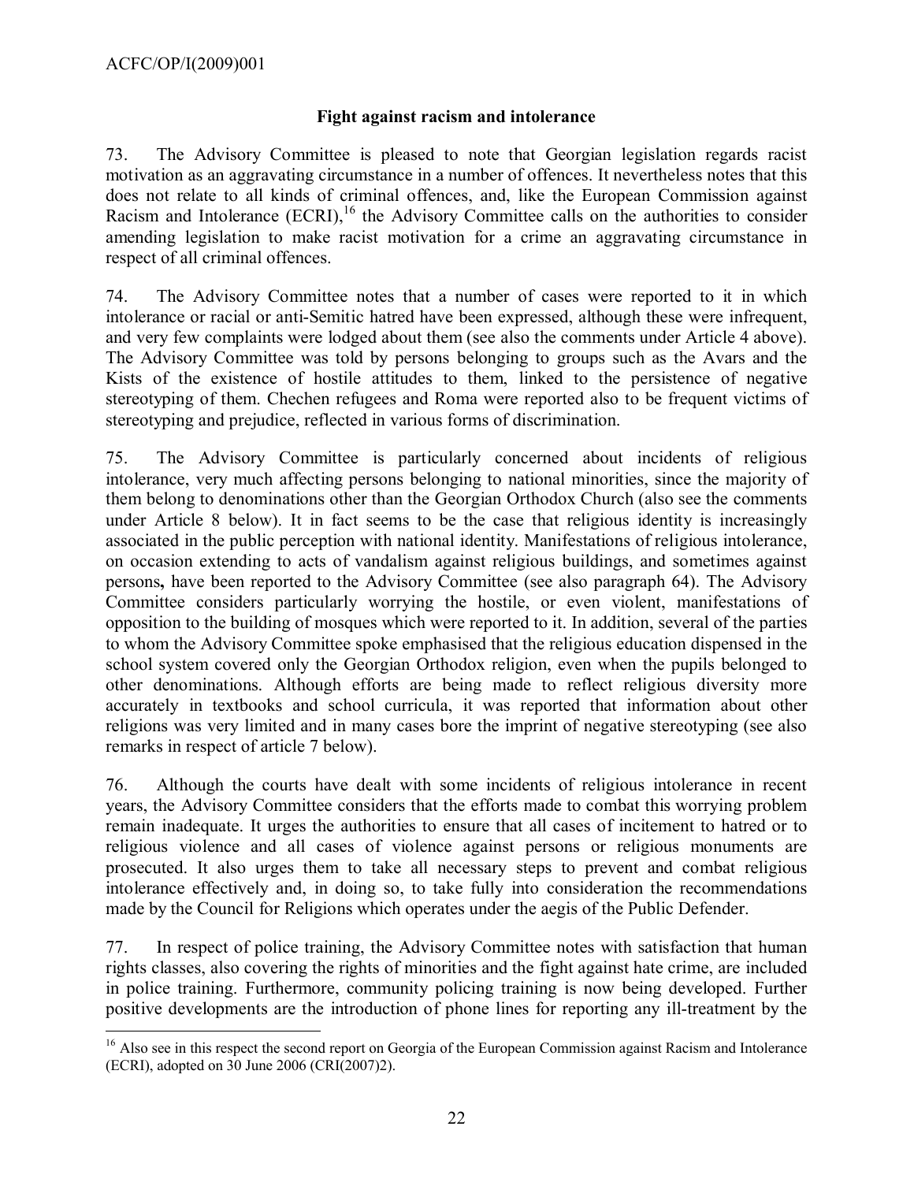### Fight against racism and intolerance

73. The Advisory Committee is pleased to note that Georgian legislation regards racist motivation as an aggravating circumstance in a number of offences. It nevertheless notes that this does not relate to all kinds of criminal offences, and, like the European Commission against Racism and Intolerance (ECRI),[16] the Advisory Committee calls on the authorities to consider amending legislation to make racist motivation for a crime an aggravating circumstance in respect of all criminal offences.

74. The Advisory Committee notes that a number of cases were reported to it in which intolerance or racial or anti-Semitic hatred have been expressed, although these were infrequent, and very few complaints were lodged about them (see also the comments under Article 4 above). The Advisory Committee was told by persons belonging to groups such as the Avars and the Kists of the existence of hostile attitudes to them, linked to the persistence of negative stereotyping of them. Chechen refugees and Roma were reported also to be frequent victims of stereotyping and prejudice, reflected in various forms of discrimination.

75. The Advisory Committee is particularly concerned about incidents of religious intolerance, very much affecting persons belonging to national minorities, since the majority of them belong to denominations other than the Georgian Orthodox Church (also see the comments under Article 8 below). It in fact seems to be the case that religious identity is increasingly associated in the public perception with national identity. Manifestations of religious intolerance, on occasion extending to acts of vandalism against religious buildings, and sometimes against persons**,** have been reported to the Advisory Committee (see also paragraph 64). The Advisory Committee considers particularly worrying the hostile, or even violent, manifestations of opposition to the building of mosques which were reported to it. In addition, several of the parties to whom the Advisory Committee spoke emphasised that the religious education dispensed in the school system covered only the Georgian Orthodox religion, even when the pupils belonged to other denominations. Although efforts are being made to reflect religious diversity more accurately in textbooks and school curricula, it was reported that information about other religions was very limited and in many cases bore the imprint of negative stereotyping (see also remarks in respect of article 7 below).

76. Although the courts have dealt with some incidents of religious intolerance in recent years, the Advisory Committee considers that the efforts made to combat this worrying problem remain inadequate. It urges the authorities to ensure that all cases of incitement to hatred or to religious violence and all cases of violence against persons or religious monuments are prosecuted. It also urges them to take all necessary steps to prevent and combat religious intolerance effectively and, in doing so, to take fully into consideration the recommendations made by the Council for Religions which operates under the aegis of the Public Defender.

77. In respect of police training, the Advisory Committee notes with satisfaction that human rights classes, also covering the rights of minorities and the fight against hate crime, are included in police training. Furthermore, community policing training is now being developed. Further positive developments are the introduction of phone lines for reporting any ill-treatment by the

---

[16] Also see in this respect the second report on Georgia of the European Commission against Racism and Intolerance (ECRI), adopted on 30 June 2006 (CRI(2007)2).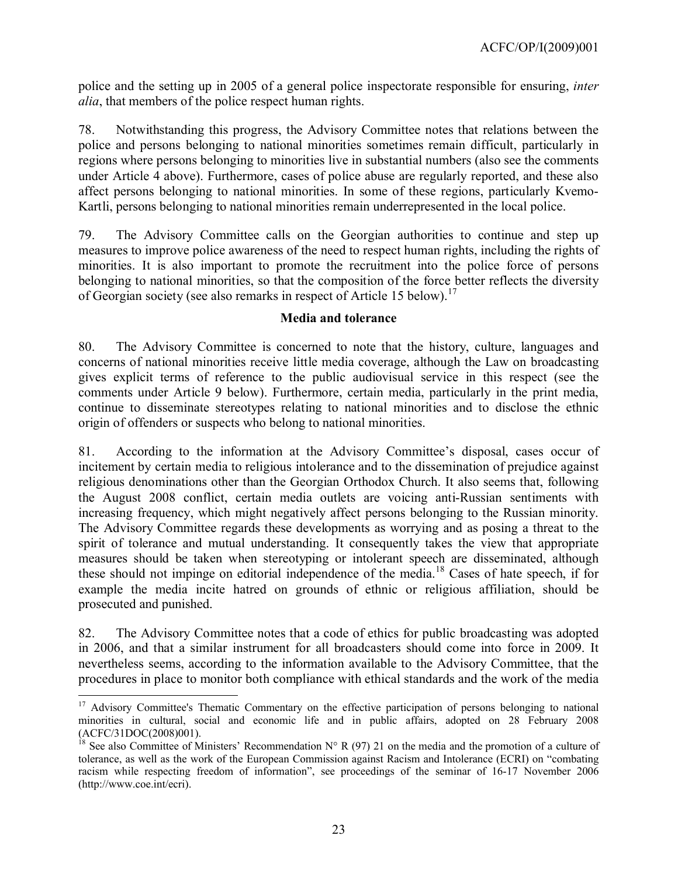police and the setting up in 2005 of a general police inspectorate responsible for ensuring, *inter alia*, that members of the police respect human rights.

78. Notwithstanding this progress, the Advisory Committee notes that relations between the police and persons belonging to national minorities sometimes remain difficult, particularly in regions where persons belonging to minorities live in substantial numbers (also see the comments under Article 4 above). Furthermore, cases of police abuse are regularly reported, and these also affect persons belonging to national minorities. In some of these regions, particularly Kvemo-Kartli, persons belonging to national minorities remain underrepresented in the local police.

79. The Advisory Committee calls on the Georgian authorities to continue and step up measures to improve police awareness of the need to respect human rights, including the rights of minorities. It is also important to promote the recruitment into the police force of persons belonging to national minorities, so that the composition of the force better reflects the diversity of Georgian society (see also remarks in respect of Article 15 below).[17]

**Media and tolerance**

80. The Advisory Committee is concerned to note that the history, culture, languages and concerns of national minorities receive little media coverage, although the Law on broadcasting gives explicit terms of reference to the public audiovisual service in this respect (see the comments under Article 9 below). Furthermore, certain media, particularly in the print media, continue to disseminate stereotypes relating to national minorities and to disclose the ethnic origin of offenders or suspects who belong to national minorities.

81. According to the information at the Advisory Committee's disposal, cases occur of incitement by certain media to religious intolerance and to the dissemination of prejudice against religious denominations other than the Georgian Orthodox Church. It also seems that, following the August 2008 conflict, certain media outlets are voicing anti-Russian sentiments with increasing frequency, which might negatively affect persons belonging to the Russian minority. The Advisory Committee regards these developments as worrying and as posing a threat to the spirit of tolerance and mutual understanding. It consequently takes the view that appropriate measures should be taken when stereotyping or intolerant speech are disseminated, although these should not impinge on editorial independence of the media.[18] Cases of hate speech, if for example the media incite hatred on grounds of ethnic or religious affiliation, should be prosecuted and punished.

82. The Advisory Committee notes that a code of ethics for public broadcasting was adopted in 2006, and that a similar instrument for all broadcasters should come into force in 2009. It nevertheless seems, according to the information available to the Advisory Committee, that the procedures in place to monitor both compliance with ethical standards and the work of the media

---

[17] Advisory Committee's Thematic Commentary on the effective participation of persons belonging to national minorities in cultural, social and economic life and in public affairs, adopted on 28 February 2008 (ACFC/31DOC(2008)001).

[18] See also Committee of Ministers' Recommendation N° R (97) 21 on the media and the promotion of a culture of tolerance, as well as the work of the European Commission against Racism and Intolerance (ECRI) on "combating racism while respecting freedom of information", see proceedings of the seminar of 16-17 November 2006 (http://www.coe.int/ecri).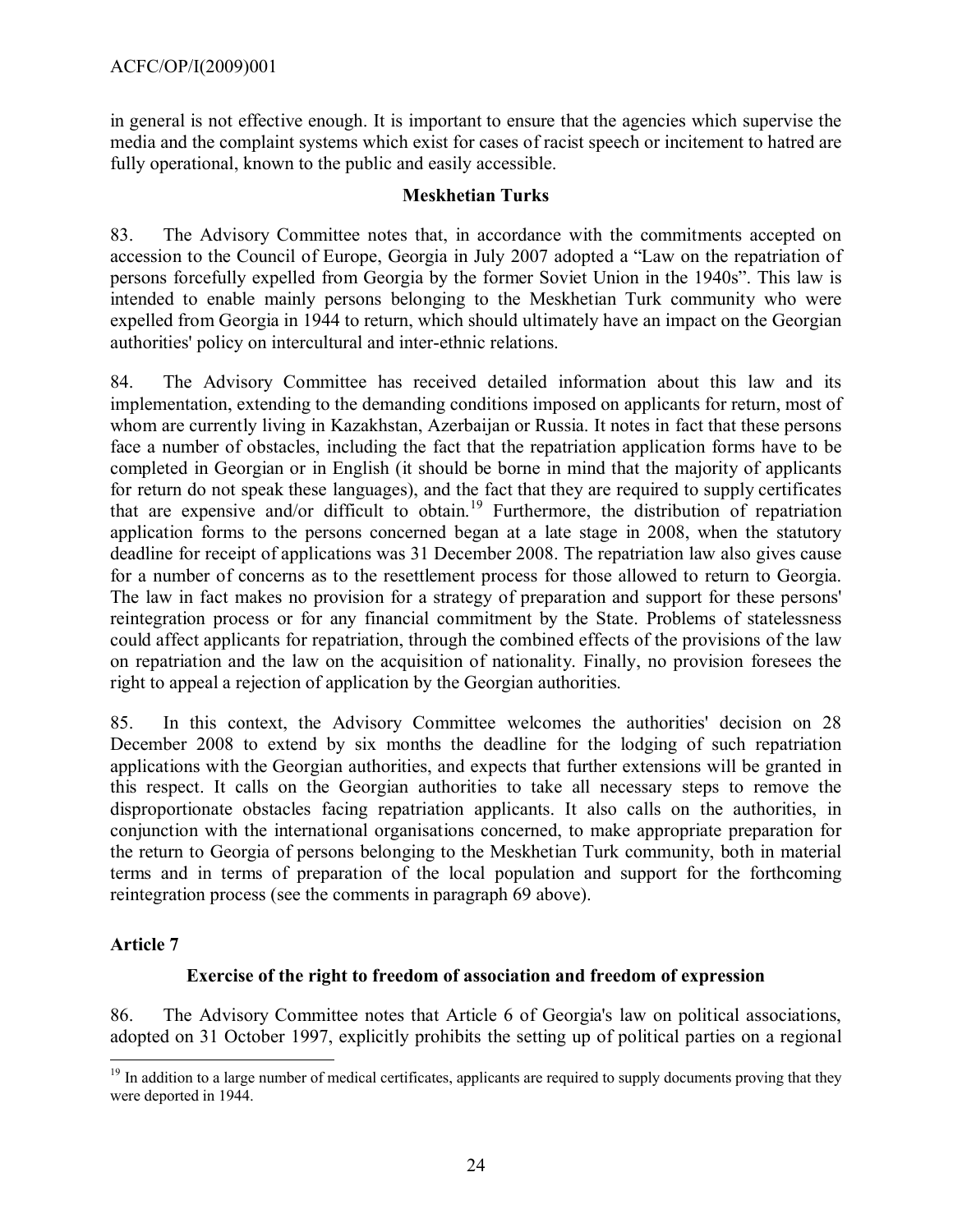in general is not effective enough. It is important to ensure that the agencies which supervise the media and the complaint systems which exist for cases of racist speech or incitement to hatred are fully operational, known to the public and easily accessible.

### Meskhetian Turks

83. The Advisory Committee notes that, in accordance with the commitments accepted on accession to the Council of Europe, Georgia in July 2007 adopted a "Law on the repatriation of persons forcefully expelled from Georgia by the former Soviet Union in the 1940s". This law is intended to enable mainly persons belonging to the Meskhetian Turk community who were expelled from Georgia in 1944 to return, which should ultimately have an impact on the Georgian authorities' policy on intercultural and inter-ethnic relations.

84. The Advisory Committee has received detailed information about this law and its implementation, extending to the demanding conditions imposed on applicants for return, most of whom are currently living in Kazakhstan, Azerbaijan or Russia. It notes in fact that these persons face a number of obstacles, including the fact that the repatriation application forms have to be completed in Georgian or in English (it should be borne in mind that the majority of applicants for return do not speak these languages), and the fact that they are required to supply certificates that are expensive and/or difficult to obtain.[19] Furthermore, the distribution of repatriation application forms to the persons concerned began at a late stage in 2008, when the statutory deadline for receipt of applications was 31 December 2008. The repatriation law also gives cause for a number of concerns as to the resettlement process for those allowed to return to Georgia. The law in fact makes no provision for a strategy of preparation and support for these persons' reintegration process or for any financial commitment by the State. Problems of statelessness could affect applicants for repatriation, through the combined effects of the provisions of the law on repatriation and the law on the acquisition of nationality. Finally, no provision foresees the right to appeal a rejection of application by the Georgian authorities.

85. In this context, the Advisory Committee welcomes the authorities' decision on 28 December 2008 to extend by six months the deadline for the lodging of such repatriation applications with the Georgian authorities, and expects that further extensions will be granted in this respect. It calls on the Georgian authorities to take all necessary steps to remove the disproportionate obstacles facing repatriation applicants. It also calls on the authorities, in conjunction with the international organisations concerned, to make appropriate preparation for the return to Georgia of persons belonging to the Meskhetian Turk community, both in material terms and in terms of preparation of the local population and support for the forthcoming reintegration process (see the comments in paragraph 69 above).

## Article 7

### Exercise of the right to freedom of association and freedom of expression

86. The Advisory Committee notes that Article 6 of Georgia's law on political associations, adopted on 31 October 1997, explicitly prohibits the setting up of political parties on a regional

---

[19] In addition to a large number of medical certificates, applicants are required to supply documents proving that they were deported in 1944.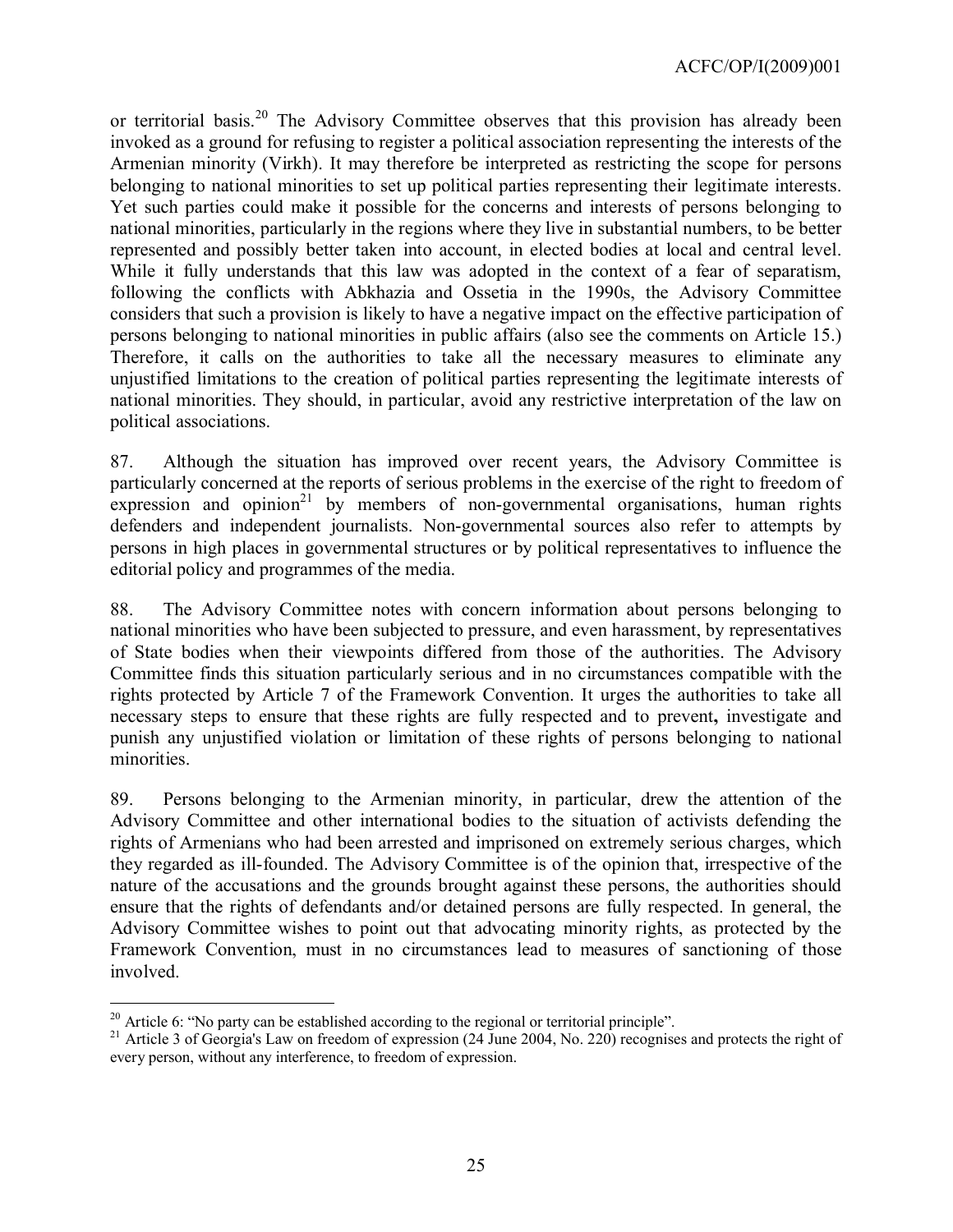or territorial basis.[20] The Advisory Committee observes that this provision has already been invoked as a ground for refusing to register a political association representing the interests of the Armenian minority (Virkh). It may therefore be interpreted as restricting the scope for persons belonging to national minorities to set up political parties representing their legitimate interests. Yet such parties could make it possible for the concerns and interests of persons belonging to national minorities, particularly in the regions where they live in substantial numbers, to be better represented and possibly better taken into account, in elected bodies at local and central level. While it fully understands that this law was adopted in the context of a fear of separatism, following the conflicts with Abkhazia and Ossetia in the 1990s, the Advisory Committee considers that such a provision is likely to have a negative impact on the effective participation of persons belonging to national minorities in public affairs (also see the comments on Article 15.) Therefore, it calls on the authorities to take all the necessary measures to eliminate any unjustified limitations to the creation of political parties representing the legitimate interests of national minorities. They should, in particular, avoid any restrictive interpretation of the law on political associations.

87. Although the situation has improved over recent years, the Advisory Committee is particularly concerned at the reports of serious problems in the exercise of the right to freedom of expression and opinion[21] by members of non-governmental organisations, human rights defenders and independent journalists. Non-governmental sources also refer to attempts by persons in high places in governmental structures or by political representatives to influence the editorial policy and programmes of the media.

88. The Advisory Committee notes with concern information about persons belonging to national minorities who have been subjected to pressure, and even harassment, by representatives of State bodies when their viewpoints differed from those of the authorities. The Advisory Committee finds this situation particularly serious and in no circumstances compatible with the rights protected by Article 7 of the Framework Convention. It urges the authorities to take all necessary steps to ensure that these rights are fully respected and to prevent**,** investigate and punish any unjustified violation or limitation of these rights of persons belonging to national minorities.

89. Persons belonging to the Armenian minority, in particular, drew the attention of the Advisory Committee and other international bodies to the situation of activists defending the rights of Armenians who had been arrested and imprisoned on extremely serious charges, which they regarded as ill-founded. The Advisory Committee is of the opinion that, irrespective of the nature of the accusations and the grounds brought against these persons, the authorities should ensure that the rights of defendants and/or detained persons are fully respected. In general, the Advisory Committee wishes to point out that advocating minority rights, as protected by the Framework Convention, must in no circumstances lead to measures of sanctioning of those involved.

---

[20] Article 6: "No party can be established according to the regional or territorial principle".

[21] Article 3 of Georgia's Law on freedom of expression (24 June 2004, No. 220) recognises and protects the right of every person, without any interference, to freedom of expression.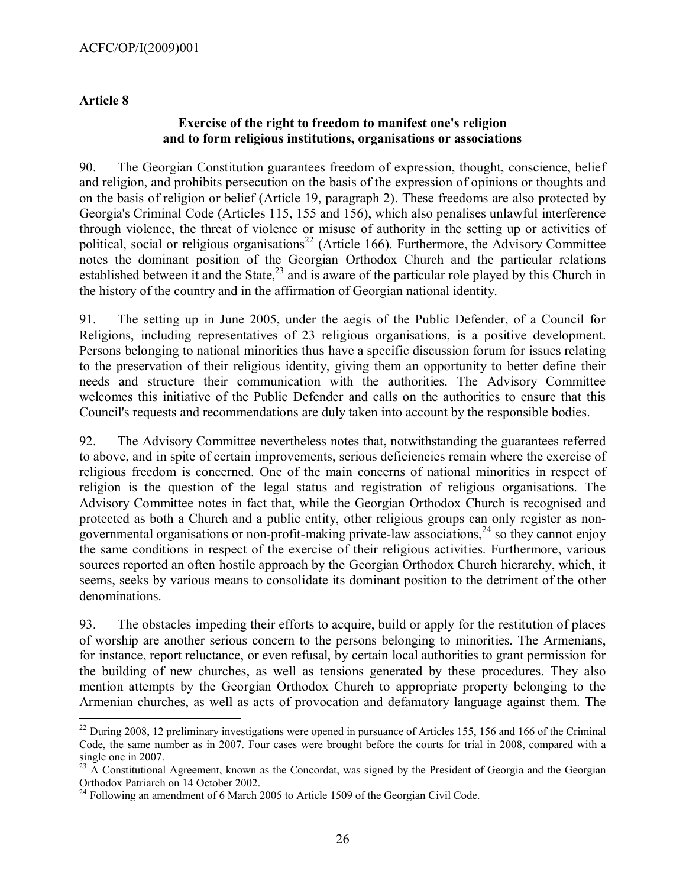## Article 8

### Exercise of the right to freedom to manifest one's religion and to form religious institutions, organisations or associations

90. The Georgian Constitution guarantees freedom of expression, thought, conscience, belief and religion, and prohibits persecution on the basis of the expression of opinions or thoughts and on the basis of religion or belief (Article 19, paragraph 2). These freedoms are also protected by Georgia's Criminal Code (Articles 115, 155 and 156), which also penalises unlawful interference through violence, the threat of violence or misuse of authority in the setting up or activities of political, social or religious organisations[22] (Article 166). Furthermore, the Advisory Committee notes the dominant position of the Georgian Orthodox Church and the particular relations established between it and the State,[23] and is aware of the particular role played by this Church in the history of the country and in the affirmation of Georgian national identity.

91. The setting up in June 2005, under the aegis of the Public Defender, of a Council for Religions, including representatives of 23 religious organisations, is a positive development. Persons belonging to national minorities thus have a specific discussion forum for issues relating to the preservation of their religious identity, giving them an opportunity to better define their needs and structure their communication with the authorities. The Advisory Committee welcomes this initiative of the Public Defender and calls on the authorities to ensure that this Council's requests and recommendations are duly taken into account by the responsible bodies.

92. The Advisory Committee nevertheless notes that, notwithstanding the guarantees referred to above, and in spite of certain improvements, serious deficiencies remain where the exercise of religious freedom is concerned. One of the main concerns of national minorities in respect of religion is the question of the legal status and registration of religious organisations. The Advisory Committee notes in fact that, while the Georgian Orthodox Church is recognised and protected as both a Church and a public entity, other religious groups can only register as non-governmental organisations or non-profit-making private-law associations,[24] so they cannot enjoy the same conditions in respect of the exercise of their religious activities. Furthermore, various sources reported an often hostile approach by the Georgian Orthodox Church hierarchy, which, it seems, seeks by various means to consolidate its dominant position to the detriment of the other denominations.

93. The obstacles impeding their efforts to acquire, build or apply for the restitution of places of worship are another serious concern to the persons belonging to minorities. The Armenians, for instance, report reluctance, or even refusal, by certain local authorities to grant permission for the building of new churches, as well as tensions generated by these procedures. They also mention attempts by the Georgian Orthodox Church to appropriate property belonging to the Armenian churches, as well as acts of provocation and defamatory language against them. The

---

[22] During 2008, 12 preliminary investigations were opened in pursuance of Articles 155, 156 and 166 of the Criminal Code, the same number as in 2007. Four cases were brought before the courts for trial in 2008, compared with a single one in 2007.

[23] A Constitutional Agreement, known as the Concordat, was signed by the President of Georgia and the Georgian Orthodox Patriarch on 14 October 2002.

[24] Following an amendment of 6 March 2005 to Article 1509 of the Georgian Civil Code.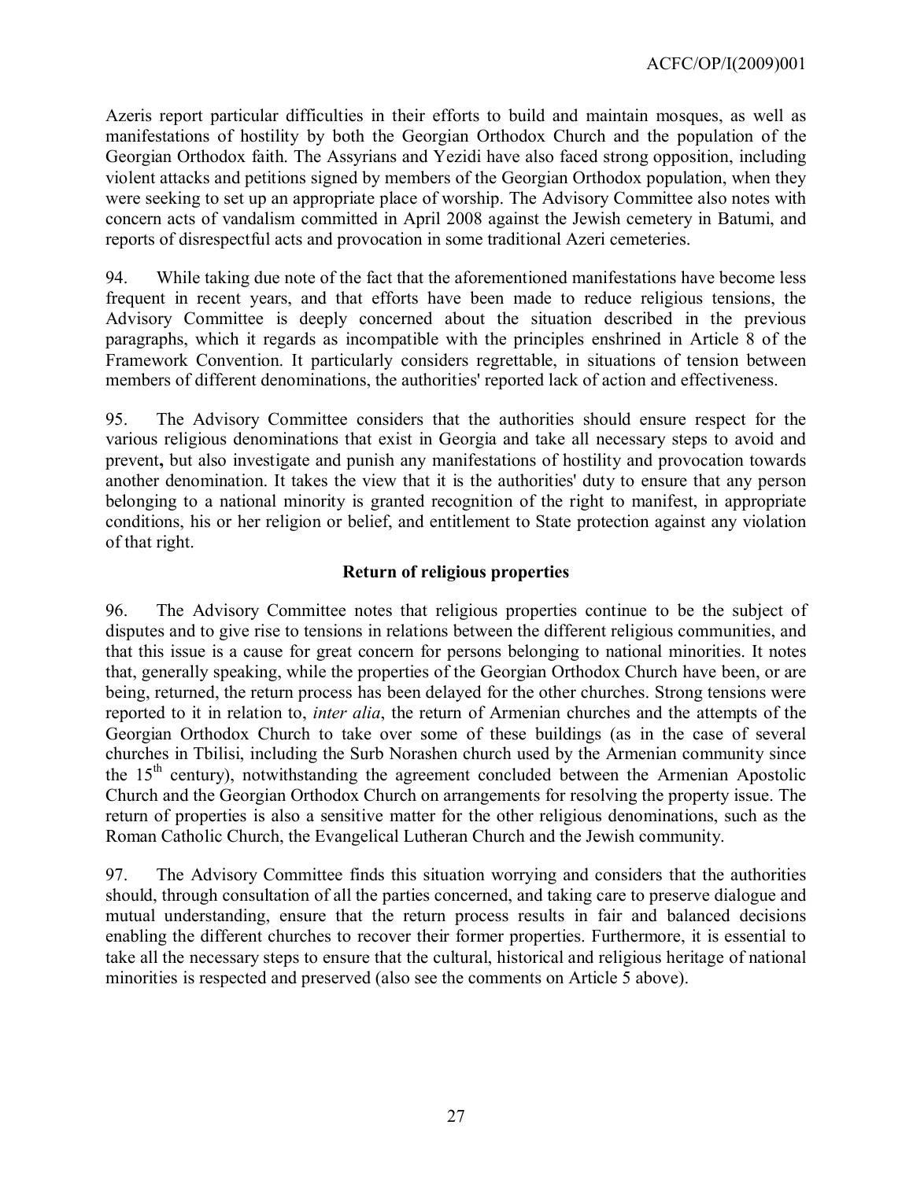Azeris report particular difficulties in their efforts to build and maintain mosques, as well as manifestations of hostility by both the Georgian Orthodox Church and the population of the Georgian Orthodox faith. The Assyrians and Yezidi have also faced strong opposition, including violent attacks and petitions signed by members of the Georgian Orthodox population, when they were seeking to set up an appropriate place of worship. The Advisory Committee also notes with concern acts of vandalism committed in April 2008 against the Jewish cemetery in Batumi, and reports of disrespectful acts and provocation in some traditional Azeri cemeteries.

94. While taking due note of the fact that the aforementioned manifestations have become less frequent in recent years, and that efforts have been made to reduce religious tensions, the Advisory Committee is deeply concerned about the situation described in the previous paragraphs, which it regards as incompatible with the principles enshrined in Article 8 of the Framework Convention. It particularly considers regrettable, in situations of tension between members of different denominations, the authorities' reported lack of action and effectiveness.

95. The Advisory Committee considers that the authorities should ensure respect for the various religious denominations that exist in Georgia and take all necessary steps to avoid and prevent**,** but also investigate and punish any manifestations of hostility and provocation towards another denomination. It takes the view that it is the authorities' duty to ensure that any person belonging to a national minority is granted recognition of the right to manifest, in appropriate conditions, his or her religion or belief, and entitlement to State protection against any violation of that right.

**Return of religious properties**

96. The Advisory Committee notes that religious properties continue to be the subject of disputes and to give rise to tensions in relations between the different religious communities, and that this issue is a cause for great concern for persons belonging to national minorities. It notes that, generally speaking, while the properties of the Georgian Orthodox Church have been, or are being, returned, the return process has been delayed for the other churches. Strong tensions were reported to it in relation to, *inter alia*, the return of Armenian churches and the attempts of the Georgian Orthodox Church to take over some of these buildings (as in the case of several churches in Tbilisi, including the Surb Norashen church used by the Armenian community since the 15th century), notwithstanding the agreement concluded between the Armenian Apostolic Church and the Georgian Orthodox Church on arrangements for resolving the property issue. The return of properties is also a sensitive matter for the other religious denominations, such as the Roman Catholic Church, the Evangelical Lutheran Church and the Jewish community.

97. The Advisory Committee finds this situation worrying and considers that the authorities should, through consultation of all the parties concerned, and taking care to preserve dialogue and mutual understanding, ensure that the return process results in fair and balanced decisions enabling the different churches to recover their former properties. Furthermore, it is essential to take all the necessary steps to ensure that the cultural, historical and religious heritage of national minorities is respected and preserved (also see the comments on Article 5 above).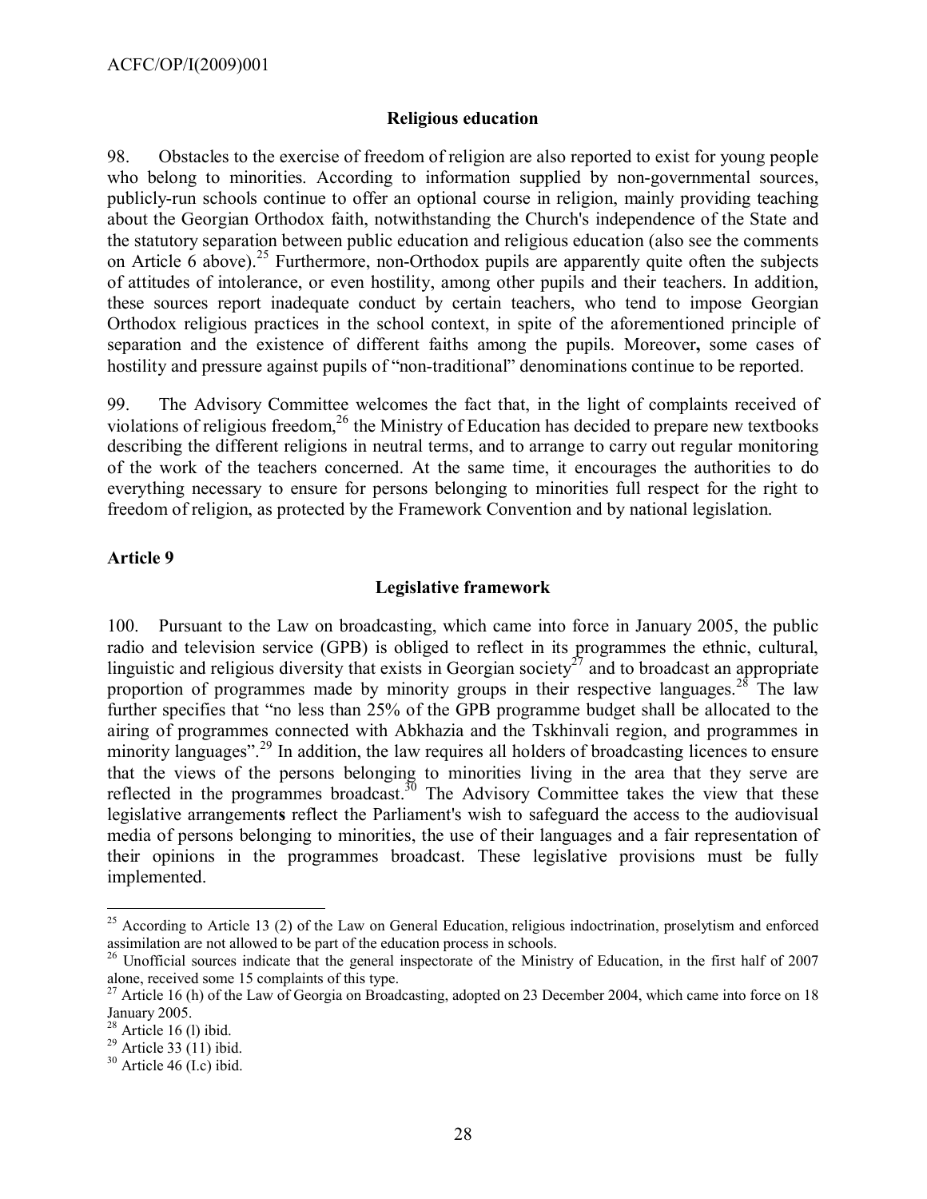### Religious education

98. Obstacles to the exercise of freedom of religion are also reported to exist for young people who belong to minorities. According to information supplied by non-governmental sources, publicly-run schools continue to offer an optional course in religion, mainly providing teaching about the Georgian Orthodox faith, notwithstanding the Church's independence of the State and the statutory separation between public education and religious education (also see the comments on Article 6 above).[25] Furthermore, non-Orthodox pupils are apparently quite often the subjects of attitudes of intolerance, or even hostility, among other pupils and their teachers. In addition, these sources report inadequate conduct by certain teachers, who tend to impose Georgian Orthodox religious practices in the school context, in spite of the aforementioned principle of separation and the existence of different faiths among the pupils. Moreover**,** some cases of hostility and pressure against pupils of "non-traditional" denominations continue to be reported.

99. The Advisory Committee welcomes the fact that, in the light of complaints received of violations of religious freedom,[26] the Ministry of Education has decided to prepare new textbooks describing the different religions in neutral terms, and to arrange to carry out regular monitoring of the work of the teachers concerned. At the same time, it encourages the authorities to do everything necessary to ensure for persons belonging to minorities full respect for the right to freedom of religion, as protected by the Framework Convention and by national legislation.

## Article 9

### Legislative framework

100. Pursuant to the Law on broadcasting, which came into force in January 2005, the public radio and television service (GPB) is obliged to reflect in its programmes the ethnic, cultural, linguistic and religious diversity that exists in Georgian society[27] and to broadcast an appropriate proportion of programmes made by minority groups in their respective languages.[28] The law further specifies that "no less than 25% of the GPB programme budget shall be allocated to the airing of programmes connected with Abkhazia and the Tskhinvali region, and programmes in minority languages".[29] In addition, the law requires all holders of broadcasting licences to ensure that the views of the persons belonging to minorities living in the area that they serve are reflected in the programmes broadcast.[30] The Advisory Committee takes the view that these legislative arrangement**s** reflect the Parliament's wish to safeguard the access to the audiovisual media of persons belonging to minorities, the use of their languages and a fair representation of their opinions in the programmes broadcast. These legislative provisions must be fully implemented.

---

[25] According to Article 13 (2) of the Law on General Education, religious indoctrination, proselytism and enforced assimilation are not allowed to be part of the education process in schools.

[26] Unofficial sources indicate that the general inspectorate of the Ministry of Education, in the first half of 2007 alone, received some 15 complaints of this type.

[27] Article 16 (h) of the Law of Georgia on Broadcasting, adopted on 23 December 2004, which came into force on 18 January 2005.

[28] Article 16 (l) ibid.

[29] Article 33 (11) ibid.

[30] Article 46 (I.c) ibid.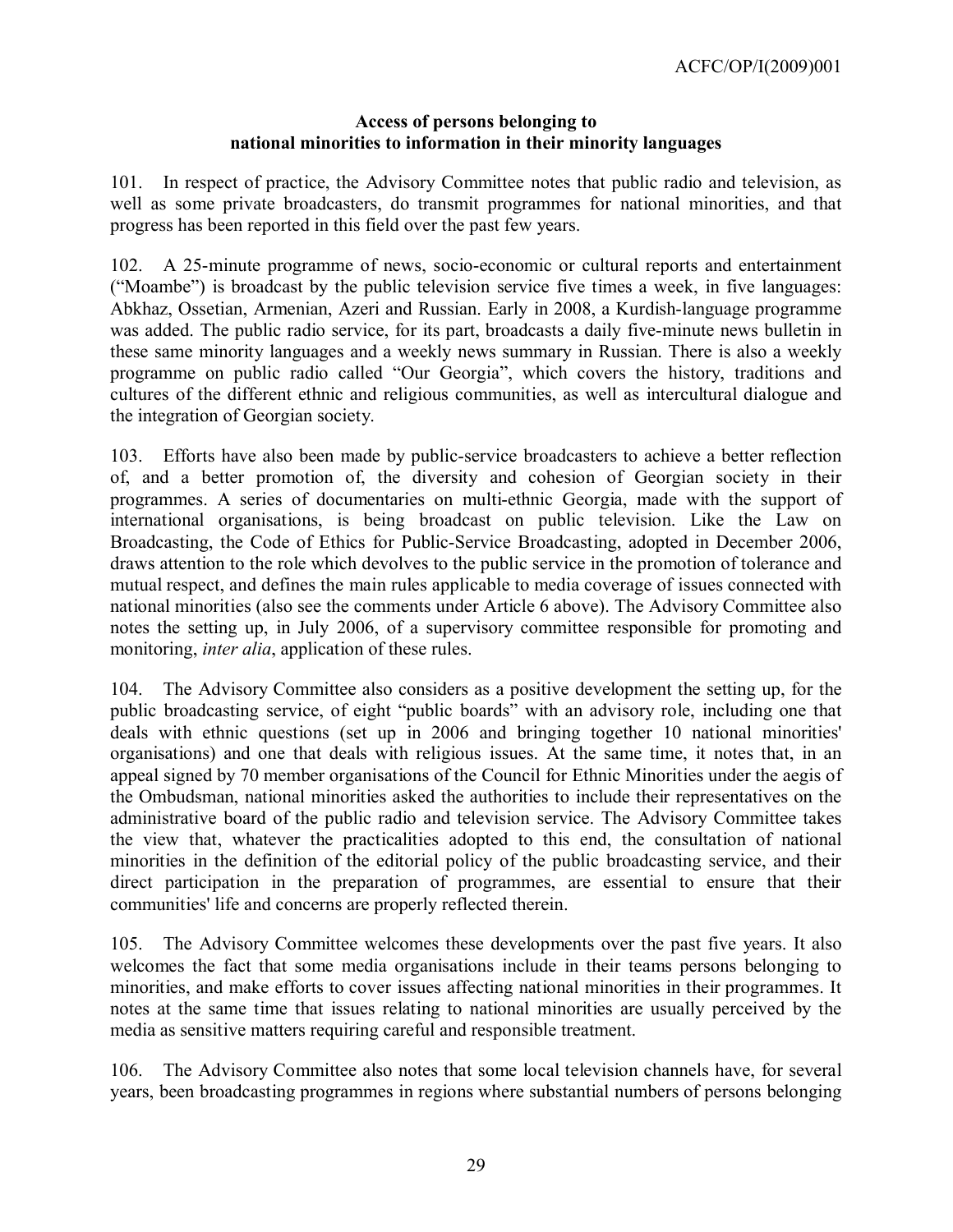**Access of persons belonging to national minorities to information in their minority languages**

101. In respect of practice, the Advisory Committee notes that public radio and television, as well as some private broadcasters, do transmit programmes for national minorities, and that progress has been reported in this field over the past few years.

102. A 25-minute programme of news, socio-economic or cultural reports and entertainment ("Moambe") is broadcast by the public television service five times a week, in five languages: Abkhaz, Ossetian, Armenian, Azeri and Russian. Early in 2008, a Kurdish-language programme was added. The public radio service, for its part, broadcasts a daily five-minute news bulletin in these same minority languages and a weekly news summary in Russian. There is also a weekly programme on public radio called "Our Georgia", which covers the history, traditions and cultures of the different ethnic and religious communities, as well as intercultural dialogue and the integration of Georgian society.

103. Efforts have also been made by public-service broadcasters to achieve a better reflection of, and a better promotion of, the diversity and cohesion of Georgian society in their programmes. A series of documentaries on multi-ethnic Georgia, made with the support of international organisations, is being broadcast on public television. Like the Law on Broadcasting, the Code of Ethics for Public-Service Broadcasting, adopted in December 2006, draws attention to the role which devolves to the public service in the promotion of tolerance and mutual respect, and defines the main rules applicable to media coverage of issues connected with national minorities (also see the comments under Article 6 above). The Advisory Committee also notes the setting up, in July 2006, of a supervisory committee responsible for promoting and monitoring, *inter alia*, application of these rules.

104. The Advisory Committee also considers as a positive development the setting up, for the public broadcasting service, of eight "public boards" with an advisory role, including one that deals with ethnic questions (set up in 2006 and bringing together 10 national minorities' organisations) and one that deals with religious issues. At the same time, it notes that, in an appeal signed by 70 member organisations of the Council for Ethnic Minorities under the aegis of the Ombudsman, national minorities asked the authorities to include their representatives on the administrative board of the public radio and television service. The Advisory Committee takes the view that, whatever the practicalities adopted to this end, the consultation of national minorities in the definition of the editorial policy of the public broadcasting service, and their direct participation in the preparation of programmes, are essential to ensure that their communities' life and concerns are properly reflected therein.

105. The Advisory Committee welcomes these developments over the past five years. It also welcomes the fact that some media organisations include in their teams persons belonging to minorities, and make efforts to cover issues affecting national minorities in their programmes. It notes at the same time that issues relating to national minorities are usually perceived by the media as sensitive matters requiring careful and responsible treatment.

106. The Advisory Committee also notes that some local television channels have, for several years, been broadcasting programmes in regions where substantial numbers of persons belonging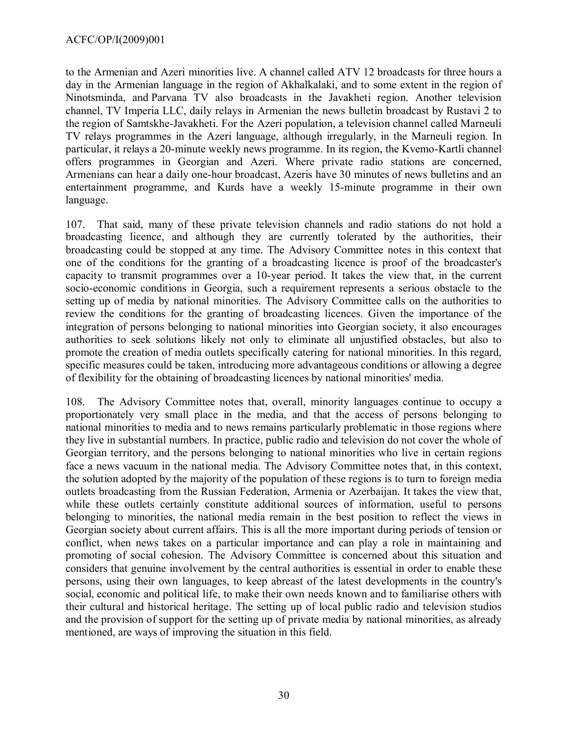to the Armenian and Azeri minorities live. A channel called ATV 12 broadcasts for three hours a day in the Armenian language in the region of Akhalkalaki, and to some extent in the region of Ninotsminda, and Parvana TV also broadcasts in the Javakheti region. Another television channel, TV Imperia LLC, daily relays in Armenian the news bulletin broadcast by Rustavi 2 to the region of Samtskhe-Javakheti. For the Azeri population, a television channel called Marneuli TV relays programmes in the Azeri language, although irregularly, in the Marneuli region. In particular, it relays a 20-minute weekly news programme. In its region, the Kvemo-Kartli channel offers programmes in Georgian and Azeri. Where private radio stations are concerned, Armenians can hear a daily one-hour broadcast, Azeris have 30 minutes of news bulletins and an entertainment programme, and Kurds have a weekly 15-minute programme in their own language.

107. That said, many of these private television channels and radio stations do not hold a broadcasting licence, and although they are currently tolerated by the authorities, their broadcasting could be stopped at any time. The Advisory Committee notes in this context that one of the conditions for the granting of a broadcasting licence is proof of the broadcaster's capacity to transmit programmes over a 10-year period. It takes the view that, in the current socio-economic conditions in Georgia, such a requirement represents a serious obstacle to the setting up of media by national minorities. The Advisory Committee calls on the authorities to review the conditions for the granting of broadcasting licences. Given the importance of the integration of persons belonging to national minorities into Georgian society, it also encourages authorities to seek solutions likely not only to eliminate all unjustified obstacles, but also to promote the creation of media outlets specifically catering for national minorities. In this regard, specific measures could be taken, introducing more advantageous conditions or allowing a degree of flexibility for the obtaining of broadcasting licences by national minorities' media.

108. The Advisory Committee notes that, overall, minority languages continue to occupy a proportionately very small place in the media, and that the access of persons belonging to national minorities to media and to news remains particularly problematic in those regions where they live in substantial numbers. In practice, public radio and television do not cover the whole of Georgian territory, and the persons belonging to national minorities who live in certain regions face a news vacuum in the national media. The Advisory Committee notes that, in this context, the solution adopted by the majority of the population of these regions is to turn to foreign media outlets broadcasting from the Russian Federation, Armenia or Azerbaijan. It takes the view that, while these outlets certainly constitute additional sources of information, useful to persons belonging to minorities, the national media remain in the best position to reflect the views in Georgian society about current affairs. This is all the more important during periods of tension or conflict, when news takes on a particular importance and can play a role in maintaining and promoting of social cohesion. The Advisory Committee is concerned about this situation and considers that genuine involvement by the central authorities is essential in order to enable these persons, using their own languages, to keep abreast of the latest developments in the country's social, economic and political life, to make their own needs known and to familiarise others with their cultural and historical heritage. The setting up of local public radio and television studios and the provision of support for the setting up of private media by national minorities, as already mentioned, are ways of improving the situation in this field.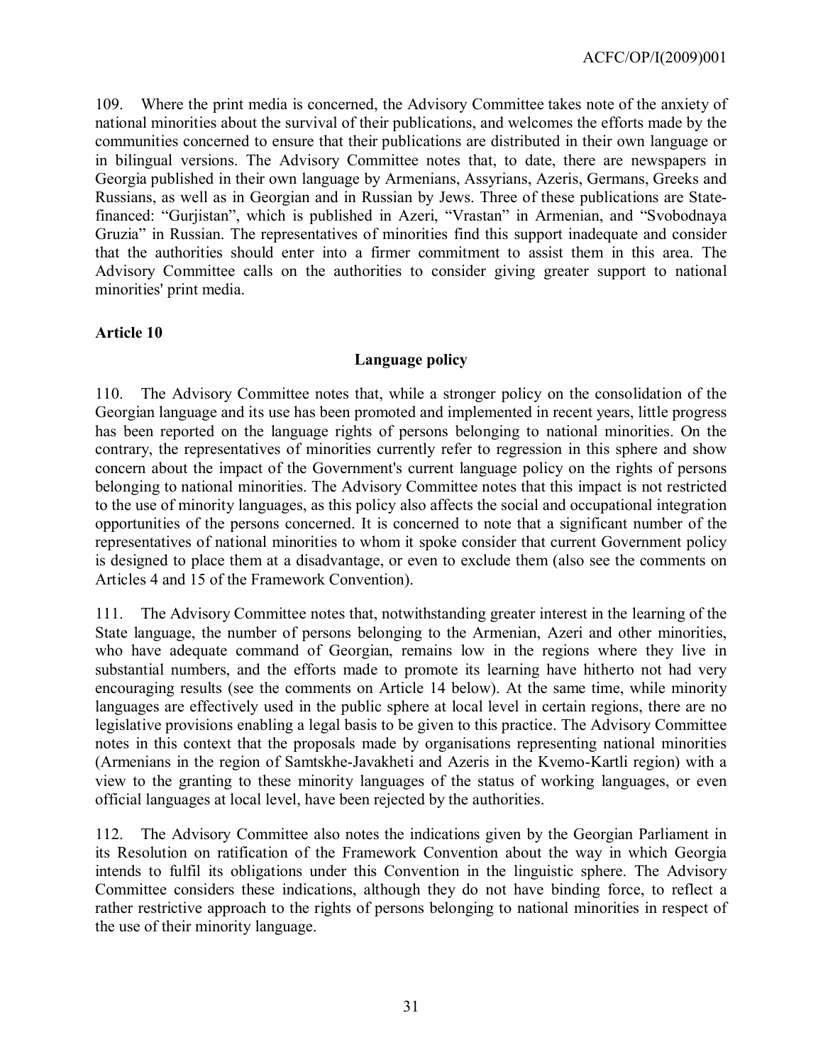109. Where the print media is concerned, the Advisory Committee takes note of the anxiety of national minorities about the survival of their publications, and welcomes the efforts made by the communities concerned to ensure that their publications are distributed in their own language or in bilingual versions. The Advisory Committee notes that, to date, there are newspapers in Georgia published in their own language by Armenians, Assyrians, Azeris, Germans, Greeks and Russians, as well as in Georgian and in Russian by Jews. Three of these publications are State-financed: "Gurjistan", which is published in Azeri, "Vrastan" in Armenian, and "Svobodnaya Gruzia" in Russian. The representatives of minorities find this support inadequate and consider that the authorities should enter into a firmer commitment to assist them in this area. The Advisory Committee calls on the authorities to consider giving greater support to national minorities' print media.

## Article 10

### Language policy

110. The Advisory Committee notes that, while a stronger policy on the consolidation of the Georgian language and its use has been promoted and implemented in recent years, little progress has been reported on the language rights of persons belonging to national minorities. On the contrary, the representatives of minorities currently refer to regression in this sphere and show concern about the impact of the Government's current language policy on the rights of persons belonging to national minorities. The Advisory Committee notes that this impact is not restricted to the use of minority languages, as this policy also affects the social and occupational integration opportunities of the persons concerned. It is concerned to note that a significant number of the representatives of national minorities to whom it spoke consider that current Government policy is designed to place them at a disadvantage, or even to exclude them (also see the comments on Articles 4 and 15 of the Framework Convention).

111. The Advisory Committee notes that, notwithstanding greater interest in the learning of the State language, the number of persons belonging to the Armenian, Azeri and other minorities, who have adequate command of Georgian, remains low in the regions where they live in substantial numbers, and the efforts made to promote its learning have hitherto not had very encouraging results (see the comments on Article 14 below). At the same time, while minority languages are effectively used in the public sphere at local level in certain regions, there are no legislative provisions enabling a legal basis to be given to this practice. The Advisory Committee notes in this context that the proposals made by organisations representing national minorities (Armenians in the region of Samtskhe-Javakheti and Azeris in the Kvemo-Kartli region) with a view to the granting to these minority languages of the status of working languages, or even official languages at local level, have been rejected by the authorities.

112. The Advisory Committee also notes the indications given by the Georgian Parliament in its Resolution on ratification of the Framework Convention about the way in which Georgia intends to fulfil its obligations under this Convention in the linguistic sphere. The Advisory Committee considers these indications, although they do not have binding force, to reflect a rather restrictive approach to the rights of persons belonging to national minorities in respect of the use of their minority language.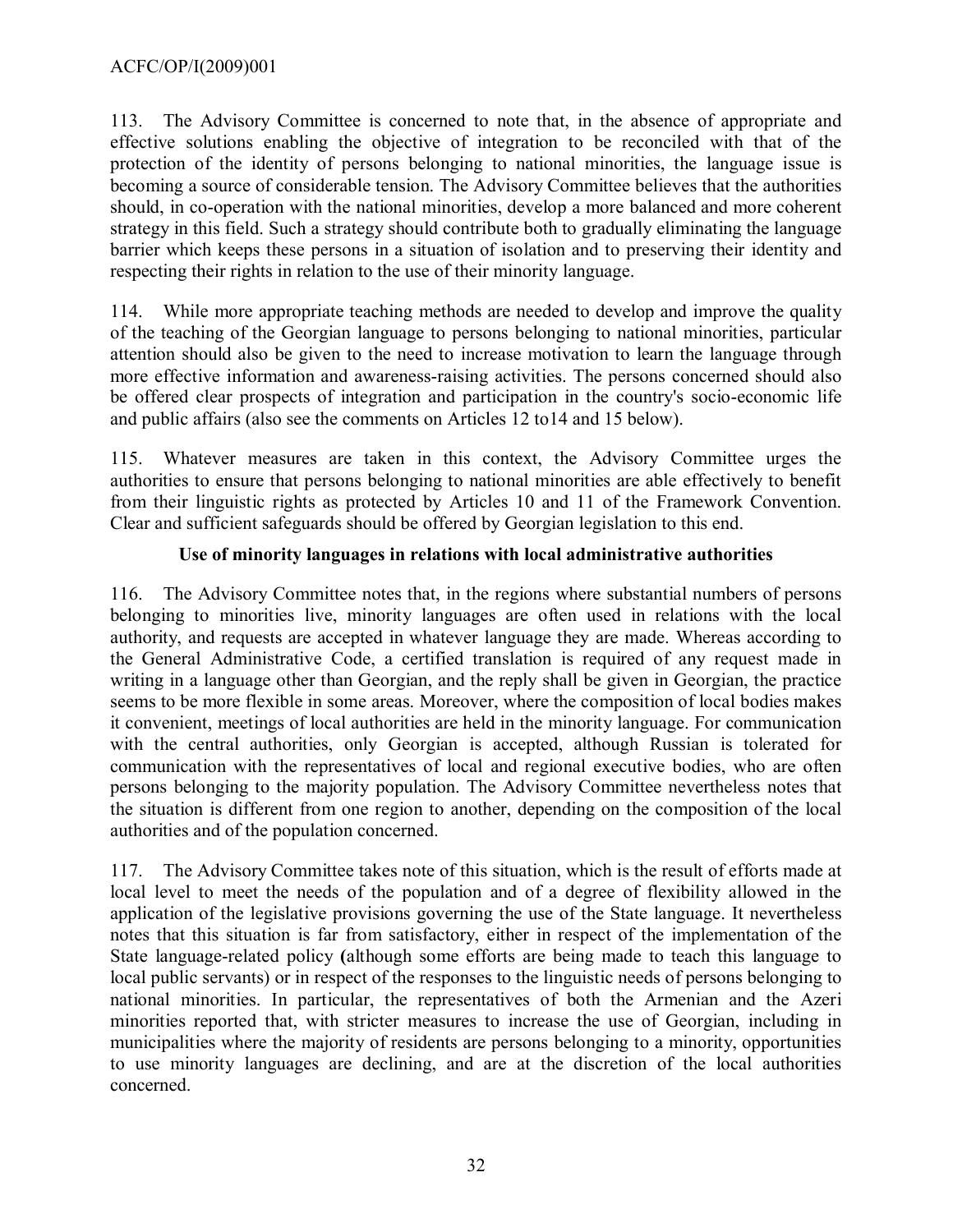113. The Advisory Committee is concerned to note that, in the absence of appropriate and effective solutions enabling the objective of integration to be reconciled with that of the protection of the identity of persons belonging to national minorities, the language issue is becoming a source of considerable tension. The Advisory Committee believes that the authorities should, in co-operation with the national minorities, develop a more balanced and more coherent strategy in this field. Such a strategy should contribute both to gradually eliminating the language barrier which keeps these persons in a situation of isolation and to preserving their identity and respecting their rights in relation to the use of their minority language.

114. While more appropriate teaching methods are needed to develop and improve the quality of the teaching of the Georgian language to persons belonging to national minorities, particular attention should also be given to the need to increase motivation to learn the language through more effective information and awareness-raising activities. The persons concerned should also be offered clear prospects of integration and participation in the country's socio-economic life and public affairs (also see the comments on Articles 12 to14 and 15 below).

115. Whatever measures are taken in this context, the Advisory Committee urges the authorities to ensure that persons belonging to national minorities are able effectively to benefit from their linguistic rights as protected by Articles 10 and 11 of the Framework Convention. Clear and sufficient safeguards should be offered by Georgian legislation to this end.

**Use of minority languages in relations with local administrative authorities**

116. The Advisory Committee notes that, in the regions where substantial numbers of persons belonging to minorities live, minority languages are often used in relations with the local authority, and requests are accepted in whatever language they are made. Whereas according to the General Administrative Code, a certified translation is required of any request made in writing in a language other than Georgian, and the reply shall be given in Georgian, the practice seems to be more flexible in some areas. Moreover, where the composition of local bodies makes it convenient, meetings of local authorities are held in the minority language. For communication with the central authorities, only Georgian is accepted, although Russian is tolerated for communication with the representatives of local and regional executive bodies, who are often persons belonging to the majority population. The Advisory Committee nevertheless notes that the situation is different from one region to another, depending on the composition of the local authorities and of the population concerned.

117. The Advisory Committee takes note of this situation, which is the result of efforts made at local level to meet the needs of the population and of a degree of flexibility allowed in the application of the legislative provisions governing the use of the State language. It nevertheless notes that this situation is far from satisfactory, either in respect of the implementation of the State language-related policy (although some efforts are being made to teach this language to local public servants) or in respect of the responses to the linguistic needs of persons belonging to national minorities. In particular, the representatives of both the Armenian and the Azeri minorities reported that, with stricter measures to increase the use of Georgian, including in municipalities where the majority of residents are persons belonging to a minority, opportunities to use minority languages are declining, and are at the discretion of the local authorities concerned.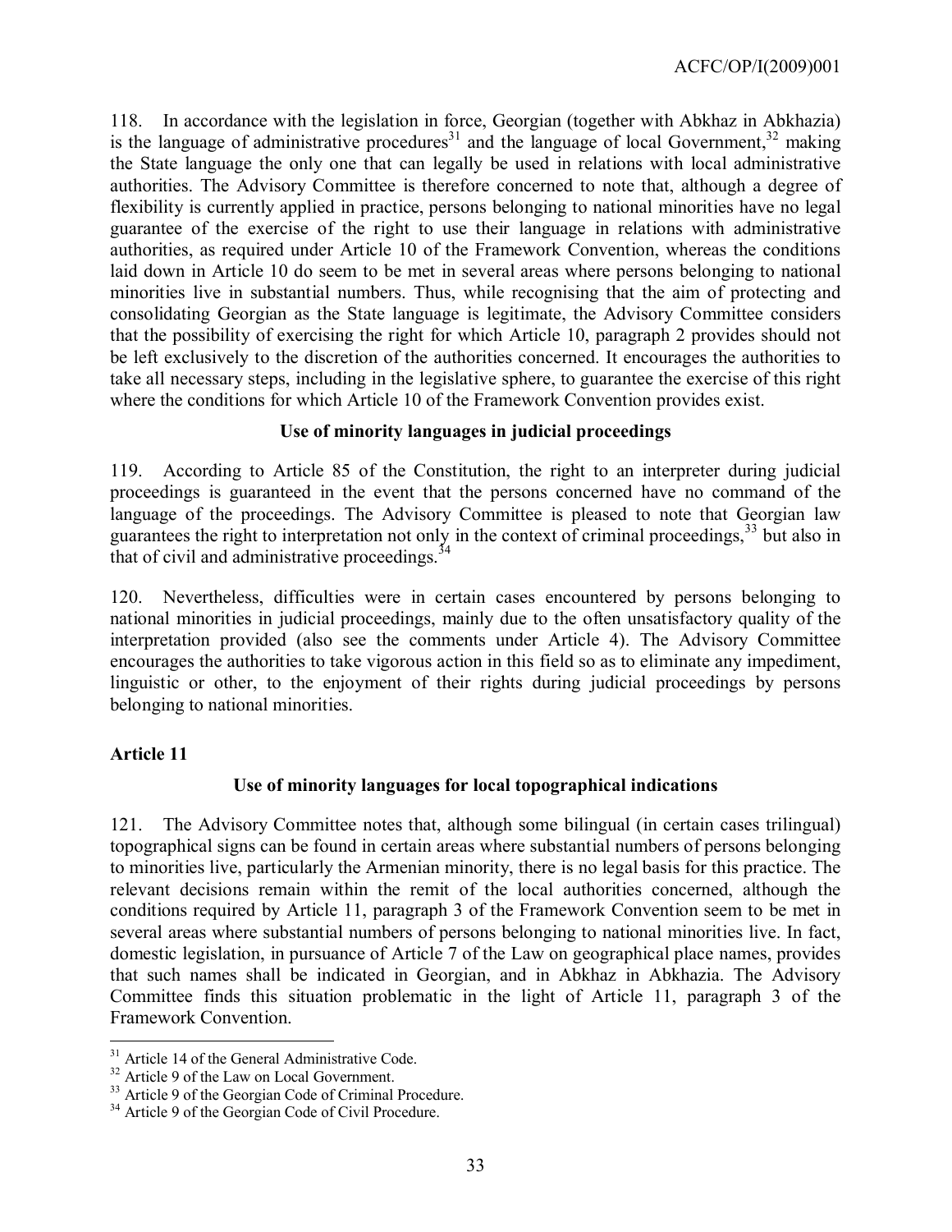118. In accordance with the legislation in force, Georgian (together with Abkhaz in Abkhazia) is the language of administrative procedures[31] and the language of local Government,[32] making the State language the only one that can legally be used in relations with local administrative authorities. The Advisory Committee is therefore concerned to note that, although a degree of flexibility is currently applied in practice, persons belonging to national minorities have no legal guarantee of the exercise of the right to use their language in relations with administrative authorities, as required under Article 10 of the Framework Convention, whereas the conditions laid down in Article 10 do seem to be met in several areas where persons belonging to national minorities live in substantial numbers. Thus, while recognising that the aim of protecting and consolidating Georgian as the State language is legitimate, the Advisory Committee considers that the possibility of exercising the right for which Article 10, paragraph 2 provides should not be left exclusively to the discretion of the authorities concerned. It encourages the authorities to take all necessary steps, including in the legislative sphere, to guarantee the exercise of this right where the conditions for which Article 10 of the Framework Convention provides exist.

**Use of minority languages in judicial proceedings**

119. According to Article 85 of the Constitution, the right to an interpreter during judicial proceedings is guaranteed in the event that the persons concerned have no command of the language of the proceedings. The Advisory Committee is pleased to note that Georgian law guarantees the right to interpretation not only in the context of criminal proceedings,[33] but also in that of civil and administrative proceedings.[34]

120. Nevertheless, difficulties were in certain cases encountered by persons belonging to national minorities in judicial proceedings, mainly due to the often unsatisfactory quality of the interpretation provided (also see the comments under Article 4). The Advisory Committee encourages the authorities to take vigorous action in this field so as to eliminate any impediment, linguistic or other, to the enjoyment of their rights during judicial proceedings by persons belonging to national minorities.

### Article 11

**Use of minority languages for local topographical indications**

121. The Advisory Committee notes that, although some bilingual (in certain cases trilingual) topographical signs can be found in certain areas where substantial numbers of persons belonging to minorities live, particularly the Armenian minority, there is no legal basis for this practice. The relevant decisions remain within the remit of the local authorities concerned, although the conditions required by Article 11, paragraph 3 of the Framework Convention seem to be met in several areas where substantial numbers of persons belonging to national minorities live. In fact, domestic legislation, in pursuance of Article 7 of the Law on geographical place names, provides that such names shall be indicated in Georgian, and in Abkhaz in Abkhazia. The Advisory Committee finds this situation problematic in the light of Article 11, paragraph 3 of the Framework Convention.

---

[31] Article 14 of the General Administrative Code.

[32] Article 9 of the Law on Local Government.

[33] Article 9 of the Georgian Code of Criminal Procedure.

[34] Article 9 of the Georgian Code of Civil Procedure.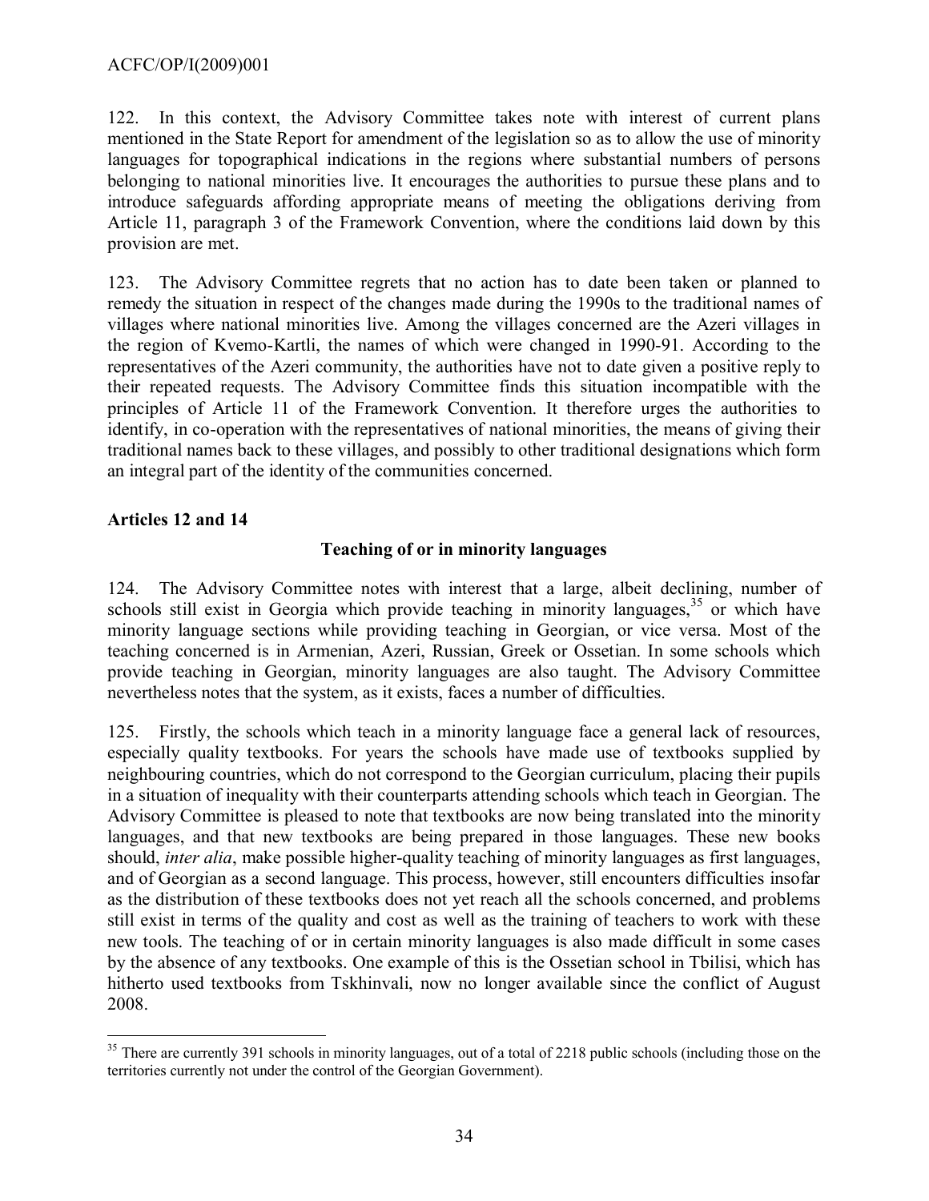122. In this context, the Advisory Committee takes note with interest of current plans mentioned in the State Report for amendment of the legislation so as to allow the use of minority languages for topographical indications in the regions where substantial numbers of persons belonging to national minorities live. It encourages the authorities to pursue these plans and to introduce safeguards affording appropriate means of meeting the obligations deriving from Article 11, paragraph 3 of the Framework Convention, where the conditions laid down by this provision are met.

123. The Advisory Committee regrets that no action has to date been taken or planned to remedy the situation in respect of the changes made during the 1990s to the traditional names of villages where national minorities live. Among the villages concerned are the Azeri villages in the region of Kvemo-Kartli, the names of which were changed in 1990-91. According to the representatives of the Azeri community, the authorities have not to date given a positive reply to their repeated requests. The Advisory Committee finds this situation incompatible with the principles of Article 11 of the Framework Convention. It therefore urges the authorities to identify, in co-operation with the representatives of national minorities, the means of giving their traditional names back to these villages, and possibly to other traditional designations which form an integral part of the identity of the communities concerned.

### Articles 12 and 14

#### Teaching of or in minority languages

124. The Advisory Committee notes with interest that a large, albeit declining, number of schools still exist in Georgia which provide teaching in minority languages,[35] or which have minority language sections while providing teaching in Georgian, or vice versa. Most of the teaching concerned is in Armenian, Azeri, Russian, Greek or Ossetian. In some schools which provide teaching in Georgian, minority languages are also taught. The Advisory Committee nevertheless notes that the system, as it exists, faces a number of difficulties.

125. Firstly, the schools which teach in a minority language face a general lack of resources, especially quality textbooks. For years the schools have made use of textbooks supplied by neighbouring countries, which do not correspond to the Georgian curriculum, placing their pupils in a situation of inequality with their counterparts attending schools which teach in Georgian. The Advisory Committee is pleased to note that textbooks are now being translated into the minority languages, and that new textbooks are being prepared in those languages. These new books should, *inter alia*, make possible higher-quality teaching of minority languages as first languages, and of Georgian as a second language. This process, however, still encounters difficulties insofar as the distribution of these textbooks does not yet reach all the schools concerned, and problems still exist in terms of the quality and cost as well as the training of teachers to work with these new tools. The teaching of or in certain minority languages is also made difficult in some cases by the absence of any textbooks. One example of this is the Ossetian school in Tbilisi, which has hitherto used textbooks from Tskhinvali, now no longer available since the conflict of August 2008.

[35] There are currently 391 schools in minority languages, out of a total of 2218 public schools (including those on the territories currently not under the control of the Georgian Government).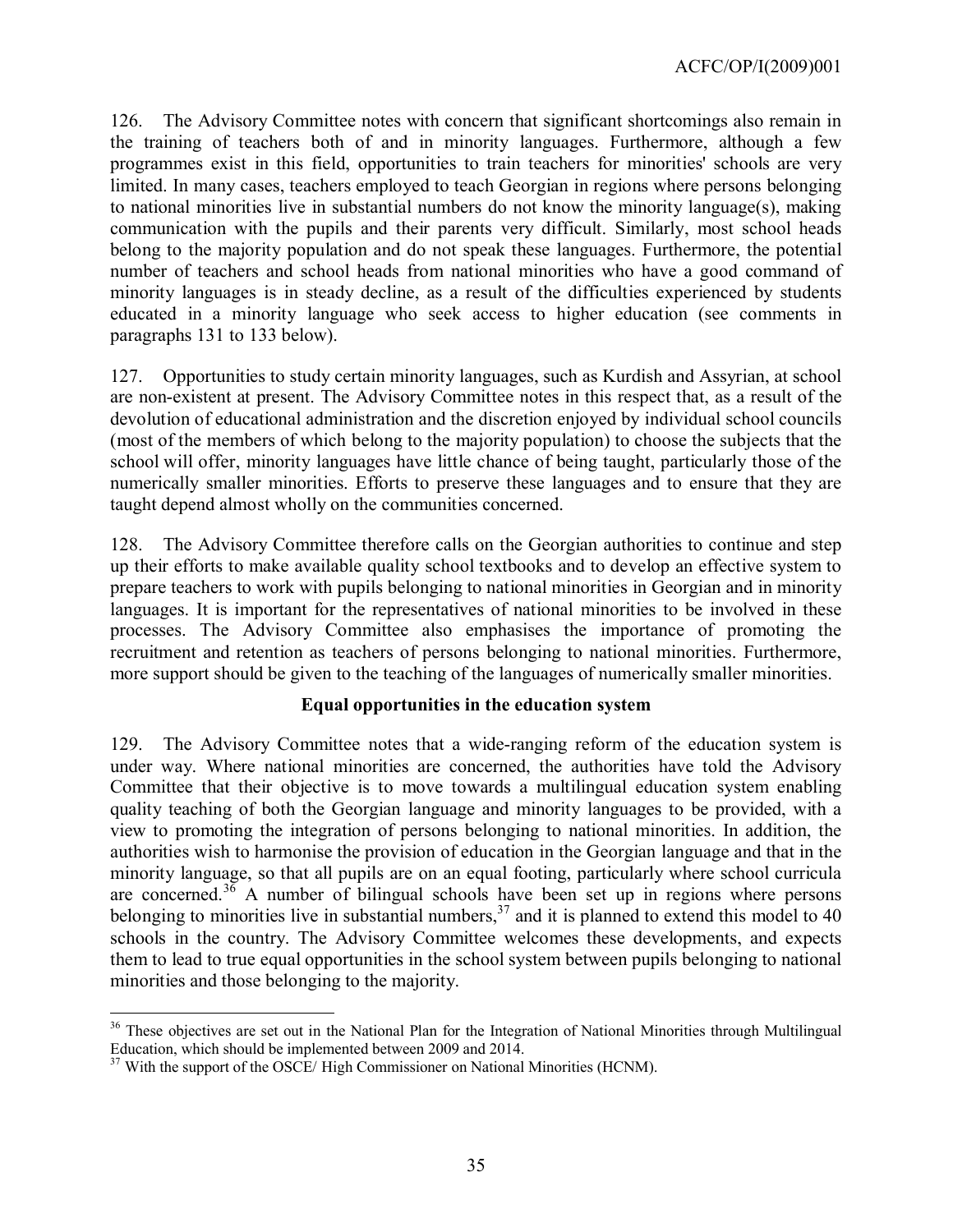126. The Advisory Committee notes with concern that significant shortcomings also remain in the training of teachers both of and in minority languages. Furthermore, although a few programmes exist in this field, opportunities to train teachers for minorities' schools are very limited. In many cases, teachers employed to teach Georgian in regions where persons belonging to national minorities live in substantial numbers do not know the minority language(s), making communication with the pupils and their parents very difficult. Similarly, most school heads belong to the majority population and do not speak these languages. Furthermore, the potential number of teachers and school heads from national minorities who have a good command of minority languages is in steady decline, as a result of the difficulties experienced by students educated in a minority language who seek access to higher education (see comments in paragraphs 131 to 133 below).

127. Opportunities to study certain minority languages, such as Kurdish and Assyrian, at school are non-existent at present. The Advisory Committee notes in this respect that, as a result of the devolution of educational administration and the discretion enjoyed by individual school councils (most of the members of which belong to the majority population) to choose the subjects that the school will offer, minority languages have little chance of being taught, particularly those of the numerically smaller minorities. Efforts to preserve these languages and to ensure that they are taught depend almost wholly on the communities concerned.

128. The Advisory Committee therefore calls on the Georgian authorities to continue and step up their efforts to make available quality school textbooks and to develop an effective system to prepare teachers to work with pupils belonging to national minorities in Georgian and in minority languages. It is important for the representatives of national minorities to be involved in these processes. The Advisory Committee also emphasises the importance of promoting the recruitment and retention as teachers of persons belonging to national minorities. Furthermore, more support should be given to the teaching of the languages of numerically smaller minorities.

### Equal opportunities in the education system

129. The Advisory Committee notes that a wide-ranging reform of the education system is under way. Where national minorities are concerned, the authorities have told the Advisory Committee that their objective is to move towards a multilingual education system enabling quality teaching of both the Georgian language and minority languages to be provided, with a view to promoting the integration of persons belonging to national minorities. In addition, the authorities wish to harmonise the provision of education in the Georgian language and that in the minority language, so that all pupils are on an equal footing, particularly where school curricula are concerned.[36] A number of bilingual schools have been set up in regions where persons belonging to minorities live in substantial numbers,[37] and it is planned to extend this model to 40 schools in the country. The Advisory Committee welcomes these developments, and expects them to lead to true equal opportunities in the school system between pupils belonging to national minorities and those belonging to the majority.

---

[36] These objectives are set out in the National Plan for the Integration of National Minorities through Multilingual Education, which should be implemented between 2009 and 2014.

[37] With the support of the OSCE/ High Commissioner on National Minorities (HCNM).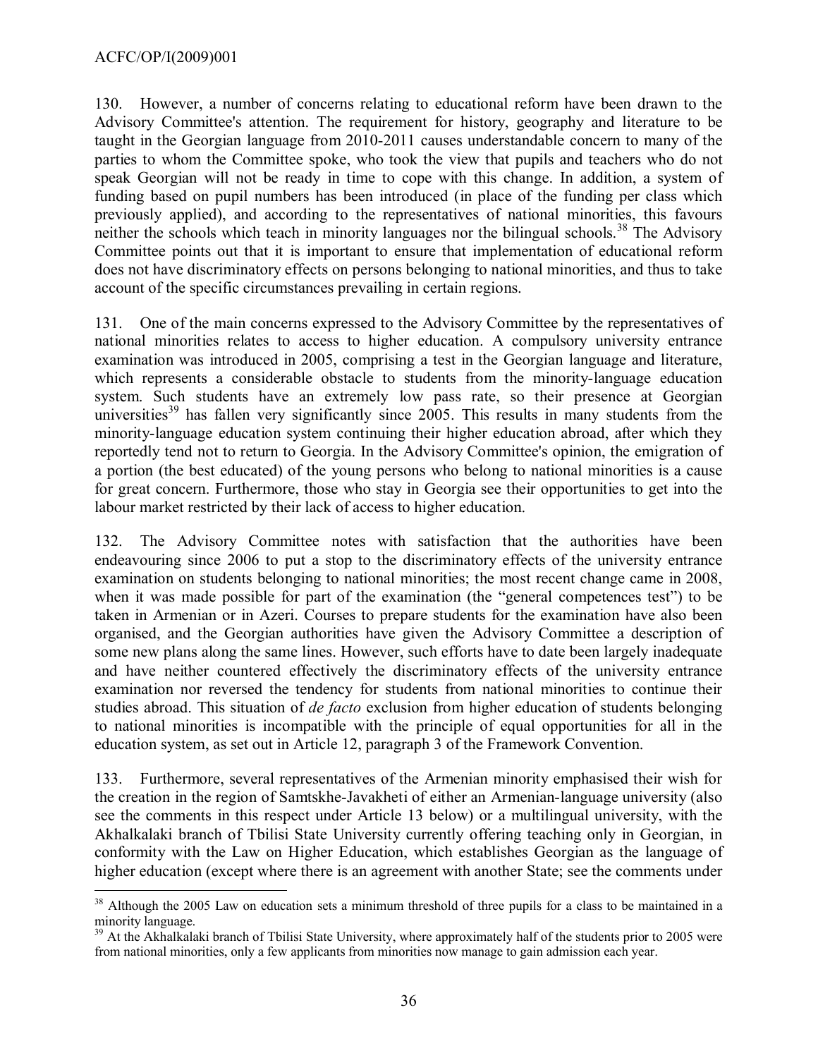130. However, a number of concerns relating to educational reform have been drawn to the Advisory Committee's attention. The requirement for history, geography and literature to be taught in the Georgian language from 2010-2011 causes understandable concern to many of the parties to whom the Committee spoke, who took the view that pupils and teachers who do not speak Georgian will not be ready in time to cope with this change. In addition, a system of funding based on pupil numbers has been introduced (in place of the funding per class which previously applied), and according to the representatives of national minorities, this favours neither the schools which teach in minority languages nor the bilingual schools.[38] The Advisory Committee points out that it is important to ensure that implementation of educational reform does not have discriminatory effects on persons belonging to national minorities, and thus to take account of the specific circumstances prevailing in certain regions.

131. One of the main concerns expressed to the Advisory Committee by the representatives of national minorities relates to access to higher education. A compulsory university entrance examination was introduced in 2005, comprising a test in the Georgian language and literature, which represents a considerable obstacle to students from the minority-language education system. Such students have an extremely low pass rate, so their presence at Georgian universities[39] has fallen very significantly since 2005. This results in many students from the minority-language education system continuing their higher education abroad, after which they reportedly tend not to return to Georgia. In the Advisory Committee's opinion, the emigration of a portion (the best educated) of the young persons who belong to national minorities is a cause for great concern. Furthermore, those who stay in Georgia see their opportunities to get into the labour market restricted by their lack of access to higher education.

132. The Advisory Committee notes with satisfaction that the authorities have been endeavouring since 2006 to put a stop to the discriminatory effects of the university entrance examination on students belonging to national minorities; the most recent change came in 2008, when it was made possible for part of the examination (the "general competences test") to be taken in Armenian or in Azeri. Courses to prepare students for the examination have also been organised, and the Georgian authorities have given the Advisory Committee a description of some new plans along the same lines. However, such efforts have to date been largely inadequate and have neither countered effectively the discriminatory effects of the university entrance examination nor reversed the tendency for students from national minorities to continue their studies abroad. This situation of *de facto* exclusion from higher education of students belonging to national minorities is incompatible with the principle of equal opportunities for all in the education system, as set out in Article 12, paragraph 3 of the Framework Convention.

133. Furthermore, several representatives of the Armenian minority emphasised their wish for the creation in the region of Samtskhe-Javakheti of either an Armenian-language university (also see the comments in this respect under Article 13 below) or a multilingual university, with the Akhalkalaki branch of Tbilisi State University currently offering teaching only in Georgian, in conformity with the Law on Higher Education, which establishes Georgian as the language of higher education (except where there is an agreement with another State; see the comments under

---

[38] Although the 2005 Law on education sets a minimum threshold of three pupils for a class to be maintained in a minority language.

[39] At the Akhalkalaki branch of Tbilisi State University, where approximately half of the students prior to 2005 were from national minorities, only a few applicants from minorities now manage to gain admission each year.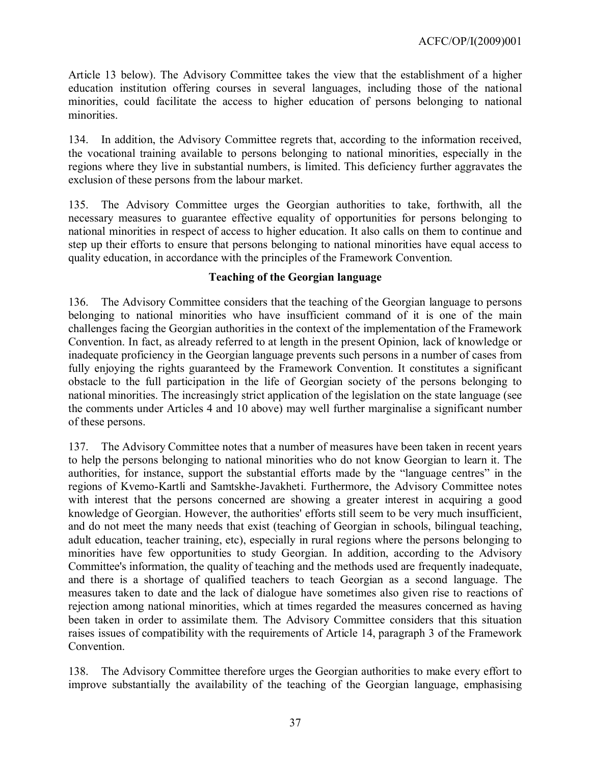Article 13 below). The Advisory Committee takes the view that the establishment of a higher education institution offering courses in several languages, including those of the national minorities, could facilitate the access to higher education of persons belonging to national minorities.

134. In addition, the Advisory Committee regrets that, according to the information received, the vocational training available to persons belonging to national minorities, especially in the regions where they live in substantial numbers, is limited. This deficiency further aggravates the exclusion of these persons from the labour market.

135. The Advisory Committee urges the Georgian authorities to take, forthwith, all the necessary measures to guarantee effective equality of opportunities for persons belonging to national minorities in respect of access to higher education. It also calls on them to continue and step up their efforts to ensure that persons belonging to national minorities have equal access to quality education, in accordance with the principles of the Framework Convention.

**Teaching of the Georgian language**

136. The Advisory Committee considers that the teaching of the Georgian language to persons belonging to national minorities who have insufficient command of it is one of the main challenges facing the Georgian authorities in the context of the implementation of the Framework Convention. In fact, as already referred to at length in the present Opinion, lack of knowledge or inadequate proficiency in the Georgian language prevents such persons in a number of cases from fully enjoying the rights guaranteed by the Framework Convention. It constitutes a significant obstacle to the full participation in the life of Georgian society of the persons belonging to national minorities. The increasingly strict application of the legislation on the state language (see the comments under Articles 4 and 10 above) may well further marginalise a significant number of these persons.

137. The Advisory Committee notes that a number of measures have been taken in recent years to help the persons belonging to national minorities who do not know Georgian to learn it. The authorities, for instance, support the substantial efforts made by the "language centres" in the regions of Kvemo-Kartli and Samtskhe-Javakheti. Furthermore, the Advisory Committee notes with interest that the persons concerned are showing a greater interest in acquiring a good knowledge of Georgian. However, the authorities' efforts still seem to be very much insufficient, and do not meet the many needs that exist (teaching of Georgian in schools, bilingual teaching, adult education, teacher training, etc), especially in rural regions where the persons belonging to minorities have few opportunities to study Georgian. In addition, according to the Advisory Committee's information, the quality of teaching and the methods used are frequently inadequate, and there is a shortage of qualified teachers to teach Georgian as a second language. The measures taken to date and the lack of dialogue have sometimes also given rise to reactions of rejection among national minorities, which at times regarded the measures concerned as having been taken in order to assimilate them. The Advisory Committee considers that this situation raises issues of compatibility with the requirements of Article 14, paragraph 3 of the Framework Convention.

138. The Advisory Committee therefore urges the Georgian authorities to make every effort to improve substantially the availability of the teaching of the Georgian language, emphasising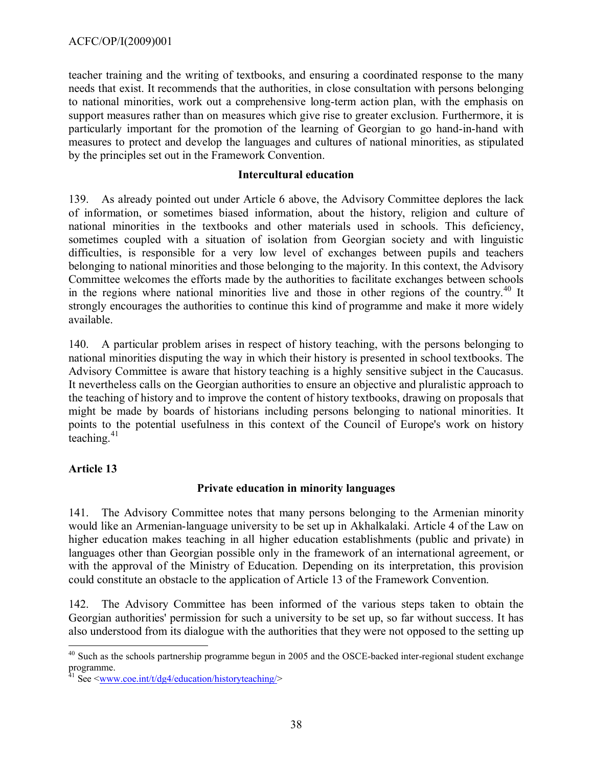teacher training and the writing of textbooks, and ensuring a coordinated response to the many needs that exist. It recommends that the authorities, in close consultation with persons belonging to national minorities, work out a comprehensive long-term action plan, with the emphasis on support measures rather than on measures which give rise to greater exclusion. Furthermore, it is particularly important for the promotion of the learning of Georgian to go hand-in-hand with measures to protect and develop the languages and cultures of national minorities, as stipulated by the principles set out in the Framework Convention.

**Intercultural education**

139. As already pointed out under Article 6 above, the Advisory Committee deplores the lack of information, or sometimes biased information, about the history, religion and culture of national minorities in the textbooks and other materials used in schools. This deficiency, sometimes coupled with a situation of isolation from Georgian society and with linguistic difficulties, is responsible for a very low level of exchanges between pupils and teachers belonging to national minorities and those belonging to the majority. In this context, the Advisory Committee welcomes the efforts made by the authorities to facilitate exchanges between schools in the regions where national minorities live and those in other regions of the country.[40] It strongly encourages the authorities to continue this kind of programme and make it more widely available.

140. A particular problem arises in respect of history teaching, with the persons belonging to national minorities disputing the way in which their history is presented in school textbooks. The Advisory Committee is aware that history teaching is a highly sensitive subject in the Caucasus. It nevertheless calls on the Georgian authorities to ensure an objective and pluralistic approach to the teaching of history and to improve the content of history textbooks, drawing on proposals that might be made by boards of historians including persons belonging to national minorities. It points to the potential usefulness in this context of the Council of Europe's work on history teaching.[41]

## Article 13

**Private education in minority languages**

141. The Advisory Committee notes that many persons belonging to the Armenian minority would like an Armenian-language university to be set up in Akhalkalaki. Article 4 of the Law on higher education makes teaching in all higher education establishments (public and private) in languages other than Georgian possible only in the framework of an international agreement, or with the approval of the Ministry of Education. Depending on its interpretation, this provision could constitute an obstacle to the application of Article 13 of the Framework Convention.

142. The Advisory Committee has been informed of the various steps taken to obtain the Georgian authorities' permission for such a university to be set up, so far without success. It has also understood from its dialogue with the authorities that they were not opposed to the setting up

---

[40] Such as the schools partnership programme begun in 2005 and the OSCE-backed inter-regional student exchange programme.

[41] See <www.coe.int/t/dg4/education/historyteaching/>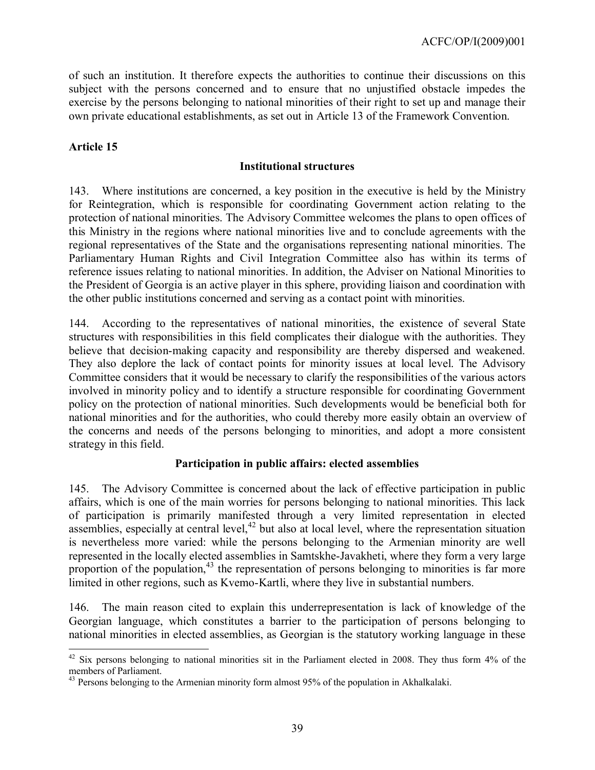of such an institution. It therefore expects the authorities to continue their discussions on this subject with the persons concerned and to ensure that no unjustified obstacle impedes the exercise by the persons belonging to national minorities of their right to set up and manage their own private educational establishments, as set out in Article 13 of the Framework Convention.

**Article 15**

**Institutional structures**

143. Where institutions are concerned, a key position in the executive is held by the Ministry for Reintegration, which is responsible for coordinating Government action relating to the protection of national minorities. The Advisory Committee welcomes the plans to open offices of this Ministry in the regions where national minorities live and to conclude agreements with the regional representatives of the State and the organisations representing national minorities. The Parliamentary Human Rights and Civil Integration Committee also has within its terms of reference issues relating to national minorities. In addition, the Adviser on National Minorities to the President of Georgia is an active player in this sphere, providing liaison and coordination with the other public institutions concerned and serving as a contact point with minorities.

144. According to the representatives of national minorities, the existence of several State structures with responsibilities in this field complicates their dialogue with the authorities. They believe that decision-making capacity and responsibility are thereby dispersed and weakened. They also deplore the lack of contact points for minority issues at local level. The Advisory Committee considers that it would be necessary to clarify the responsibilities of the various actors involved in minority policy and to identify a structure responsible for coordinating Government policy on the protection of national minorities. Such developments would be beneficial both for national minorities and for the authorities, who could thereby more easily obtain an overview of the concerns and needs of the persons belonging to minorities, and adopt a more consistent strategy in this field.

**Participation in public affairs: elected assemblies**

145. The Advisory Committee is concerned about the lack of effective participation in public affairs, which is one of the main worries for persons belonging to national minorities. This lack of participation is primarily manifested through a very limited representation in elected assemblies, especially at central level,[42] but also at local level, where the representation situation is nevertheless more varied: while the persons belonging to the Armenian minority are well represented in the locally elected assemblies in Samtskhe-Javakheti, where they form a very large proportion of the population,[43] the representation of persons belonging to minorities is far more limited in other regions, such as Kvemo-Kartli, where they live in substantial numbers.

146. The main reason cited to explain this underrepresentation is lack of knowledge of the Georgian language, which constitutes a barrier to the participation of persons belonging to national minorities in elected assemblies, as Georgian is the statutory working language in these

---

[42] Six persons belonging to national minorities sit in the Parliament elected in 2008. They thus form 4% of the members of Parliament.

[43] Persons belonging to the Armenian minority form almost 95% of the population in Akhalkalaki.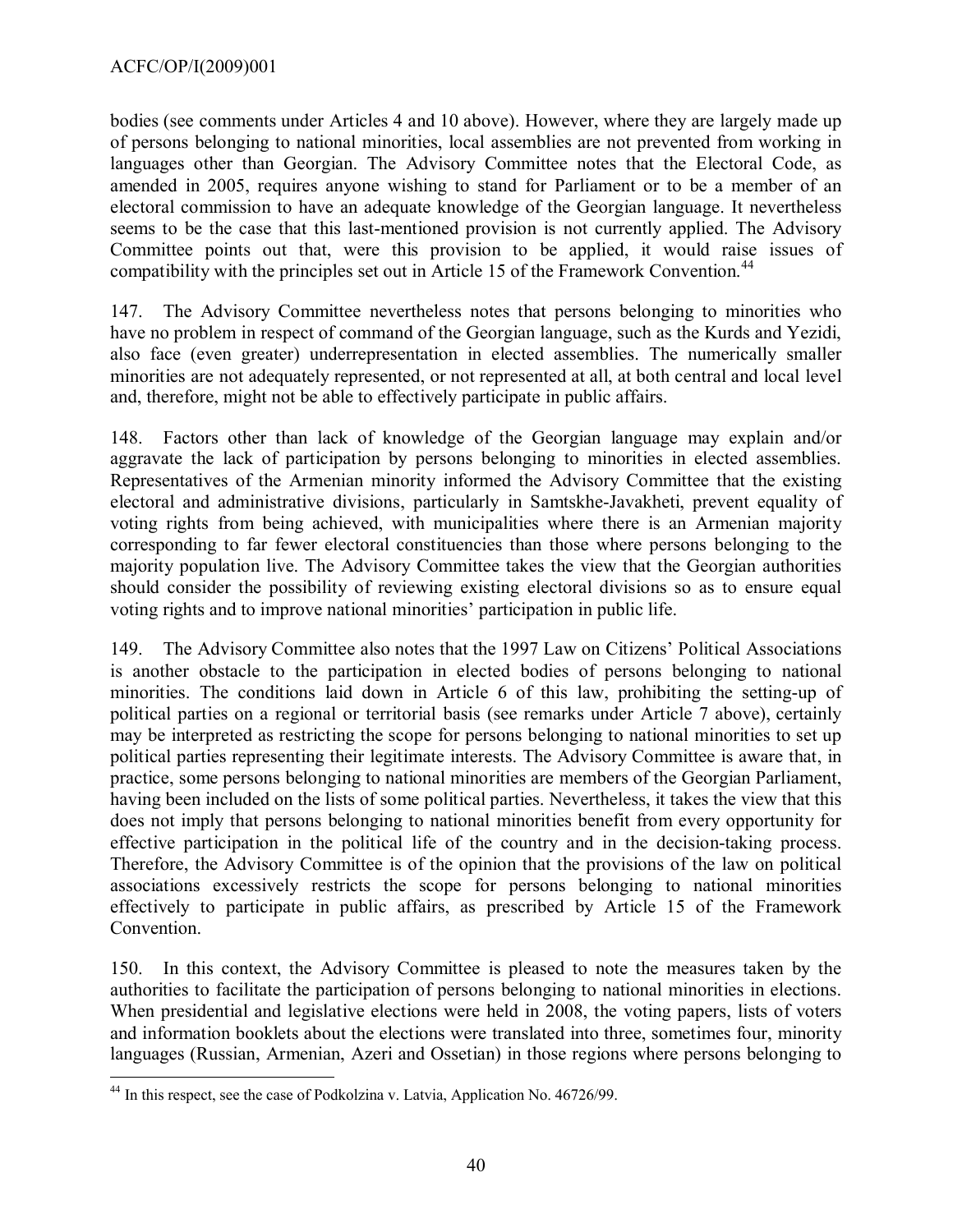bodies (see comments under Articles 4 and 10 above). However, where they are largely made up of persons belonging to national minorities, local assemblies are not prevented from working in languages other than Georgian. The Advisory Committee notes that the Electoral Code, as amended in 2005, requires anyone wishing to stand for Parliament or to be a member of an electoral commission to have an adequate knowledge of the Georgian language. It nevertheless seems to be the case that this last-mentioned provision is not currently applied. The Advisory Committee points out that, were this provision to be applied, it would raise issues of compatibility with the principles set out in Article 15 of the Framework Convention.[44]

147. The Advisory Committee nevertheless notes that persons belonging to minorities who have no problem in respect of command of the Georgian language, such as the Kurds and Yezidi, also face (even greater) underrepresentation in elected assemblies. The numerically smaller minorities are not adequately represented, or not represented at all, at both central and local level and, therefore, might not be able to effectively participate in public affairs.

148. Factors other than lack of knowledge of the Georgian language may explain and/or aggravate the lack of participation by persons belonging to minorities in elected assemblies. Representatives of the Armenian minority informed the Advisory Committee that the existing electoral and administrative divisions, particularly in Samtskhe-Javakheti, prevent equality of voting rights from being achieved, with municipalities where there is an Armenian majority corresponding to far fewer electoral constituencies than those where persons belonging to the majority population live. The Advisory Committee takes the view that the Georgian authorities should consider the possibility of reviewing existing electoral divisions so as to ensure equal voting rights and to improve national minorities' participation in public life.

149. The Advisory Committee also notes that the 1997 Law on Citizens' Political Associations is another obstacle to the participation in elected bodies of persons belonging to national minorities. The conditions laid down in Article 6 of this law, prohibiting the setting-up of political parties on a regional or territorial basis (see remarks under Article 7 above), certainly may be interpreted as restricting the scope for persons belonging to national minorities to set up political parties representing their legitimate interests. The Advisory Committee is aware that, in practice, some persons belonging to national minorities are members of the Georgian Parliament, having been included on the lists of some political parties. Nevertheless, it takes the view that this does not imply that persons belonging to national minorities benefit from every opportunity for effective participation in the political life of the country and in the decision-taking process. Therefore, the Advisory Committee is of the opinion that the provisions of the law on political associations excessively restricts the scope for persons belonging to national minorities effectively to participate in public affairs, as prescribed by Article 15 of the Framework Convention.

150. In this context, the Advisory Committee is pleased to note the measures taken by the authorities to facilitate the participation of persons belonging to national minorities in elections. When presidential and legislative elections were held in 2008, the voting papers, lists of voters and information booklets about the elections were translated into three, sometimes four, minority languages (Russian, Armenian, Azeri and Ossetian) in those regions where persons belonging to

[44] In this respect, see the case of Podkolzina v. Latvia, Application No. 46726/99.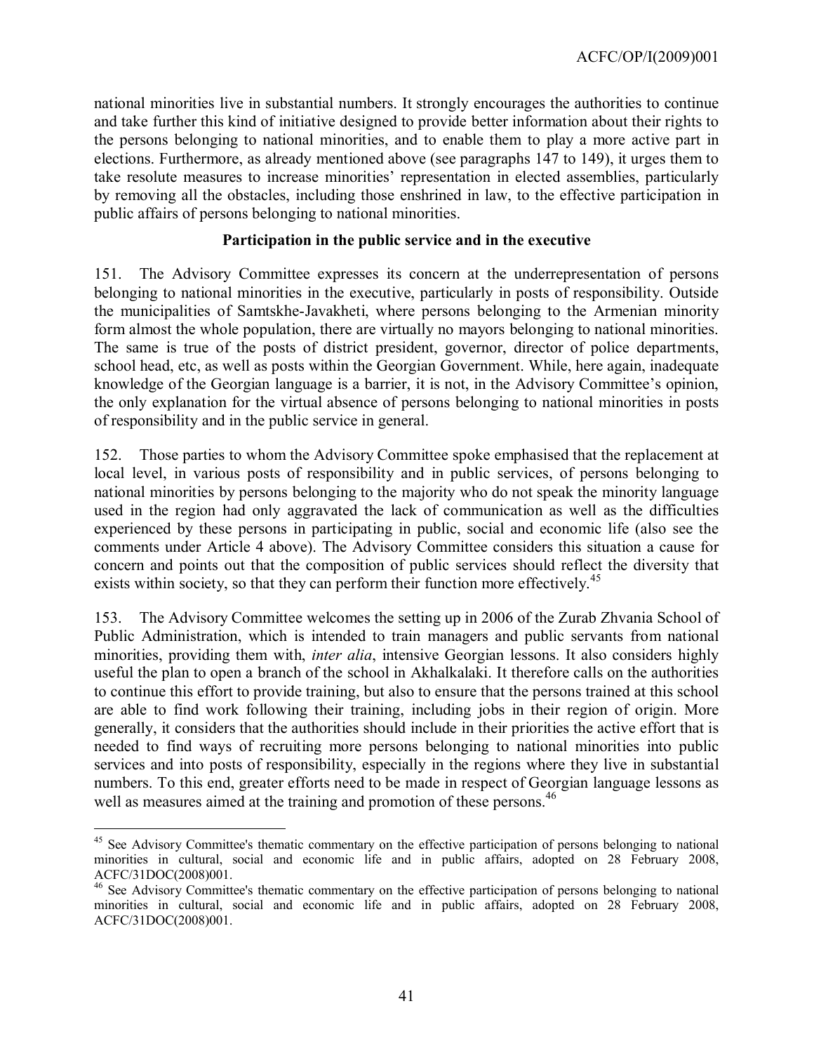national minorities live in substantial numbers. It strongly encourages the authorities to continue and take further this kind of initiative designed to provide better information about their rights to the persons belonging to national minorities, and to enable them to play a more active part in elections. Furthermore, as already mentioned above (see paragraphs 147 to 149), it urges them to take resolute measures to increase minorities' representation in elected assemblies, particularly by removing all the obstacles, including those enshrined in law, to the effective participation in public affairs of persons belonging to national minorities.

**Participation in the public service and in the executive**

151. The Advisory Committee expresses its concern at the underrepresentation of persons belonging to national minorities in the executive, particularly in posts of responsibility. Outside the municipalities of Samtskhe-Javakheti, where persons belonging to the Armenian minority form almost the whole population, there are virtually no mayors belonging to national minorities. The same is true of the posts of district president, governor, director of police departments, school head, etc, as well as posts within the Georgian Government. While, here again, inadequate knowledge of the Georgian language is a barrier, it is not, in the Advisory Committee's opinion, the only explanation for the virtual absence of persons belonging to national minorities in posts of responsibility and in the public service in general.

152. Those parties to whom the Advisory Committee spoke emphasised that the replacement at local level, in various posts of responsibility and in public services, of persons belonging to national minorities by persons belonging to the majority who do not speak the minority language used in the region had only aggravated the lack of communication as well as the difficulties experienced by these persons in participating in public, social and economic life (also see the comments under Article 4 above). The Advisory Committee considers this situation a cause for concern and points out that the composition of public services should reflect the diversity that exists within society, so that they can perform their function more effectively.[45]

153. The Advisory Committee welcomes the setting up in 2006 of the Zurab Zhvania School of Public Administration, which is intended to train managers and public servants from national minorities, providing them with, *inter alia*, intensive Georgian lessons. It also considers highly useful the plan to open a branch of the school in Akhalkalaki. It therefore calls on the authorities to continue this effort to provide training, but also to ensure that the persons trained at this school are able to find work following their training, including jobs in their region of origin. More generally, it considers that the authorities should include in their priorities the active effort that is needed to find ways of recruiting more persons belonging to national minorities into public services and into posts of responsibility, especially in the regions where they live in substantial numbers. To this end, greater efforts need to be made in respect of Georgian language lessons as well as measures aimed at the training and promotion of these persons.[46]

---

[45] See Advisory Committee's thematic commentary on the effective participation of persons belonging to national minorities in cultural, social and economic life and in public affairs, adopted on 28 February 2008, ACFC/31DOC(2008)001.

[46] See Advisory Committee's thematic commentary on the effective participation of persons belonging to national minorities in cultural, social and economic life and in public affairs, adopted on 28 February 2008, ACFC/31DOC(2008)001.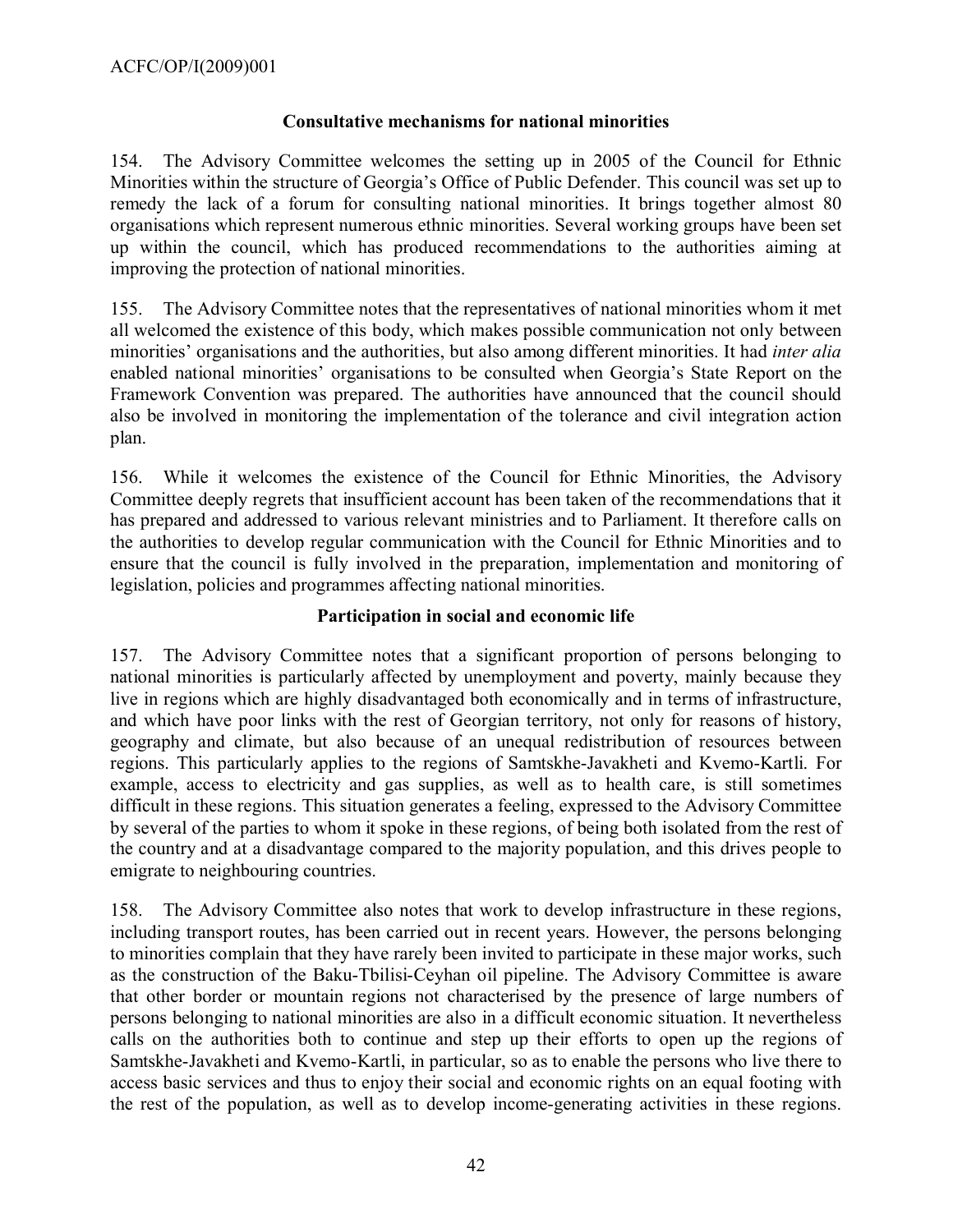### Consultative mechanisms for national minorities

154. The Advisory Committee welcomes the setting up in 2005 of the Council for Ethnic Minorities within the structure of Georgia's Office of Public Defender. This council was set up to remedy the lack of a forum for consulting national minorities. It brings together almost 80 organisations which represent numerous ethnic minorities. Several working groups have been set up within the council, which has produced recommendations to the authorities aiming at improving the protection of national minorities.

155. The Advisory Committee notes that the representatives of national minorities whom it met all welcomed the existence of this body, which makes possible communication not only between minorities' organisations and the authorities, but also among different minorities. It had *inter alia* enabled national minorities' organisations to be consulted when Georgia's State Report on the Framework Convention was prepared. The authorities have announced that the council should also be involved in monitoring the implementation of the tolerance and civil integration action plan.

156. While it welcomes the existence of the Council for Ethnic Minorities, the Advisory Committee deeply regrets that insufficient account has been taken of the recommendations that it has prepared and addressed to various relevant ministries and to Parliament. It therefore calls on the authorities to develop regular communication with the Council for Ethnic Minorities and to ensure that the council is fully involved in the preparation, implementation and monitoring of legislation, policies and programmes affecting national minorities.

### Participation in social and economic life

157. The Advisory Committee notes that a significant proportion of persons belonging to national minorities is particularly affected by unemployment and poverty, mainly because they live in regions which are highly disadvantaged both economically and in terms of infrastructure, and which have poor links with the rest of Georgian territory, not only for reasons of history, geography and climate, but also because of an unequal redistribution of resources between regions. This particularly applies to the regions of Samtskhe-Javakheti and Kvemo-Kartli. For example, access to electricity and gas supplies, as well as to health care, is still sometimes difficult in these regions. This situation generates a feeling, expressed to the Advisory Committee by several of the parties to whom it spoke in these regions, of being both isolated from the rest of the country and at a disadvantage compared to the majority population, and this drives people to emigrate to neighbouring countries.

158. The Advisory Committee also notes that work to develop infrastructure in these regions, including transport routes, has been carried out in recent years. However, the persons belonging to minorities complain that they have rarely been invited to participate in these major works, such as the construction of the Baku-Tbilisi-Ceyhan oil pipeline. The Advisory Committee is aware that other border or mountain regions not characterised by the presence of large numbers of persons belonging to national minorities are also in a difficult economic situation. It nevertheless calls on the authorities both to continue and step up their efforts to open up the regions of Samtskhe-Javakheti and Kvemo-Kartli, in particular, so as to enable the persons who live there to access basic services and thus to enjoy their social and economic rights on an equal footing with the rest of the population, as well as to develop income-generating activities in these regions.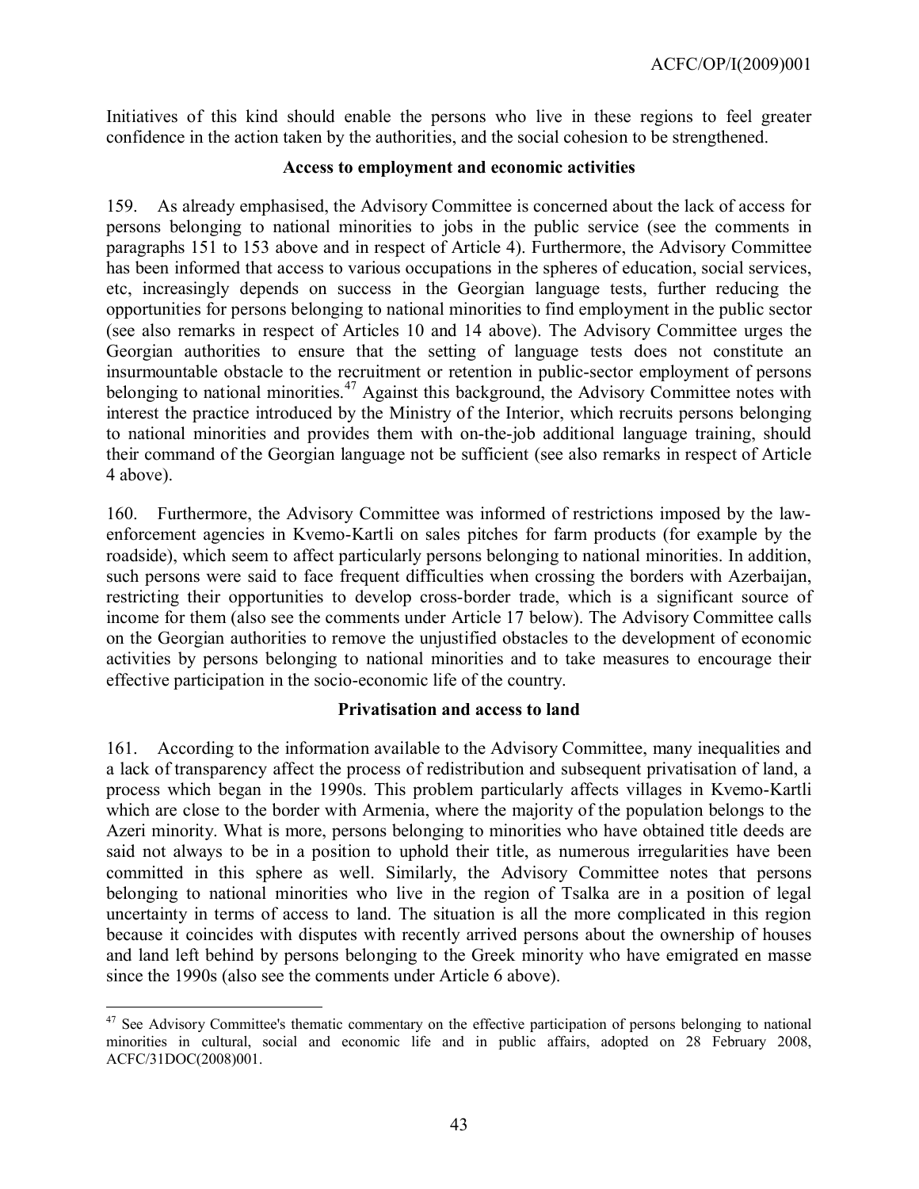Initiatives of this kind should enable the persons who live in these regions to feel greater confidence in the action taken by the authorities, and the social cohesion to be strengthened.

**Access to employment and economic activities**

159. As already emphasised, the Advisory Committee is concerned about the lack of access for persons belonging to national minorities to jobs in the public service (see the comments in paragraphs 151 to 153 above and in respect of Article 4). Furthermore, the Advisory Committee has been informed that access to various occupations in the spheres of education, social services, etc, increasingly depends on success in the Georgian language tests, further reducing the opportunities for persons belonging to national minorities to find employment in the public sector (see also remarks in respect of Articles 10 and 14 above). The Advisory Committee urges the Georgian authorities to ensure that the setting of language tests does not constitute an insurmountable obstacle to the recruitment or retention in public-sector employment of persons belonging to national minorities.[47] Against this background, the Advisory Committee notes with interest the practice introduced by the Ministry of the Interior, which recruits persons belonging to national minorities and provides them with on-the-job additional language training, should their command of the Georgian language not be sufficient (see also remarks in respect of Article 4 above).

160. Furthermore, the Advisory Committee was informed of restrictions imposed by the law-enforcement agencies in Kvemo-Kartli on sales pitches for farm products (for example by the roadside), which seem to affect particularly persons belonging to national minorities. In addition, such persons were said to face frequent difficulties when crossing the borders with Azerbaijan, restricting their opportunities to develop cross-border trade, which is a significant source of income for them (also see the comments under Article 17 below). The Advisory Committee calls on the Georgian authorities to remove the unjustified obstacles to the development of economic activities by persons belonging to national minorities and to take measures to encourage their effective participation in the socio-economic life of the country.

**Privatisation and access to land**

161. According to the information available to the Advisory Committee, many inequalities and a lack of transparency affect the process of redistribution and subsequent privatisation of land, a process which began in the 1990s. This problem particularly affects villages in Kvemo-Kartli which are close to the border with Armenia, where the majority of the population belongs to the Azeri minority. What is more, persons belonging to minorities who have obtained title deeds are said not always to be in a position to uphold their title, as numerous irregularities have been committed in this sphere as well. Similarly, the Advisory Committee notes that persons belonging to national minorities who live in the region of Tsalka are in a position of legal uncertainty in terms of access to land. The situation is all the more complicated in this region because it coincides with disputes with recently arrived persons about the ownership of houses and land left behind by persons belonging to the Greek minority who have emigrated en masse since the 1990s (also see the comments under Article 6 above).

---

[47] See Advisory Committee's thematic commentary on the effective participation of persons belonging to national minorities in cultural, social and economic life and in public affairs, adopted on 28 February 2008, ACFC/31DOC(2008)001.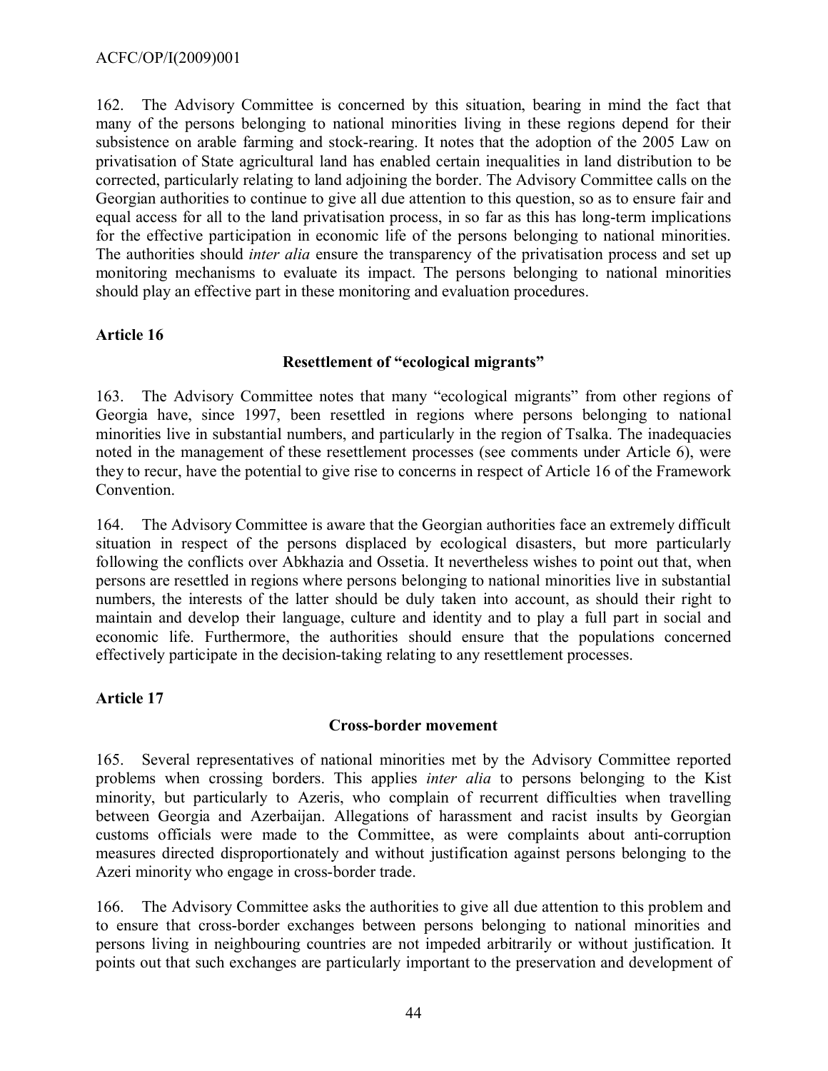162. The Advisory Committee is concerned by this situation, bearing in mind the fact that many of the persons belonging to national minorities living in these regions depend for their subsistence on arable farming and stock-rearing. It notes that the adoption of the 2005 Law on privatisation of State agricultural land has enabled certain inequalities in land distribution to be corrected, particularly relating to land adjoining the border. The Advisory Committee calls on the Georgian authorities to continue to give all due attention to this question, so as to ensure fair and equal access for all to the land privatisation process, in so far as this has long-term implications for the effective participation in economic life of the persons belonging to national minorities. The authorities should *inter alia* ensure the transparency of the privatisation process and set up monitoring mechanisms to evaluate its impact. The persons belonging to national minorities should play an effective part in these monitoring and evaluation procedures.

### Article 16

#### Resettlement of "ecological migrants"

163. The Advisory Committee notes that many "ecological migrants" from other regions of Georgia have, since 1997, been resettled in regions where persons belonging to national minorities live in substantial numbers, and particularly in the region of Tsalka. The inadequacies noted in the management of these resettlement processes (see comments under Article 6), were they to recur, have the potential to give rise to concerns in respect of Article 16 of the Framework Convention.

164. The Advisory Committee is aware that the Georgian authorities face an extremely difficult situation in respect of the persons displaced by ecological disasters, but more particularly following the conflicts over Abkhazia and Ossetia. It nevertheless wishes to point out that, when persons are resettled in regions where persons belonging to national minorities live in substantial numbers, the interests of the latter should be duly taken into account, as should their right to maintain and develop their language, culture and identity and to play a full part in social and economic life. Furthermore, the authorities should ensure that the populations concerned effectively participate in the decision-taking relating to any resettlement processes.

### Article 17

#### Cross-border movement

165. Several representatives of national minorities met by the Advisory Committee reported problems when crossing borders. This applies *inter alia* to persons belonging to the Kist minority, but particularly to Azeris, who complain of recurrent difficulties when travelling between Georgia and Azerbaijan. Allegations of harassment and racist insults by Georgian customs officials were made to the Committee, as were complaints about anti-corruption measures directed disproportionately and without justification against persons belonging to the Azeri minority who engage in cross-border trade.

166. The Advisory Committee asks the authorities to give all due attention to this problem and to ensure that cross-border exchanges between persons belonging to national minorities and persons living in neighbouring countries are not impeded arbitrarily or without justification. It points out that such exchanges are particularly important to the preservation and development of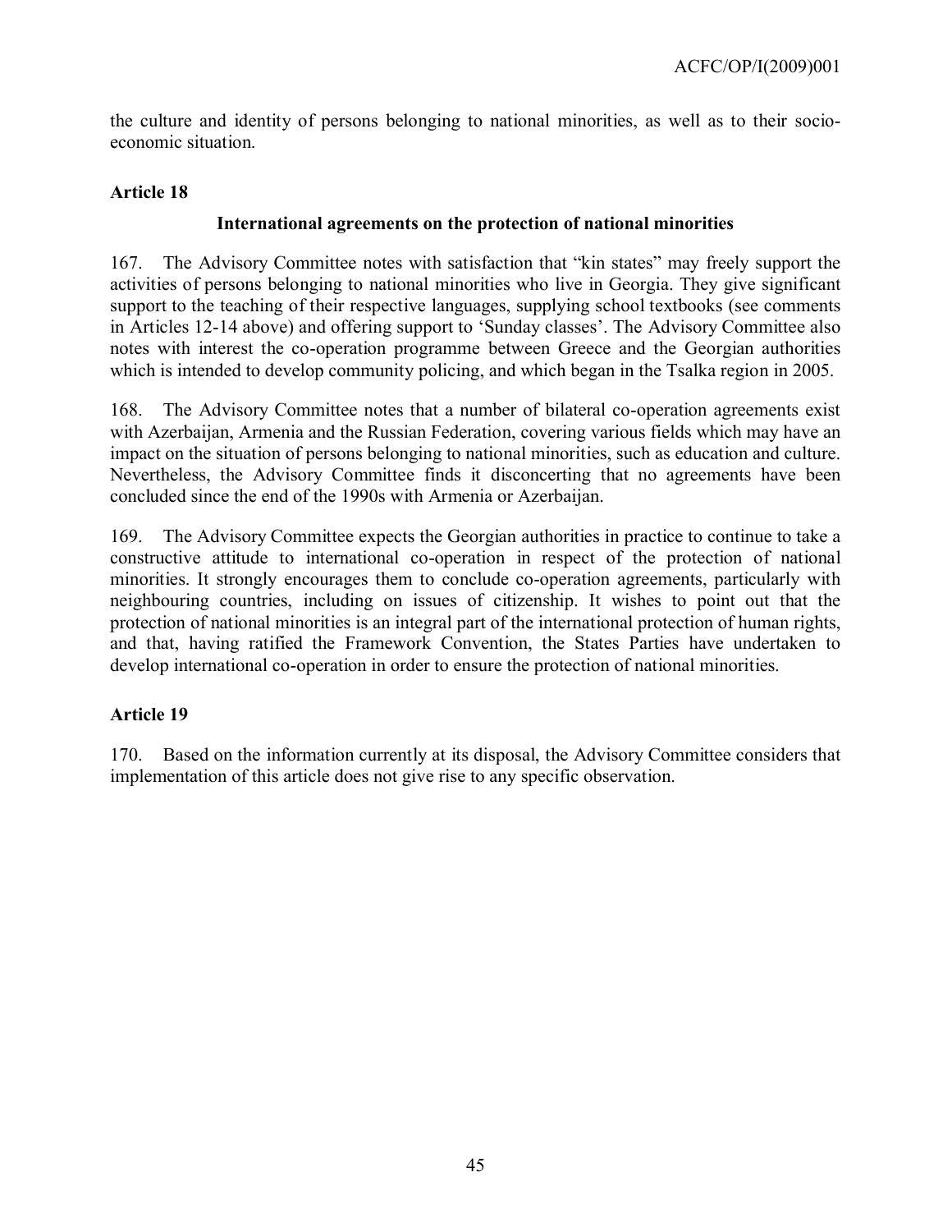the culture and identity of persons belonging to national minorities, as well as to their socio-economic situation.

**Article 18**

**International agreements on the protection of national minorities**

167. The Advisory Committee notes with satisfaction that “kin states” may freely support the activities of persons belonging to national minorities who live in Georgia. They give significant support to the teaching of their respective languages, supplying school textbooks (see comments in Articles 12-14 above) and offering support to ‘Sunday classes’. The Advisory Committee also notes with interest the co-operation programme between Greece and the Georgian authorities which is intended to develop community policing, and which began in the Tsalka region in 2005.

168. The Advisory Committee notes that a number of bilateral co-operation agreements exist with Azerbaijan, Armenia and the Russian Federation, covering various fields which may have an impact on the situation of persons belonging to national minorities, such as education and culture. Nevertheless, the Advisory Committee finds it disconcerting that no agreements have been concluded since the end of the 1990s with Armenia or Azerbaijan.

169. The Advisory Committee expects the Georgian authorities in practice to continue to take a constructive attitude to international co-operation in respect of the protection of national minorities. It strongly encourages them to conclude co-operation agreements, particularly with neighbouring countries, including on issues of citizenship. It wishes to point out that the protection of national minorities is an integral part of the international protection of human rights, and that, having ratified the Framework Convention, the States Parties have undertaken to develop international co-operation in order to ensure the protection of national minorities.

**Article 19**

170. Based on the information currently at its disposal, the Advisory Committee considers that implementation of this article does not give rise to any specific observation.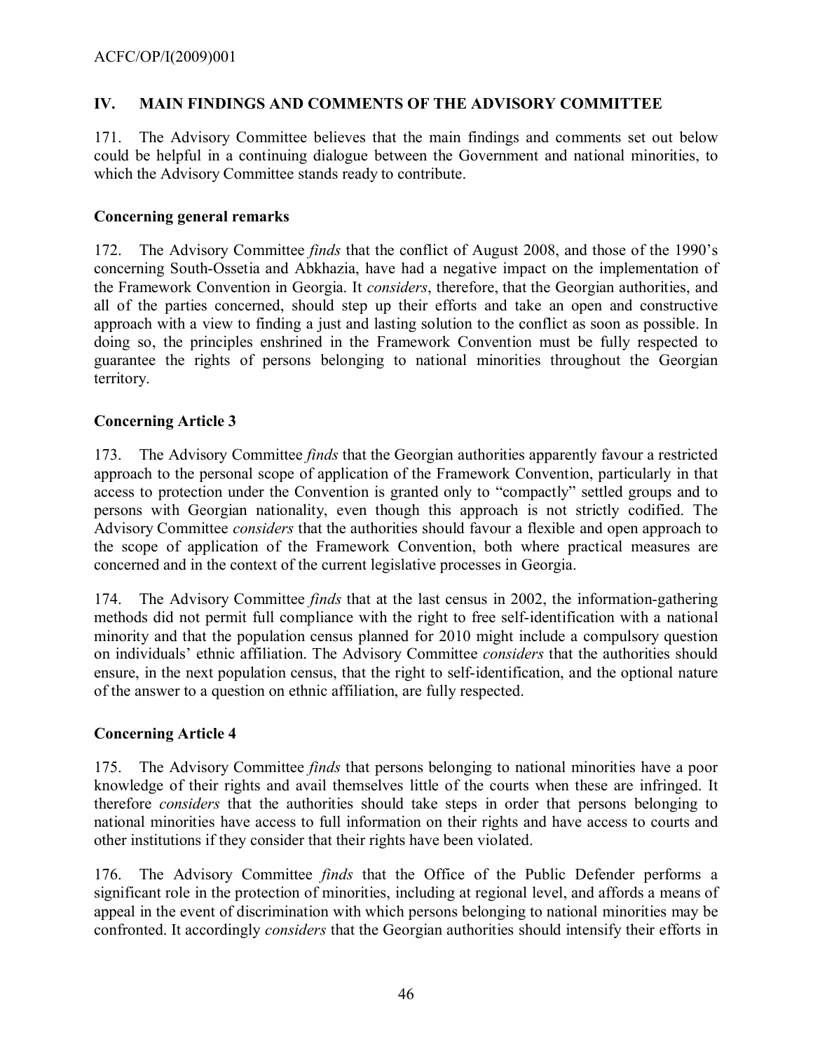## IV. MAIN FINDINGS AND COMMENTS OF THE ADVISORY COMMITTEE

171. The Advisory Committee believes that the main findings and comments set out below could be helpful in a continuing dialogue between the Government and national minorities, to which the Advisory Committee stands ready to contribute.

### Concerning general remarks

172. The Advisory Committee *finds* that the conflict of August 2008, and those of the 1990's concerning South-Ossetia and Abkhazia, have had a negative impact on the implementation of the Framework Convention in Georgia. It *considers*, therefore, that the Georgian authorities, and all of the parties concerned, should step up their efforts and take an open and constructive approach with a view to finding a just and lasting solution to the conflict as soon as possible. In doing so, the principles enshrined in the Framework Convention must be fully respected to guarantee the rights of persons belonging to national minorities throughout the Georgian territory.

### Concerning Article 3

173. The Advisory Committee *finds* that the Georgian authorities apparently favour a restricted approach to the personal scope of application of the Framework Convention, particularly in that access to protection under the Convention is granted only to "compactly" settled groups and to persons with Georgian nationality, even though this approach is not strictly codified. The Advisory Committee *considers* that the authorities should favour a flexible and open approach to the scope of application of the Framework Convention, both where practical measures are concerned and in the context of the current legislative processes in Georgia.

174. The Advisory Committee *finds* that at the last census in 2002, the information-gathering methods did not permit full compliance with the right to free self-identification with a national minority and that the population census planned for 2010 might include a compulsory question on individuals' ethnic affiliation. The Advisory Committee *considers* that the authorities should ensure, in the next population census, that the right to self-identification, and the optional nature of the answer to a question on ethnic affiliation, are fully respected.

### Concerning Article 4

175. The Advisory Committee *finds* that persons belonging to national minorities have a poor knowledge of their rights and avail themselves little of the courts when these are infringed. It therefore *considers* that the authorities should take steps in order that persons belonging to national minorities have access to full information on their rights and have access to courts and other institutions if they consider that their rights have been violated.

176. The Advisory Committee *finds* that the Office of the Public Defender performs a significant role in the protection of minorities, including at regional level, and affords a means of appeal in the event of discrimination with which persons belonging to national minorities may be confronted. It accordingly *considers* that the Georgian authorities should intensify their efforts in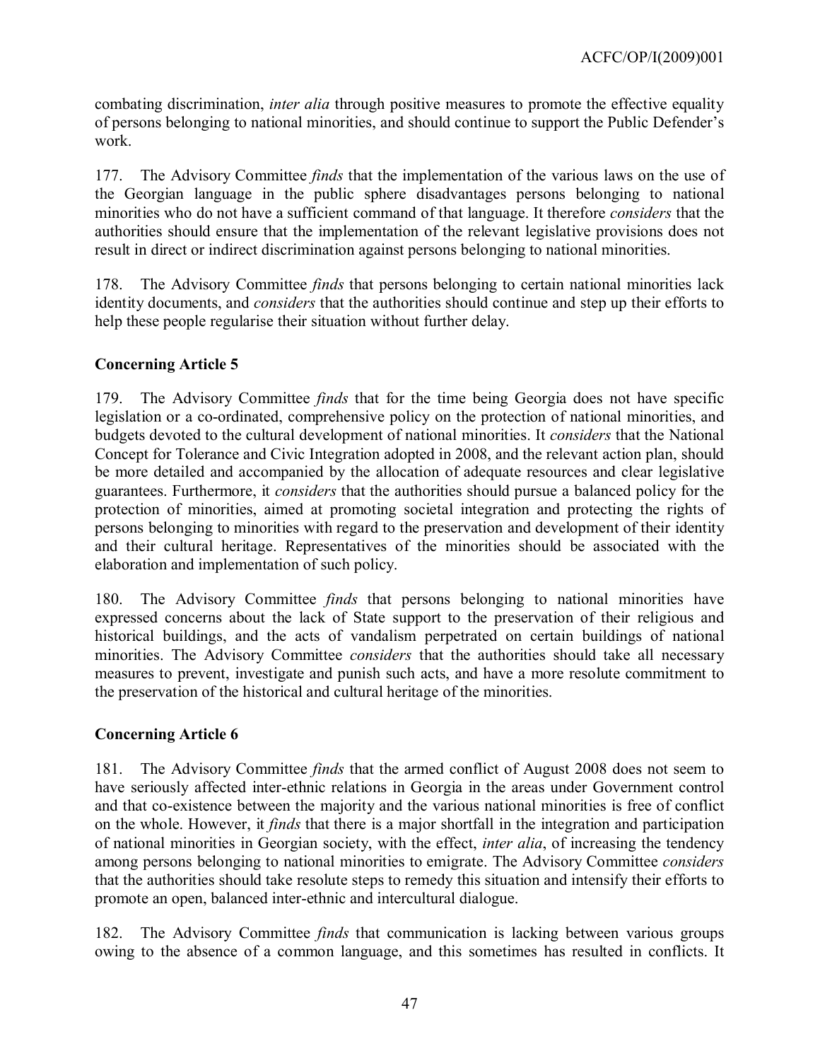combating discrimination, *inter alia* through positive measures to promote the effective equality of persons belonging to national minorities, and should continue to support the Public Defender's work.

177. The Advisory Committee *finds* that the implementation of the various laws on the use of the Georgian language in the public sphere disadvantages persons belonging to national minorities who do not have a sufficient command of that language. It therefore *considers* that the authorities should ensure that the implementation of the relevant legislative provisions does not result in direct or indirect discrimination against persons belonging to national minorities.

178. The Advisory Committee *finds* that persons belonging to certain national minorities lack identity documents, and *considers* that the authorities should continue and step up their efforts to help these people regularise their situation without further delay.

**Concerning Article 5**

179. The Advisory Committee *finds* that for the time being Georgia does not have specific legislation or a co-ordinated, comprehensive policy on the protection of national minorities, and budgets devoted to the cultural development of national minorities. It *considers* that the National Concept for Tolerance and Civic Integration adopted in 2008, and the relevant action plan, should be more detailed and accompanied by the allocation of adequate resources and clear legislative guarantees. Furthermore, it *considers* that the authorities should pursue a balanced policy for the protection of minorities, aimed at promoting societal integration and protecting the rights of persons belonging to minorities with regard to the preservation and development of their identity and their cultural heritage. Representatives of the minorities should be associated with the elaboration and implementation of such policy.

180. The Advisory Committee *finds* that persons belonging to national minorities have expressed concerns about the lack of State support to the preservation of their religious and historical buildings, and the acts of vandalism perpetrated on certain buildings of national minorities. The Advisory Committee *considers* that the authorities should take all necessary measures to prevent, investigate and punish such acts, and have a more resolute commitment to the preservation of the historical and cultural heritage of the minorities.

**Concerning Article 6**

181. The Advisory Committee *finds* that the armed conflict of August 2008 does not seem to have seriously affected inter-ethnic relations in Georgia in the areas under Government control and that co-existence between the majority and the various national minorities is free of conflict on the whole. However, it *finds* that there is a major shortfall in the integration and participation of national minorities in Georgian society, with the effect, *inter alia*, of increasing the tendency among persons belonging to national minorities to emigrate. The Advisory Committee *considers* that the authorities should take resolute steps to remedy this situation and intensify their efforts to promote an open, balanced inter-ethnic and intercultural dialogue.

182. The Advisory Committee *finds* that communication is lacking between various groups owing to the absence of a common language, and this sometimes has resulted in conflicts. It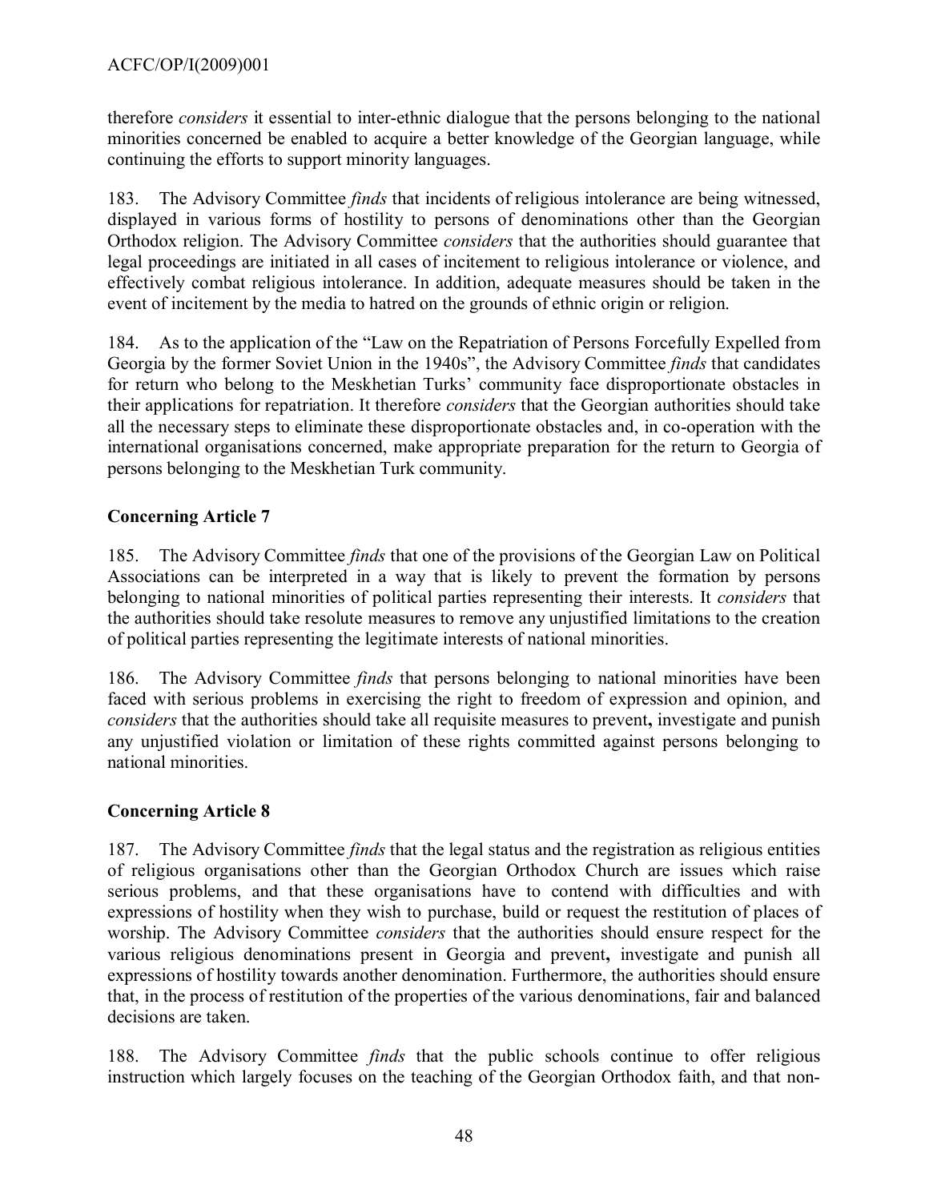therefore *considers* it essential to inter-ethnic dialogue that the persons belonging to the national minorities concerned be enabled to acquire a better knowledge of the Georgian language, while continuing the efforts to support minority languages.

183. The Advisory Committee *finds* that incidents of religious intolerance are being witnessed, displayed in various forms of hostility to persons of denominations other than the Georgian Orthodox religion. The Advisory Committee *considers* that the authorities should guarantee that legal proceedings are initiated in all cases of incitement to religious intolerance or violence, and effectively combat religious intolerance. In addition, adequate measures should be taken in the event of incitement by the media to hatred on the grounds of ethnic origin or religion.

184. As to the application of the "Law on the Repatriation of Persons Forcefully Expelled from Georgia by the former Soviet Union in the 1940s", the Advisory Committee *finds* that candidates for return who belong to the Meskhetian Turks' community face disproportionate obstacles in their applications for repatriation. It therefore *considers* that the Georgian authorities should take all the necessary steps to eliminate these disproportionate obstacles and, in co-operation with the international organisations concerned, make appropriate preparation for the return to Georgia of persons belonging to the Meskhetian Turk community.

## Concerning Article 7

185. The Advisory Committee *finds* that one of the provisions of the Georgian Law on Political Associations can be interpreted in a way that is likely to prevent the formation by persons belonging to national minorities of political parties representing their interests. It *considers* that the authorities should take resolute measures to remove any unjustified limitations to the creation of political parties representing the legitimate interests of national minorities.

186. The Advisory Committee *finds* that persons belonging to national minorities have been faced with serious problems in exercising the right to freedom of expression and opinion, and *considers* that the authorities should take all requisite measures to prevent**,** investigate and punish any unjustified violation or limitation of these rights committed against persons belonging to national minorities.

## Concerning Article 8

187. The Advisory Committee *finds* that the legal status and the registration as religious entities of religious organisations other than the Georgian Orthodox Church are issues which raise serious problems, and that these organisations have to contend with difficulties and with expressions of hostility when they wish to purchase, build or request the restitution of places of worship. The Advisory Committee *considers* that the authorities should ensure respect for the various religious denominations present in Georgia and prevent**,** investigate and punish all expressions of hostility towards another denomination. Furthermore, the authorities should ensure that, in the process of restitution of the properties of the various denominations, fair and balanced decisions are taken.

188. The Advisory Committee *finds* that the public schools continue to offer religious instruction which largely focuses on the teaching of the Georgian Orthodox faith, and that non-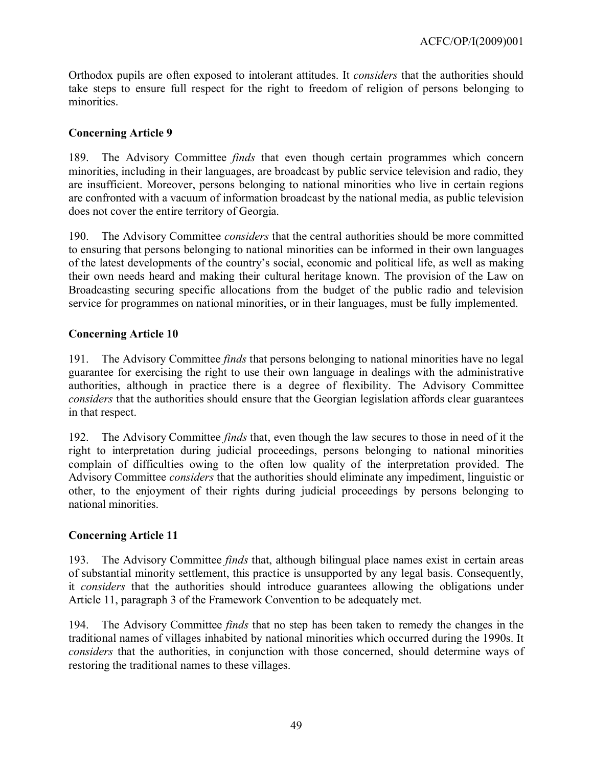Orthodox pupils are often exposed to intolerant attitudes. It *considers* that the authorities should take steps to ensure full respect for the right to freedom of religion of persons belonging to minorities.

### Concerning Article 9

189. The Advisory Committee *finds* that even though certain programmes which concern minorities, including in their languages, are broadcast by public service television and radio, they are insufficient. Moreover, persons belonging to national minorities who live in certain regions are confronted with a vacuum of information broadcast by the national media, as public television does not cover the entire territory of Georgia.

190. The Advisory Committee *considers* that the central authorities should be more committed to ensuring that persons belonging to national minorities can be informed in their own languages of the latest developments of the country's social, economic and political life, as well as making their own needs heard and making their cultural heritage known. The provision of the Law on Broadcasting securing specific allocations from the budget of the public radio and television service for programmes on national minorities, or in their languages, must be fully implemented.

### Concerning Article 10

191. The Advisory Committee *finds* that persons belonging to national minorities have no legal guarantee for exercising the right to use their own language in dealings with the administrative authorities, although in practice there is a degree of flexibility. The Advisory Committee *considers* that the authorities should ensure that the Georgian legislation affords clear guarantees in that respect.

192. The Advisory Committee *finds* that, even though the law secures to those in need of it the right to interpretation during judicial proceedings, persons belonging to national minorities complain of difficulties owing to the often low quality of the interpretation provided. The Advisory Committee *considers* that the authorities should eliminate any impediment, linguistic or other, to the enjoyment of their rights during judicial proceedings by persons belonging to national minorities.

### Concerning Article 11

193. The Advisory Committee *finds* that, although bilingual place names exist in certain areas of substantial minority settlement, this practice is unsupported by any legal basis. Consequently, it *considers* that the authorities should introduce guarantees allowing the obligations under Article 11, paragraph 3 of the Framework Convention to be adequately met.

194. The Advisory Committee *finds* that no step has been taken to remedy the changes in the traditional names of villages inhabited by national minorities which occurred during the 1990s. It *considers* that the authorities, in conjunction with those concerned, should determine ways of restoring the traditional names to these villages.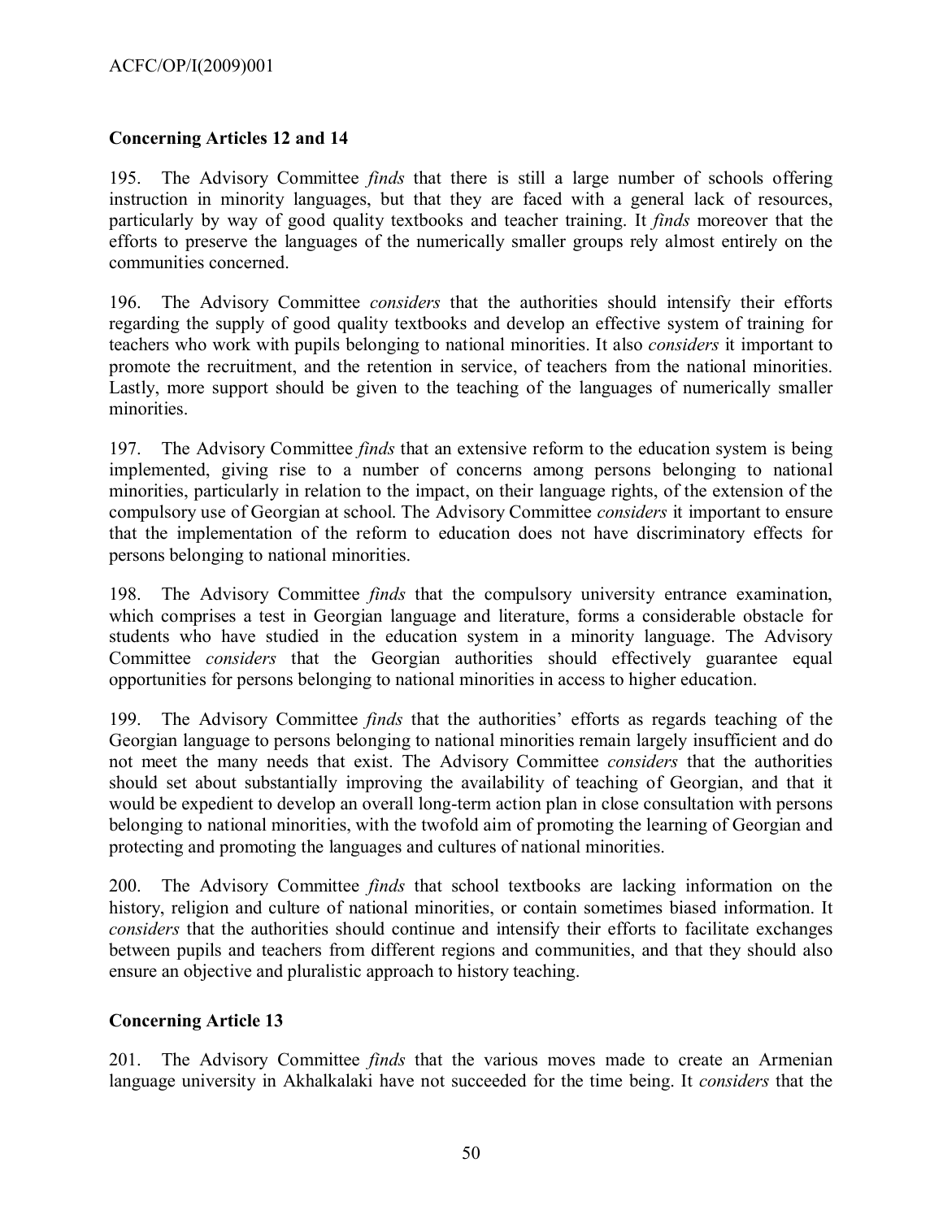## Concerning Articles 12 and 14

195. The Advisory Committee *finds* that there is still a large number of schools offering instruction in minority languages, but that they are faced with a general lack of resources, particularly by way of good quality textbooks and teacher training. It *finds* moreover that the efforts to preserve the languages of the numerically smaller groups rely almost entirely on the communities concerned.

196. The Advisory Committee *considers* that the authorities should intensify their efforts regarding the supply of good quality textbooks and develop an effective system of training for teachers who work with pupils belonging to national minorities. It also *considers* it important to promote the recruitment, and the retention in service, of teachers from the national minorities. Lastly, more support should be given to the teaching of the languages of numerically smaller minorities.

197. The Advisory Committee *finds* that an extensive reform to the education system is being implemented, giving rise to a number of concerns among persons belonging to national minorities, particularly in relation to the impact, on their language rights, of the extension of the compulsory use of Georgian at school. The Advisory Committee *considers* it important to ensure that the implementation of the reform to education does not have discriminatory effects for persons belonging to national minorities.

198. The Advisory Committee *finds* that the compulsory university entrance examination, which comprises a test in Georgian language and literature, forms a considerable obstacle for students who have studied in the education system in a minority language. The Advisory Committee *considers* that the Georgian authorities should effectively guarantee equal opportunities for persons belonging to national minorities in access to higher education.

199. The Advisory Committee *finds* that the authorities' efforts as regards teaching of the Georgian language to persons belonging to national minorities remain largely insufficient and do not meet the many needs that exist. The Advisory Committee *considers* that the authorities should set about substantially improving the availability of teaching of Georgian, and that it would be expedient to develop an overall long-term action plan in close consultation with persons belonging to national minorities, with the twofold aim of promoting the learning of Georgian and protecting and promoting the languages and cultures of national minorities.

200. The Advisory Committee *finds* that school textbooks are lacking information on the history, religion and culture of national minorities, or contain sometimes biased information. It *considers* that the authorities should continue and intensify their efforts to facilitate exchanges between pupils and teachers from different regions and communities, and that they should also ensure an objective and pluralistic approach to history teaching.

## Concerning Article 13

201. The Advisory Committee *finds* that the various moves made to create an Armenian language university in Akhalkalaki have not succeeded for the time being. It *considers* that the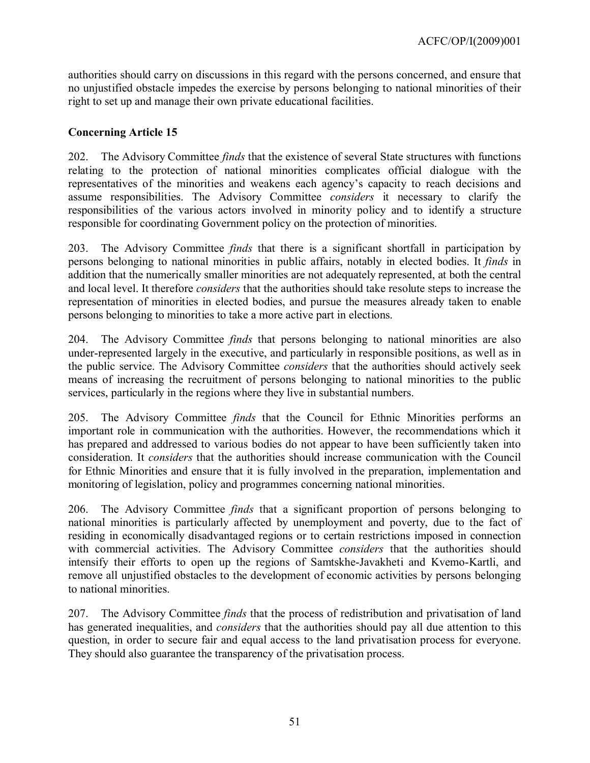authorities should carry on discussions in this regard with the persons concerned, and ensure that no unjustified obstacle impedes the exercise by persons belonging to national minorities of their right to set up and manage their own private educational facilities.

### Concerning Article 15

202. The Advisory Committee *finds* that the existence of several State structures with functions relating to the protection of national minorities complicates official dialogue with the representatives of the minorities and weakens each agency's capacity to reach decisions and assume responsibilities. The Advisory Committee *considers* it necessary to clarify the responsibilities of the various actors involved in minority policy and to identify a structure responsible for coordinating Government policy on the protection of minorities.

203. The Advisory Committee *finds* that there is a significant shortfall in participation by persons belonging to national minorities in public affairs, notably in elected bodies. It *finds* in addition that the numerically smaller minorities are not adequately represented, at both the central and local level. It therefore *considers* that the authorities should take resolute steps to increase the representation of minorities in elected bodies, and pursue the measures already taken to enable persons belonging to minorities to take a more active part in elections.

204. The Advisory Committee *finds* that persons belonging to national minorities are also under-represented largely in the executive, and particularly in responsible positions, as well as in the public service. The Advisory Committee *considers* that the authorities should actively seek means of increasing the recruitment of persons belonging to national minorities to the public services, particularly in the regions where they live in substantial numbers.

205. The Advisory Committee *finds* that the Council for Ethnic Minorities performs an important role in communication with the authorities. However, the recommendations which it has prepared and addressed to various bodies do not appear to have been sufficiently taken into consideration. It *considers* that the authorities should increase communication with the Council for Ethnic Minorities and ensure that it is fully involved in the preparation, implementation and monitoring of legislation, policy and programmes concerning national minorities.

206. The Advisory Committee *finds* that a significant proportion of persons belonging to national minorities is particularly affected by unemployment and poverty, due to the fact of residing in economically disadvantaged regions or to certain restrictions imposed in connection with commercial activities. The Advisory Committee *considers* that the authorities should intensify their efforts to open up the regions of Samtskhe-Javakheti and Kvemo-Kartli, and remove all unjustified obstacles to the development of economic activities by persons belonging to national minorities.

207. The Advisory Committee *finds* that the process of redistribution and privatisation of land has generated inequalities, and *considers* that the authorities should pay all due attention to this question, in order to secure fair and equal access to the land privatisation process for everyone. They should also guarantee the transparency of the privatisation process.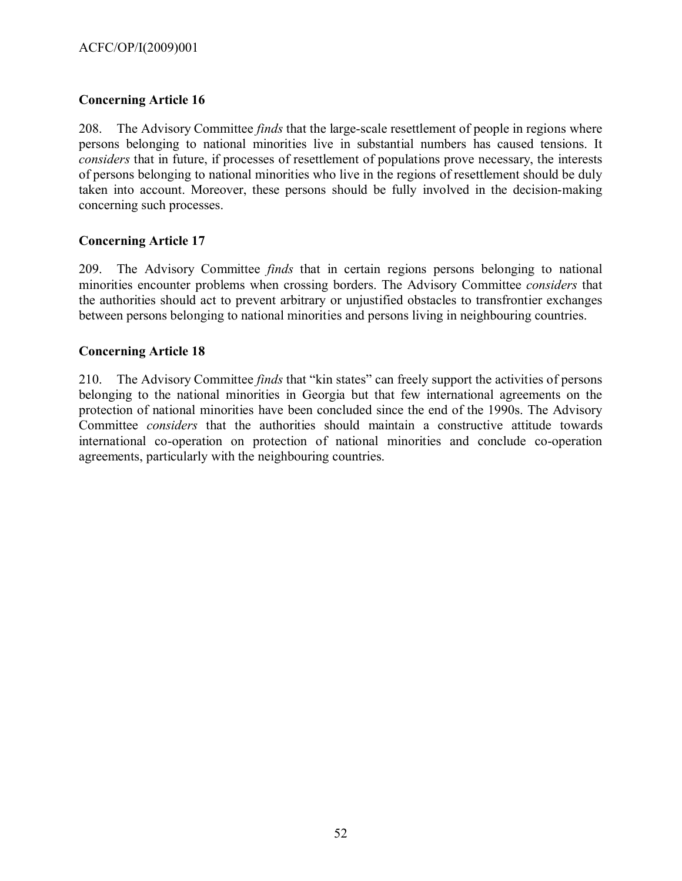### Concerning Article 16

208. The Advisory Committee *finds* that the large-scale resettlement of people in regions where persons belonging to national minorities live in substantial numbers has caused tensions. It *considers* that in future, if processes of resettlement of populations prove necessary, the interests of persons belonging to national minorities who live in the regions of resettlement should be duly taken into account. Moreover, these persons should be fully involved in the decision-making concerning such processes.

### Concerning Article 17

209. The Advisory Committee *finds* that in certain regions persons belonging to national minorities encounter problems when crossing borders. The Advisory Committee *considers* that the authorities should act to prevent arbitrary or unjustified obstacles to transfrontier exchanges between persons belonging to national minorities and persons living in neighbouring countries.

### Concerning Article 18

210. The Advisory Committee *finds* that "kin states" can freely support the activities of persons belonging to the national minorities in Georgia but that few international agreements on the protection of national minorities have been concluded since the end of the 1990s. The Advisory Committee *considers* that the authorities should maintain a constructive attitude towards international co-operation on protection of national minorities and conclude co-operation agreements, particularly with the neighbouring countries.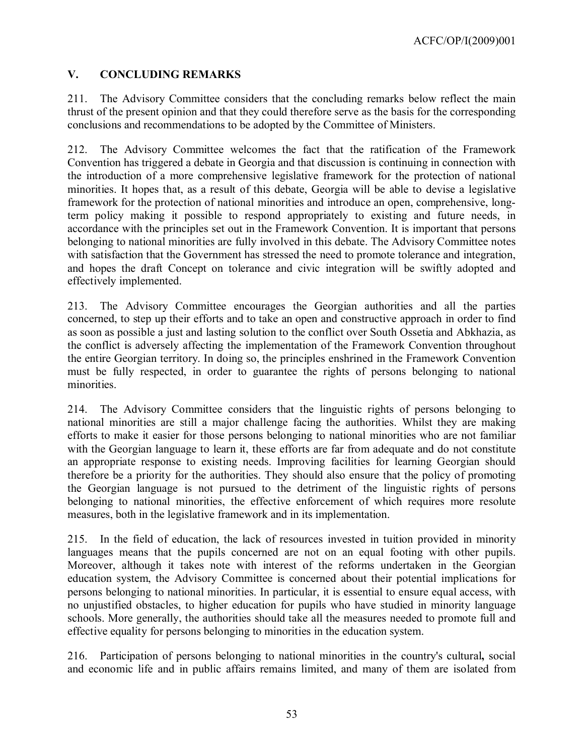## V. CONCLUDING REMARKS

211. The Advisory Committee considers that the concluding remarks below reflect the main thrust of the present opinion and that they could therefore serve as the basis for the corresponding conclusions and recommendations to be adopted by the Committee of Ministers.

212. The Advisory Committee welcomes the fact that the ratification of the Framework Convention has triggered a debate in Georgia and that discussion is continuing in connection with the introduction of a more comprehensive legislative framework for the protection of national minorities. It hopes that, as a result of this debate, Georgia will be able to devise a legislative framework for the protection of national minorities and introduce an open, comprehensive, long-term policy making it possible to respond appropriately to existing and future needs, in accordance with the principles set out in the Framework Convention. It is important that persons belonging to national minorities are fully involved in this debate. The Advisory Committee notes with satisfaction that the Government has stressed the need to promote tolerance and integration, and hopes the draft Concept on tolerance and civic integration will be swiftly adopted and effectively implemented.

213. The Advisory Committee encourages the Georgian authorities and all the parties concerned, to step up their efforts and to take an open and constructive approach in order to find as soon as possible a just and lasting solution to the conflict over South Ossetia and Abkhazia, as the conflict is adversely affecting the implementation of the Framework Convention throughout the entire Georgian territory. In doing so, the principles enshrined in the Framework Convention must be fully respected, in order to guarantee the rights of persons belonging to national minorities.

214. The Advisory Committee considers that the linguistic rights of persons belonging to national minorities are still a major challenge facing the authorities. Whilst they are making efforts to make it easier for those persons belonging to national minorities who are not familiar with the Georgian language to learn it, these efforts are far from adequate and do not constitute an appropriate response to existing needs. Improving facilities for learning Georgian should therefore be a priority for the authorities. They should also ensure that the policy of promoting the Georgian language is not pursued to the detriment of the linguistic rights of persons belonging to national minorities, the effective enforcement of which requires more resolute measures, both in the legislative framework and in its implementation.

215. In the field of education, the lack of resources invested in tuition provided in minority languages means that the pupils concerned are not on an equal footing with other pupils. Moreover, although it takes note with interest of the reforms undertaken in the Georgian education system, the Advisory Committee is concerned about their potential implications for persons belonging to national minorities. In particular, it is essential to ensure equal access, with no unjustified obstacles, to higher education for pupils who have studied in minority language schools. More generally, the authorities should take all the measures needed to promote full and effective equality for persons belonging to minorities in the education system.

216. Participation of persons belonging to national minorities in the country's cultural**,** social and economic life and in public affairs remains limited, and many of them are isolated from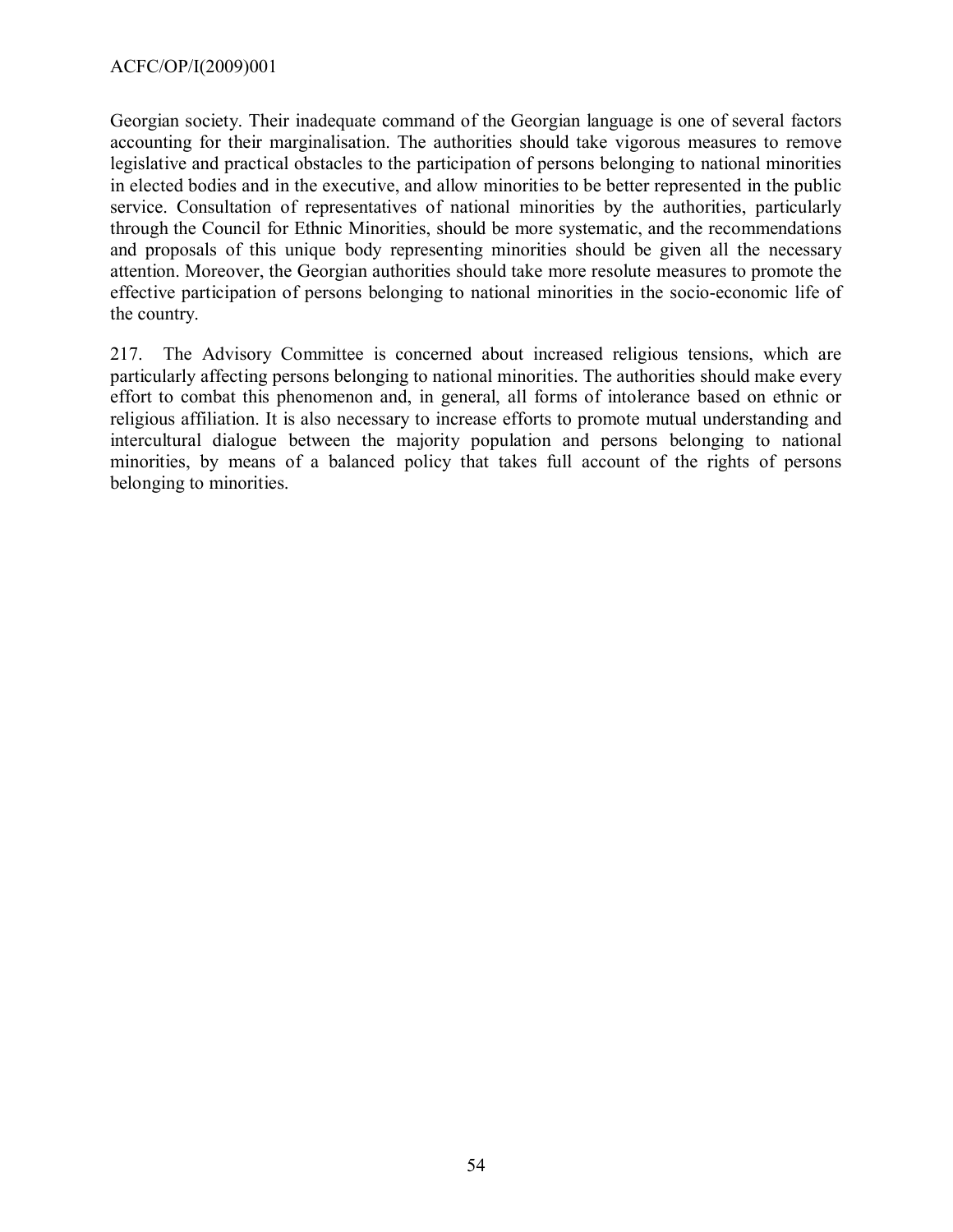Georgian society. Their inadequate command of the Georgian language is one of several factors accounting for their marginalisation. The authorities should take vigorous measures to remove legislative and practical obstacles to the participation of persons belonging to national minorities in elected bodies and in the executive, and allow minorities to be better represented in the public service. Consultation of representatives of national minorities by the authorities, particularly through the Council for Ethnic Minorities, should be more systematic, and the recommendations and proposals of this unique body representing minorities should be given all the necessary attention. Moreover, the Georgian authorities should take more resolute measures to promote the effective participation of persons belonging to national minorities in the socio-economic life of the country.

217. The Advisory Committee is concerned about increased religious tensions, which are particularly affecting persons belonging to national minorities. The authorities should make every effort to combat this phenomenon and, in general, all forms of intolerance based on ethnic or religious affiliation. It is also necessary to increase efforts to promote mutual understanding and intercultural dialogue between the majority population and persons belonging to national minorities, by means of a balanced policy that takes full account of the rights of persons belonging to minorities.